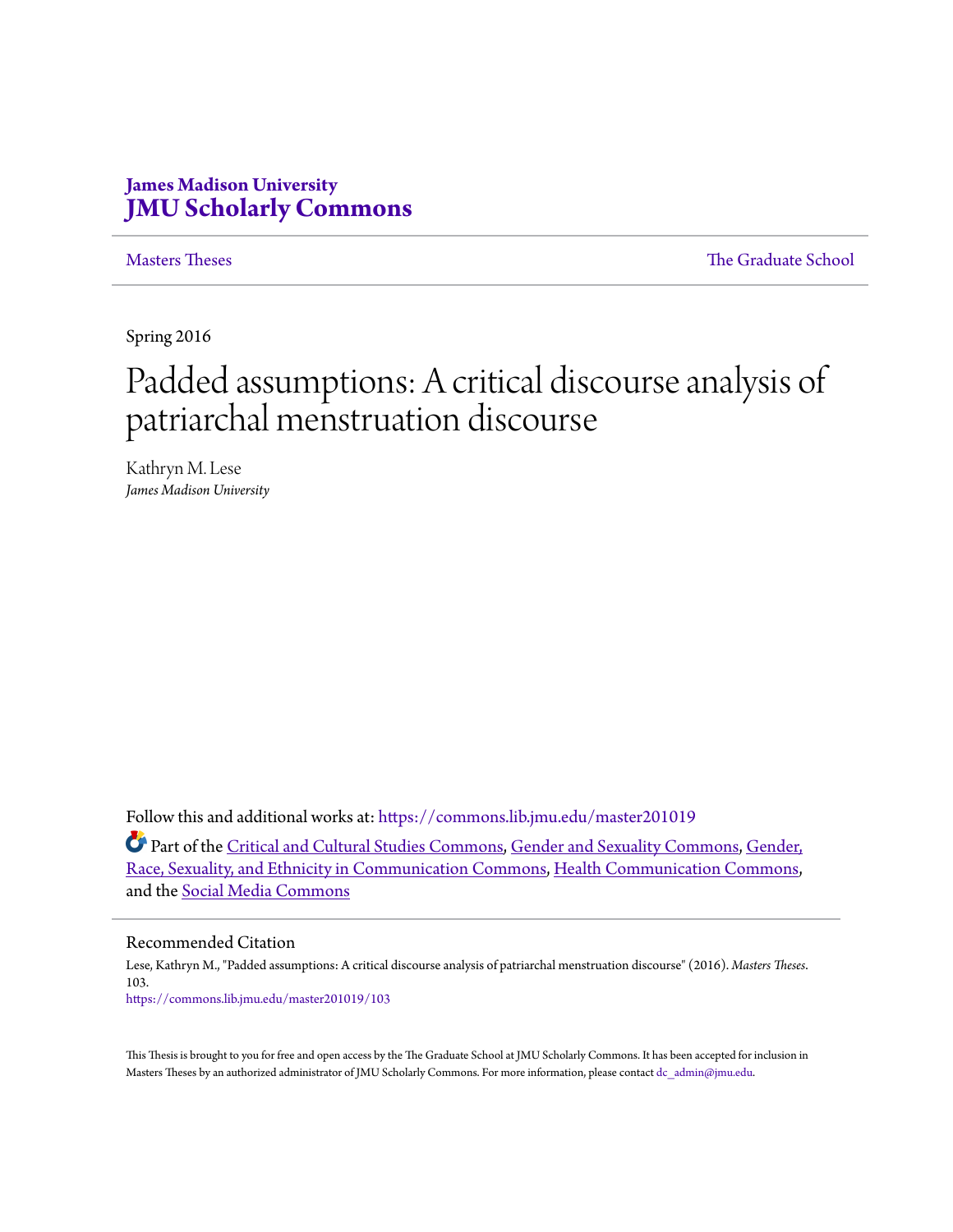James Madison University
**JMU Scholarly Commons**

Masters Theses | The Graduate School

Spring 2016

# Padded assumptions: A critical discourse analysis of patriarchal menstruation discourse

Kathryn M. Lese
*James Madison University*

Follow this and additional works at: https://commons.lib.jmu.edu/master201019

Part of the Critical and Cultural Studies Commons, Gender and Sexuality Commons, Gender, Race, Sexuality, and Ethnicity in Communication Commons, Health Communication Commons, and the Social Media Commons

## Recommended Citation

Lese, Kathryn M., "Padded assumptions: A critical discourse analysis of patriarchal menstruation discourse" (2016). *Masters Theses*. 103.
https://commons.lib.jmu.edu/master201019/103

This Thesis is brought to you for free and open access by the The Graduate School at JMU Scholarly Commons. It has been accepted for inclusion in Masters Theses by an authorized administrator of JMU Scholarly Commons. For more information, please contact dc_admin@jmu.edu.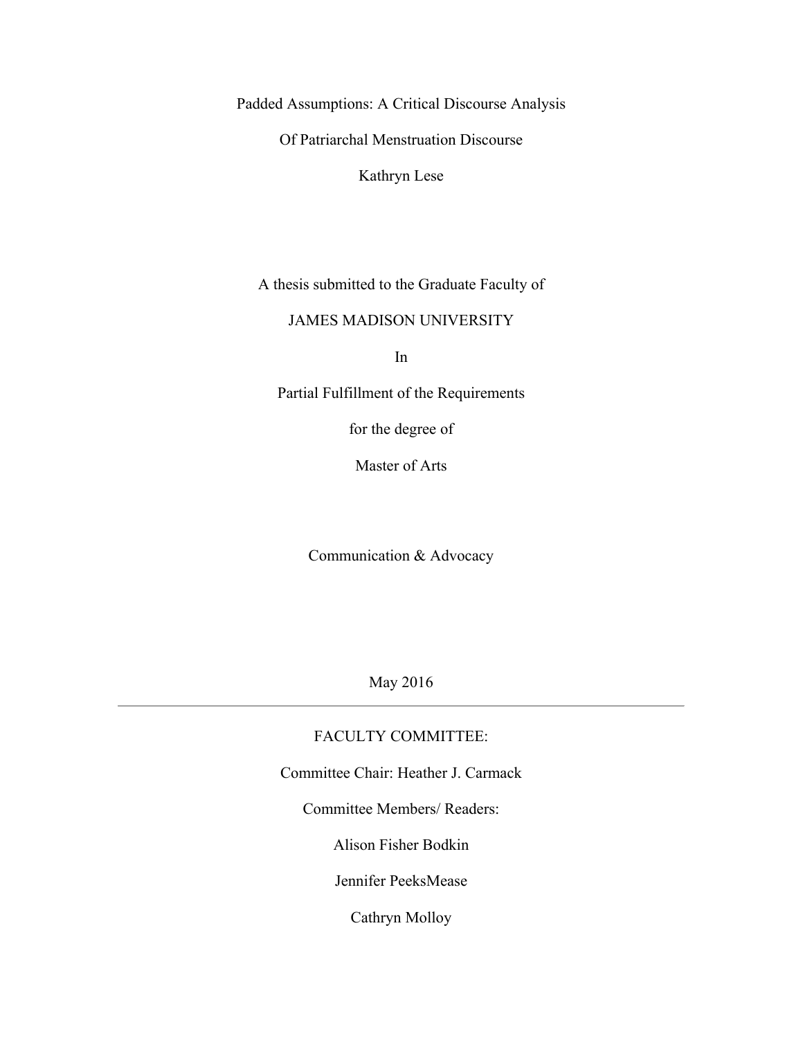# Padded Assumptions: A Critical Discourse Analysis Of Patriarchal Menstruation Discourse

Kathryn Lese

A thesis submitted to the Graduate Faculty of

JAMES MADISON UNIVERSITY

In

Partial Fulfillment of the Requirements

for the degree of

Master of Arts

Communication & Advocacy

May 2016

---

FACULTY COMMITTEE:

Committee Chair: Heather J. Carmack

Committee Members/ Readers:

Alison Fisher Bodkin

Jennifer PeeksMease

Cathryn Molloy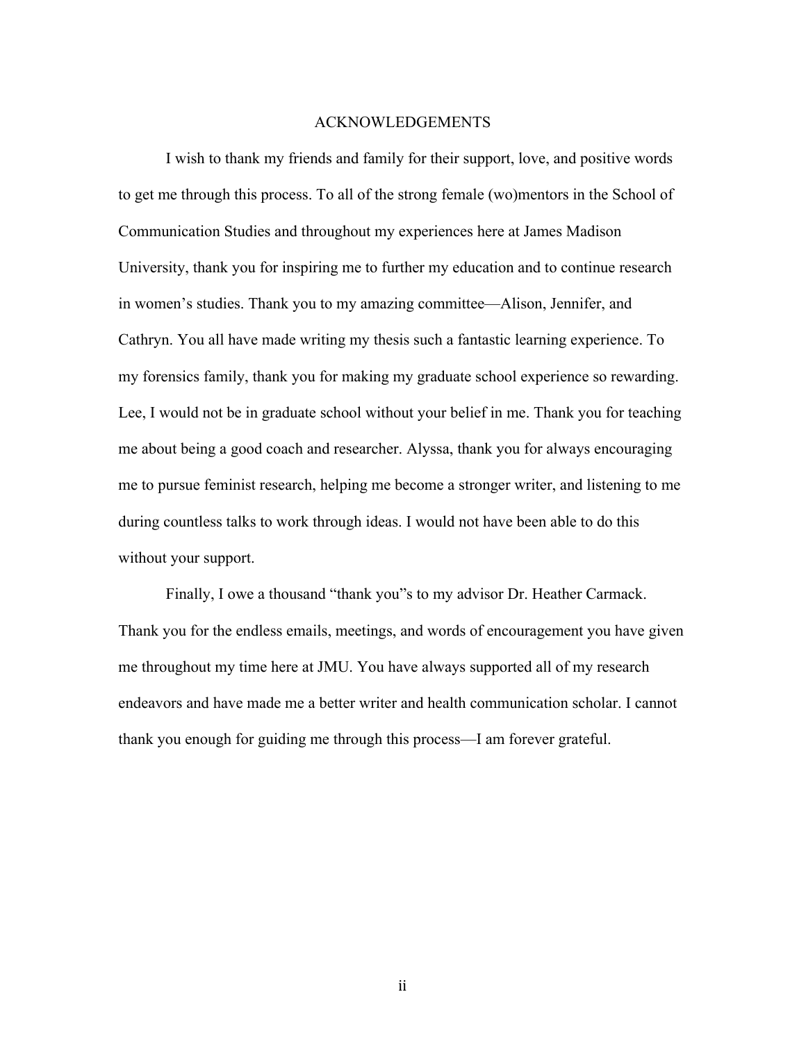# ACKNOWLEDGEMENTS

I wish to thank my friends and family for their support, love, and positive words to get me through this process. To all of the strong female (wo)mentors in the School of Communication Studies and throughout my experiences here at James Madison University, thank you for inspiring me to further my education and to continue research in women's studies. Thank you to my amazing committee—Alison, Jennifer, and Cathryn. You all have made writing my thesis such a fantastic learning experience. To my forensics family, thank you for making my graduate school experience so rewarding. Lee, I would not be in graduate school without your belief in me. Thank you for teaching me about being a good coach and researcher. Alyssa, thank you for always encouraging me to pursue feminist research, helping me become a stronger writer, and listening to me during countless talks to work through ideas. I would not have been able to do this without your support.

Finally, I owe a thousand "thank you"s to my advisor Dr. Heather Carmack. Thank you for the endless emails, meetings, and words of encouragement you have given me throughout my time here at JMU. You have always supported all of my research endeavors and have made me a better writer and health communication scholar. I cannot thank you enough for guiding me through this process—I am forever grateful.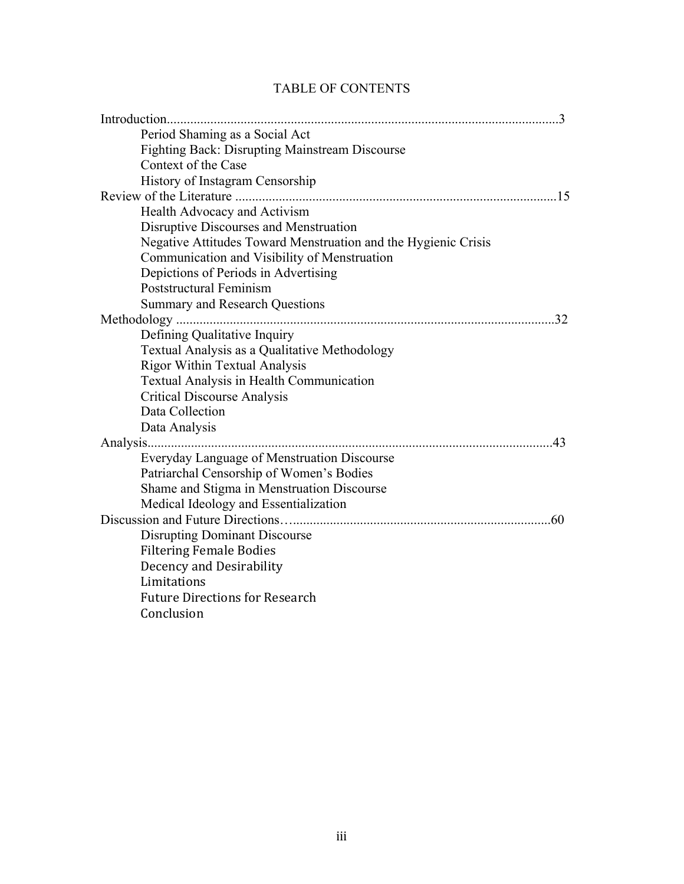# TABLE OF CONTENTS

Introduction....................................................................................................................3
- Period Shaming as a Social Act
- Fighting Back: Disrupting Mainstream Discourse
- Context of the Case
- History of Instagram Censorship

Review of the Literature ..............................................................................................15
- Health Advocacy and Activism
- Disruptive Discourses and Menstruation
- Negative Attitudes Toward Menstruation and the Hygienic Crisis
- Communication and Visibility of Menstruation
- Depictions of Periods in Advertising
- Poststructural Feminism
- Summary and Research Questions

Methodology ................................................................................................................32
- Defining Qualitative Inquiry
- Textual Analysis as a Qualitative Methodology
- Rigor Within Textual Analysis
- Textual Analysis in Health Communication
- Critical Discourse Analysis
- Data Collection
- Data Analysis

Analysis........................................................................................................................43
- Everyday Language of Menstruation Discourse
- Patriarchal Censorship of Women's Bodies
- Shame and Stigma in Menstruation Discourse
- Medical Ideology and Essentialization

Discussion and Future Directions…..........................................................................60
- Disrupting Dominant Discourse
- Filtering Female Bodies
- Decency and Desirability
- Limitations
- Future Directions for Research
- Conclusion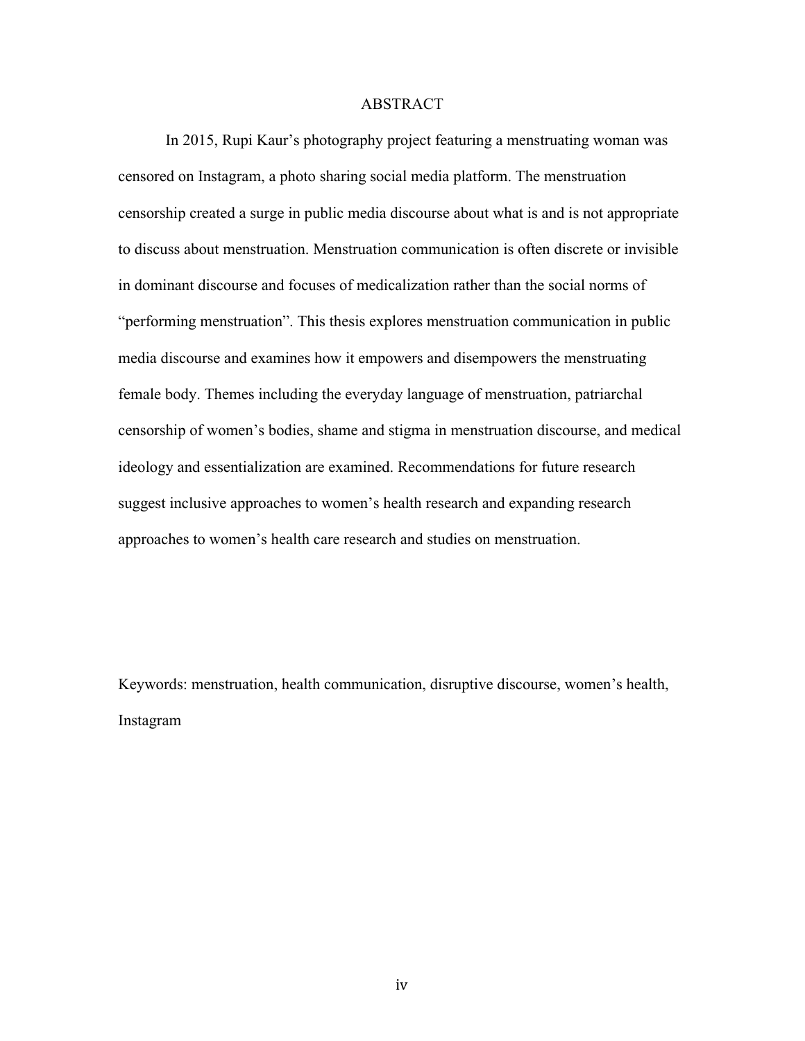# ABSTRACT

In 2015, Rupi Kaur's photography project featuring a menstruating woman was censored on Instagram, a photo sharing social media platform. The menstruation censorship created a surge in public media discourse about what is and is not appropriate to discuss about menstruation. Menstruation communication is often discrete or invisible in dominant discourse and focuses of medicalization rather than the social norms of "performing menstruation". This thesis explores menstruation communication in public media discourse and examines how it empowers and disempowers the menstruating female body. Themes including the everyday language of menstruation, patriarchal censorship of women's bodies, shame and stigma in menstruation discourse, and medical ideology and essentialization are examined. Recommendations for future research suggest inclusive approaches to women's health research and expanding research approaches to women's health care research and studies on menstruation.

Keywords: menstruation, health communication, disruptive discourse, women's health, Instagram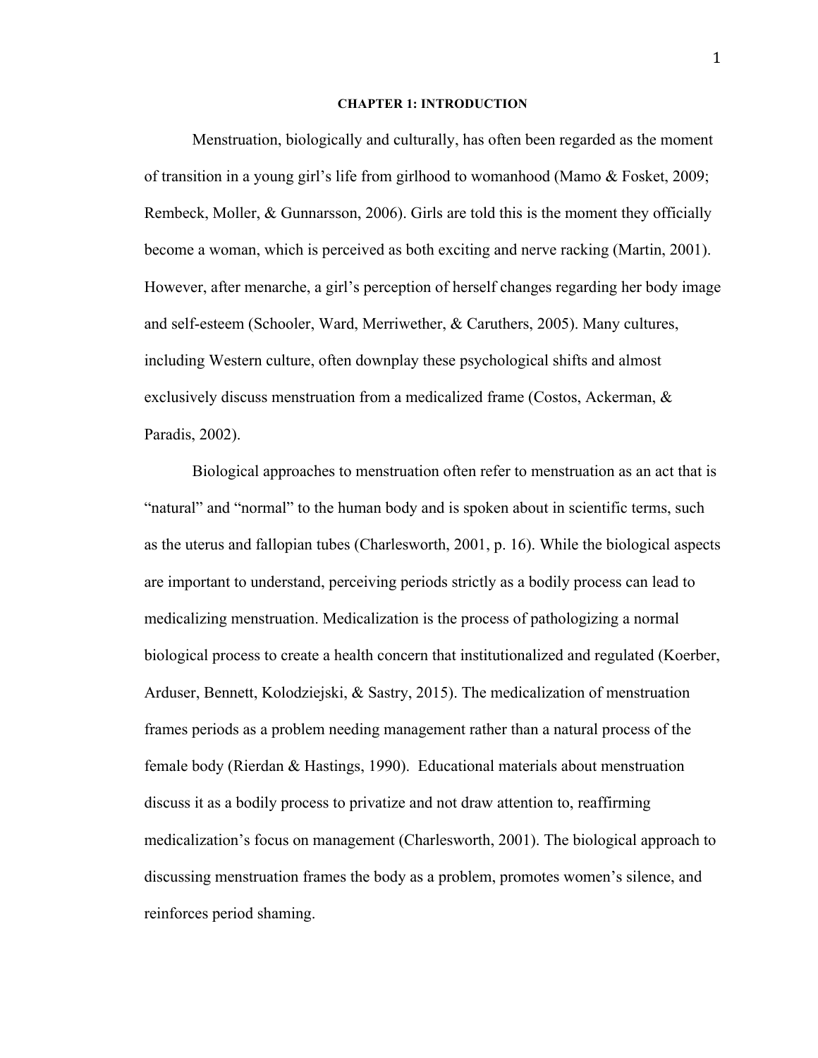# CHAPTER 1: INTRODUCTION

Menstruation, biologically and culturally, has often been regarded as the moment of transition in a young girl's life from girlhood to womanhood (Mamo & Fosket, 2009; Rembeck, Moller, & Gunnarsson, 2006). Girls are told this is the moment they officially become a woman, which is perceived as both exciting and nerve racking (Martin, 2001). However, after menarche, a girl's perception of herself changes regarding her body image and self-esteem (Schooler, Ward, Merriwether, & Caruthers, 2005). Many cultures, including Western culture, often downplay these psychological shifts and almost exclusively discuss menstruation from a medicalized frame (Costos, Ackerman, & Paradis, 2002).

Biological approaches to menstruation often refer to menstruation as an act that is "natural" and "normal" to the human body and is spoken about in scientific terms, such as the uterus and fallopian tubes (Charlesworth, 2001, p. 16). While the biological aspects are important to understand, perceiving periods strictly as a bodily process can lead to medicalizing menstruation. Medicalization is the process of pathologizing a normal biological process to create a health concern that institutionalized and regulated (Koerber, Arduser, Bennett, Kolodziejski, & Sastry, 2015). The medicalization of menstruation frames periods as a problem needing management rather than a natural process of the female body (Rierdan & Hastings, 1990). Educational materials about menstruation discuss it as a bodily process to privatize and not draw attention to, reaffirming medicalization's focus on management (Charlesworth, 2001). The biological approach to discussing menstruation frames the body as a problem, promotes women's silence, and reinforces period shaming.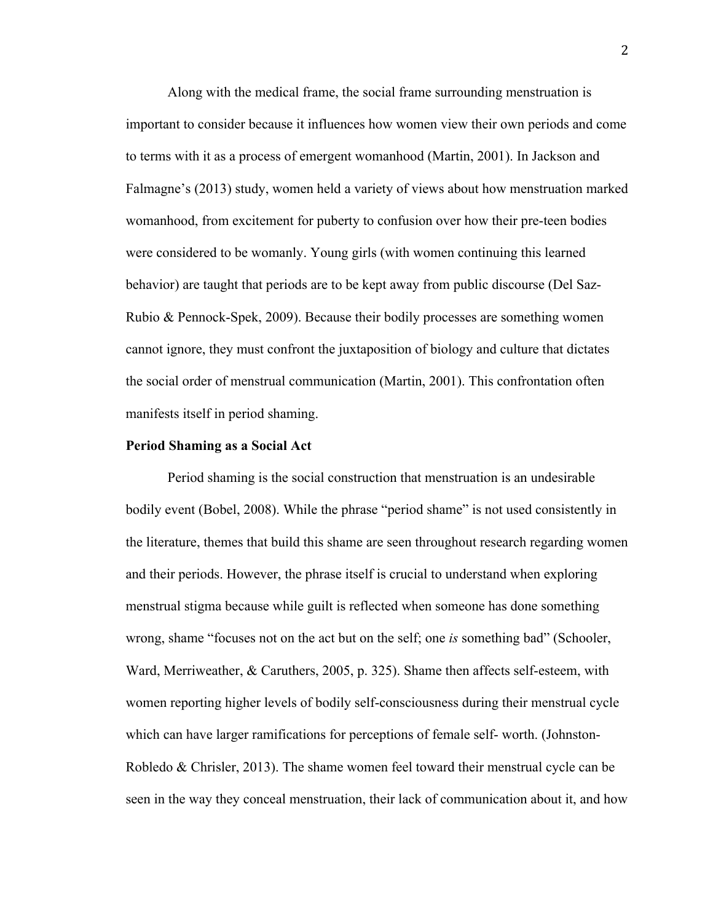Along with the medical frame, the social frame surrounding menstruation is important to consider because it influences how women view their own periods and come to terms with it as a process of emergent womanhood (Martin, 2001). In Jackson and Falmagne's (2013) study, women held a variety of views about how menstruation marked womanhood, from excitement for puberty to confusion over how their pre-teen bodies were considered to be womanly. Young girls (with women continuing this learned behavior) are taught that periods are to be kept away from public discourse (Del Saz-Rubio & Pennock-Spek, 2009). Because their bodily processes are something women cannot ignore, they must confront the juxtaposition of biology and culture that dictates the social order of menstrual communication (Martin, 2001). This confrontation often manifests itself in period shaming.

**Period Shaming as a Social Act**

Period shaming is the social construction that menstruation is an undesirable bodily event (Bobel, 2008). While the phrase "period shame" is not used consistently in the literature, themes that build this shame are seen throughout research regarding women and their periods. However, the phrase itself is crucial to understand when exploring menstrual stigma because while guilt is reflected when someone has done something wrong, shame "focuses not on the act but on the self; one *is* something bad" (Schooler, Ward, Merriweather, & Caruthers, 2005, p. 325). Shame then affects self-esteem, with women reporting higher levels of bodily self-consciousness during their menstrual cycle which can have larger ramifications for perceptions of female self- worth. (Johnston-Robledo & Chrisler, 2013). The shame women feel toward their menstrual cycle can be seen in the way they conceal menstruation, their lack of communication about it, and how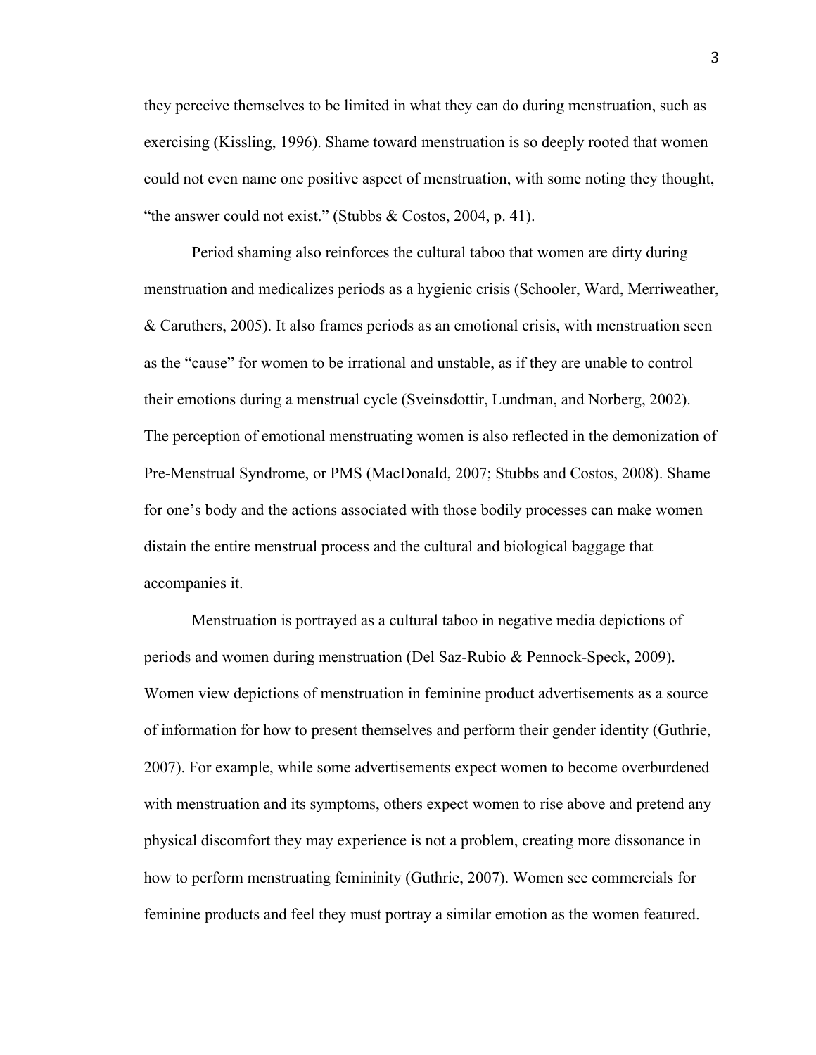they perceive themselves to be limited in what they can do during menstruation, such as exercising (Kissling, 1996). Shame toward menstruation is so deeply rooted that women could not even name one positive aspect of menstruation, with some noting they thought, "the answer could not exist." (Stubbs & Costos, 2004, p. 41).

Period shaming also reinforces the cultural taboo that women are dirty during menstruation and medicalizes periods as a hygienic crisis (Schooler, Ward, Merriweather, & Caruthers, 2005). It also frames periods as an emotional crisis, with menstruation seen as the "cause" for women to be irrational and unstable, as if they are unable to control their emotions during a menstrual cycle (Sveinsdottir, Lundman, and Norberg, 2002). The perception of emotional menstruating women is also reflected in the demonization of Pre-Menstrual Syndrome, or PMS (MacDonald, 2007; Stubbs and Costos, 2008). Shame for one's body and the actions associated with those bodily processes can make women distain the entire menstrual process and the cultural and biological baggage that accompanies it.

Menstruation is portrayed as a cultural taboo in negative media depictions of periods and women during menstruation (Del Saz-Rubio & Pennock-Speck, 2009). Women view depictions of menstruation in feminine product advertisements as a source of information for how to present themselves and perform their gender identity (Guthrie, 2007). For example, while some advertisements expect women to become overburdened with menstruation and its symptoms, others expect women to rise above and pretend any physical discomfort they may experience is not a problem, creating more dissonance in how to perform menstruating femininity (Guthrie, 2007). Women see commercials for feminine products and feel they must portray a similar emotion as the women featured.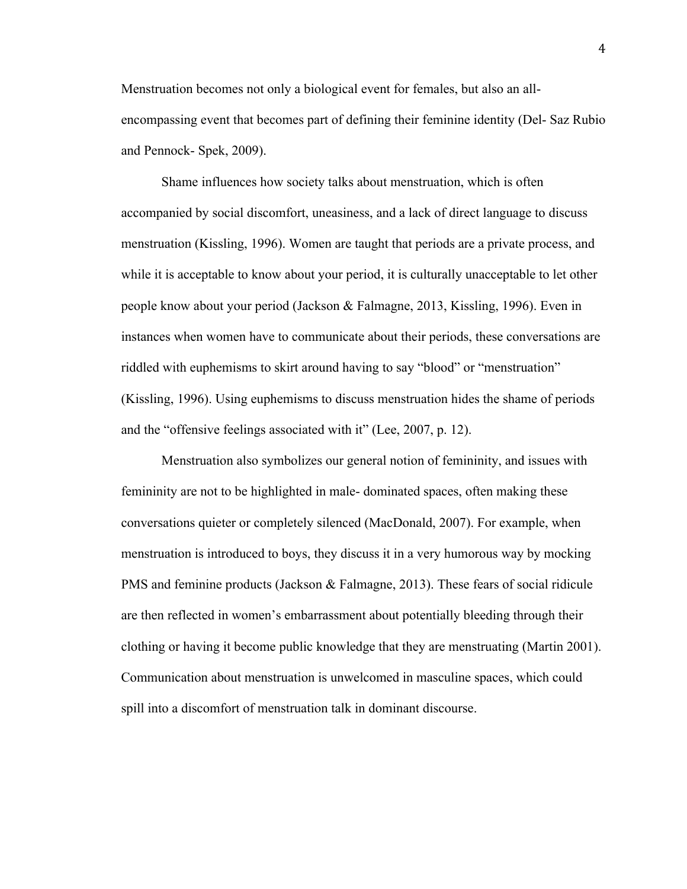Menstruation becomes not only a biological event for females, but also an all-encompassing event that becomes part of defining their feminine identity (Del- Saz Rubio and Pennock- Spek, 2009).

Shame influences how society talks about menstruation, which is often accompanied by social discomfort, uneasiness, and a lack of direct language to discuss menstruation (Kissling, 1996). Women are taught that periods are a private process, and while it is acceptable to know about your period, it is culturally unacceptable to let other people know about your period (Jackson & Falmagne, 2013, Kissling, 1996). Even in instances when women have to communicate about their periods, these conversations are riddled with euphemisms to skirt around having to say "blood" or "menstruation" (Kissling, 1996). Using euphemisms to discuss menstruation hides the shame of periods and the "offensive feelings associated with it" (Lee, 2007, p. 12).

Menstruation also symbolizes our general notion of femininity, and issues with femininity are not to be highlighted in male- dominated spaces, often making these conversations quieter or completely silenced (MacDonald, 2007). For example, when menstruation is introduced to boys, they discuss it in a very humorous way by mocking PMS and feminine products (Jackson & Falmagne, 2013). These fears of social ridicule are then reflected in women's embarrassment about potentially bleeding through their clothing or having it become public knowledge that they are menstruating (Martin 2001). Communication about menstruation is unwelcomed in masculine spaces, which could spill into a discomfort of menstruation talk in dominant discourse.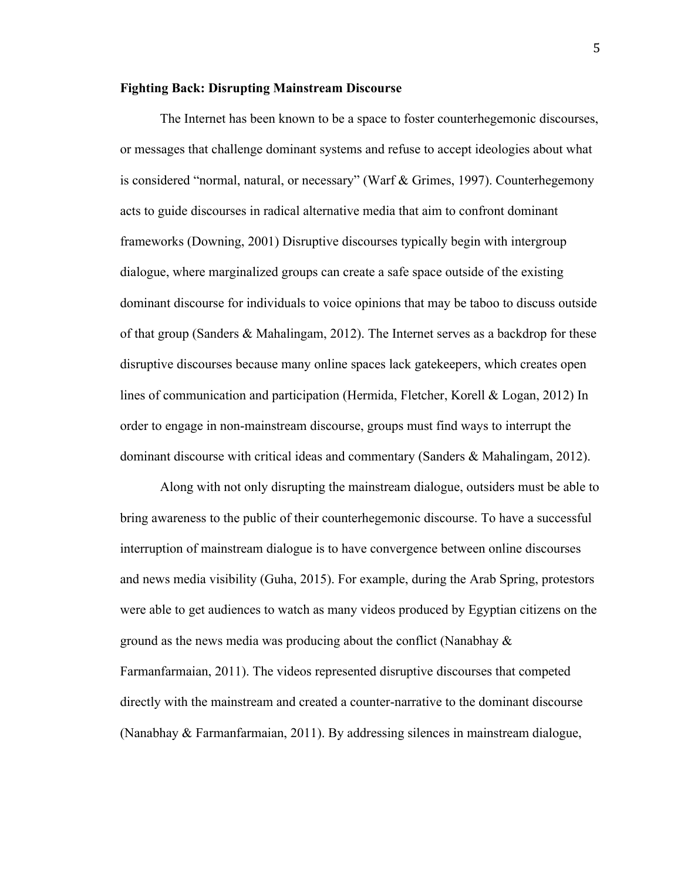**Fighting Back: Disrupting Mainstream Discourse**

The Internet has been known to be a space to foster counterhegemonic discourses, or messages that challenge dominant systems and refuse to accept ideologies about what is considered "normal, natural, or necessary" (Warf & Grimes, 1997). Counterhegemony acts to guide discourses in radical alternative media that aim to confront dominant frameworks (Downing, 2001) Disruptive discourses typically begin with intergroup dialogue, where marginalized groups can create a safe space outside of the existing dominant discourse for individuals to voice opinions that may be taboo to discuss outside of that group (Sanders & Mahalingam, 2012). The Internet serves as a backdrop for these disruptive discourses because many online spaces lack gatekeepers, which creates open lines of communication and participation (Hermida, Fletcher, Korell & Logan, 2012) In order to engage in non-mainstream discourse, groups must find ways to interrupt the dominant discourse with critical ideas and commentary (Sanders & Mahalingam, 2012).

Along with not only disrupting the mainstream dialogue, outsiders must be able to bring awareness to the public of their counterhegemonic discourse. To have a successful interruption of mainstream dialogue is to have convergence between online discourses and news media visibility (Guha, 2015). For example, during the Arab Spring, protestors were able to get audiences to watch as many videos produced by Egyptian citizens on the ground as the news media was producing about the conflict (Nanabhay & Farmanfarmaian, 2011). The videos represented disruptive discourses that competed directly with the mainstream and created a counter-narrative to the dominant discourse (Nanabhay & Farmanfarmaian, 2011). By addressing silences in mainstream dialogue,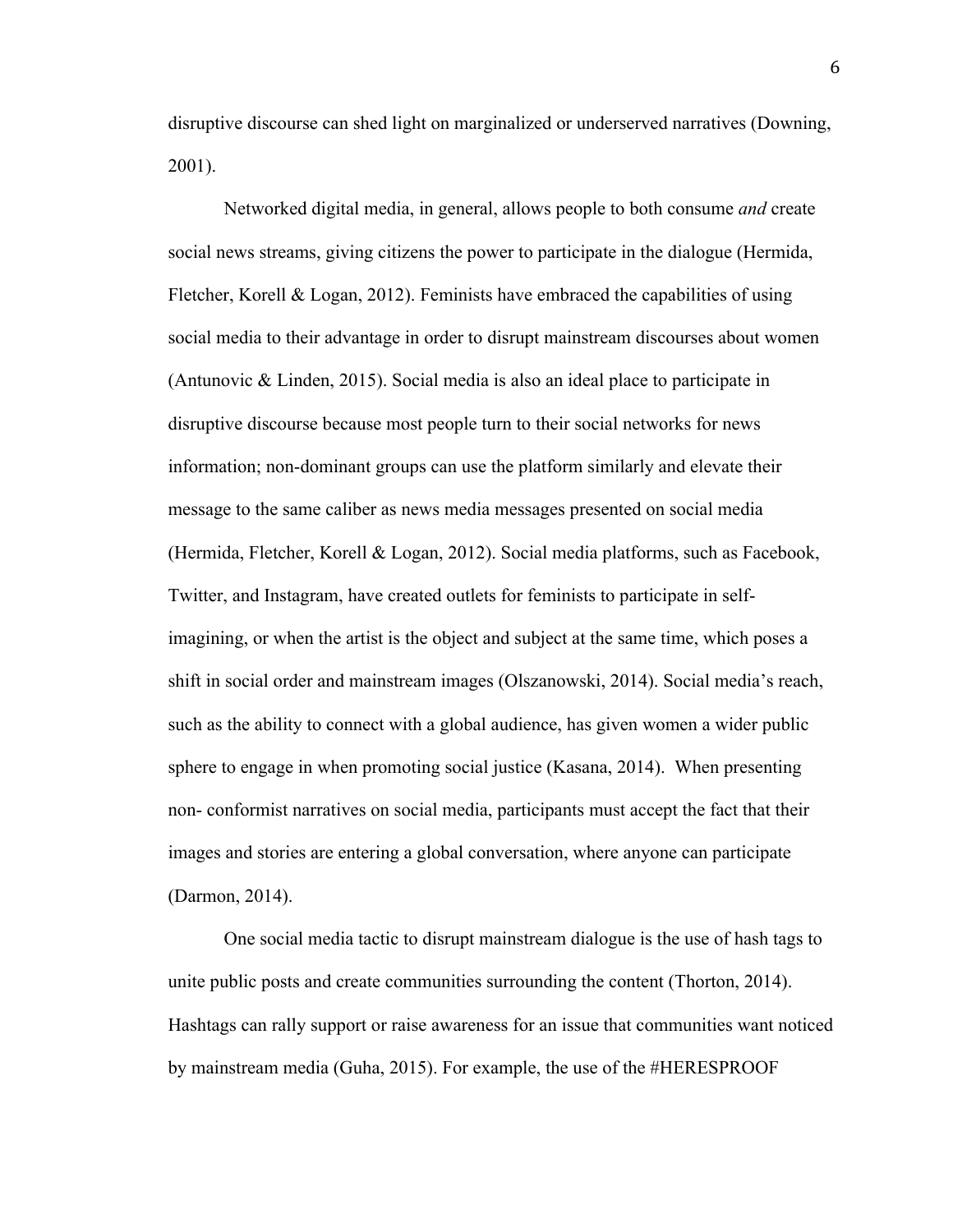disruptive discourse can shed light on marginalized or underserved narratives (Downing, 2001).

Networked digital media, in general, allows people to both consume *and* create social news streams, giving citizens the power to participate in the dialogue (Hermida, Fletcher, Korell & Logan, 2012). Feminists have embraced the capabilities of using social media to their advantage in order to disrupt mainstream discourses about women (Antunovic & Linden, 2015). Social media is also an ideal place to participate in disruptive discourse because most people turn to their social networks for news information; non-dominant groups can use the platform similarly and elevate their message to the same caliber as news media messages presented on social media (Hermida, Fletcher, Korell & Logan, 2012). Social media platforms, such as Facebook, Twitter, and Instagram, have created outlets for feminists to participate in self-imagining, or when the artist is the object and subject at the same time, which poses a shift in social order and mainstream images (Olszanowski, 2014). Social media's reach, such as the ability to connect with a global audience, has given women a wider public sphere to engage in when promoting social justice (Kasana, 2014). When presenting non- conformist narratives on social media, participants must accept the fact that their images and stories are entering a global conversation, where anyone can participate (Darmon, 2014).

One social media tactic to disrupt mainstream dialogue is the use of hash tags to unite public posts and create communities surrounding the content (Thorton, 2014). Hashtags can rally support or raise awareness for an issue that communities want noticed by mainstream media (Guha, 2015). For example, the use of the #HERESPROOF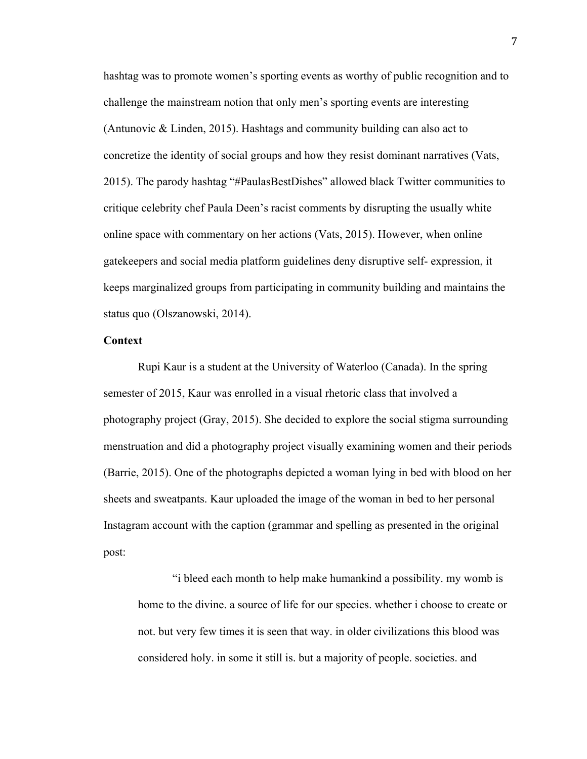hashtag was to promote women's sporting events as worthy of public recognition and to challenge the mainstream notion that only men's sporting events are interesting (Antunovic & Linden, 2015). Hashtags and community building can also act to concretize the identity of social groups and how they resist dominant narratives (Vats, 2015). The parody hashtag "#PaulasBestDishes" allowed black Twitter communities to critique celebrity chef Paula Deen's racist comments by disrupting the usually white online space with commentary on her actions (Vats, 2015). However, when online gatekeepers and social media platform guidelines deny disruptive self- expression, it keeps marginalized groups from participating in community building and maintains the status quo (Olszanowski, 2014).

**Context**

Rupi Kaur is a student at the University of Waterloo (Canada). In the spring semester of 2015, Kaur was enrolled in a visual rhetoric class that involved a photography project (Gray, 2015). She decided to explore the social stigma surrounding menstruation and did a photography project visually examining women and their periods (Barrie, 2015). One of the photographs depicted a woman lying in bed with blood on her sheets and sweatpants. Kaur uploaded the image of the woman in bed to her personal Instagram account with the caption (grammar and spelling as presented in the original post:

> "i bleed each month to help make humankind a possibility. my womb is home to the divine. a source of life for our species. whether i choose to create or not. but very few times it is seen that way. in older civilizations this blood was considered holy. in some it still is. but a majority of people. societies. and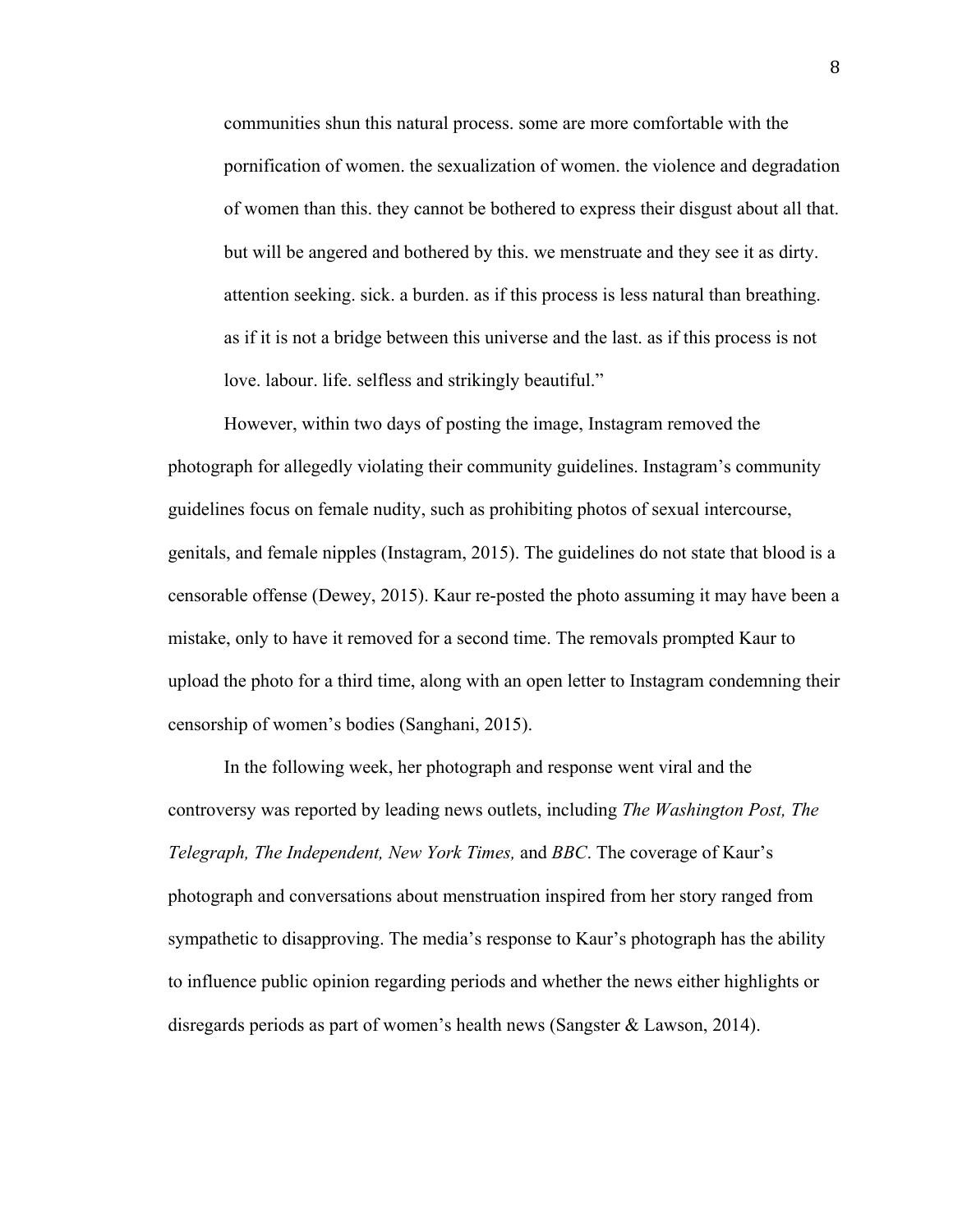> communities shun this natural process. some are more comfortable with the pornification of women. the sexualization of women. the violence and degradation of women than this. they cannot be bothered to express their disgust about all that. but will be angered and bothered by this. we menstruate and they see it as dirty. attention seeking. sick. a burden. as if this process is less natural than breathing. as if it is not a bridge between this universe and the last. as if this process is not love. labour. life. selfless and strikingly beautiful."

However, within two days of posting the image, Instagram removed the photograph for allegedly violating their community guidelines. Instagram's community guidelines focus on female nudity, such as prohibiting photos of sexual intercourse, genitals, and female nipples (Instagram, 2015). The guidelines do not state that blood is a censorable offense (Dewey, 2015). Kaur re-posted the photo assuming it may have been a mistake, only to have it removed for a second time. The removals prompted Kaur to upload the photo for a third time, along with an open letter to Instagram condemning their censorship of women's bodies (Sanghani, 2015).

In the following week, her photograph and response went viral and the controversy was reported by leading news outlets, including *The Washington Post, The Telegraph, The Independent, New York Times,* and *BBC*. The coverage of Kaur's photograph and conversations about menstruation inspired from her story ranged from sympathetic to disapproving. The media's response to Kaur's photograph has the ability to influence public opinion regarding periods and whether the news either highlights or disregards periods as part of women's health news (Sangster & Lawson, 2014).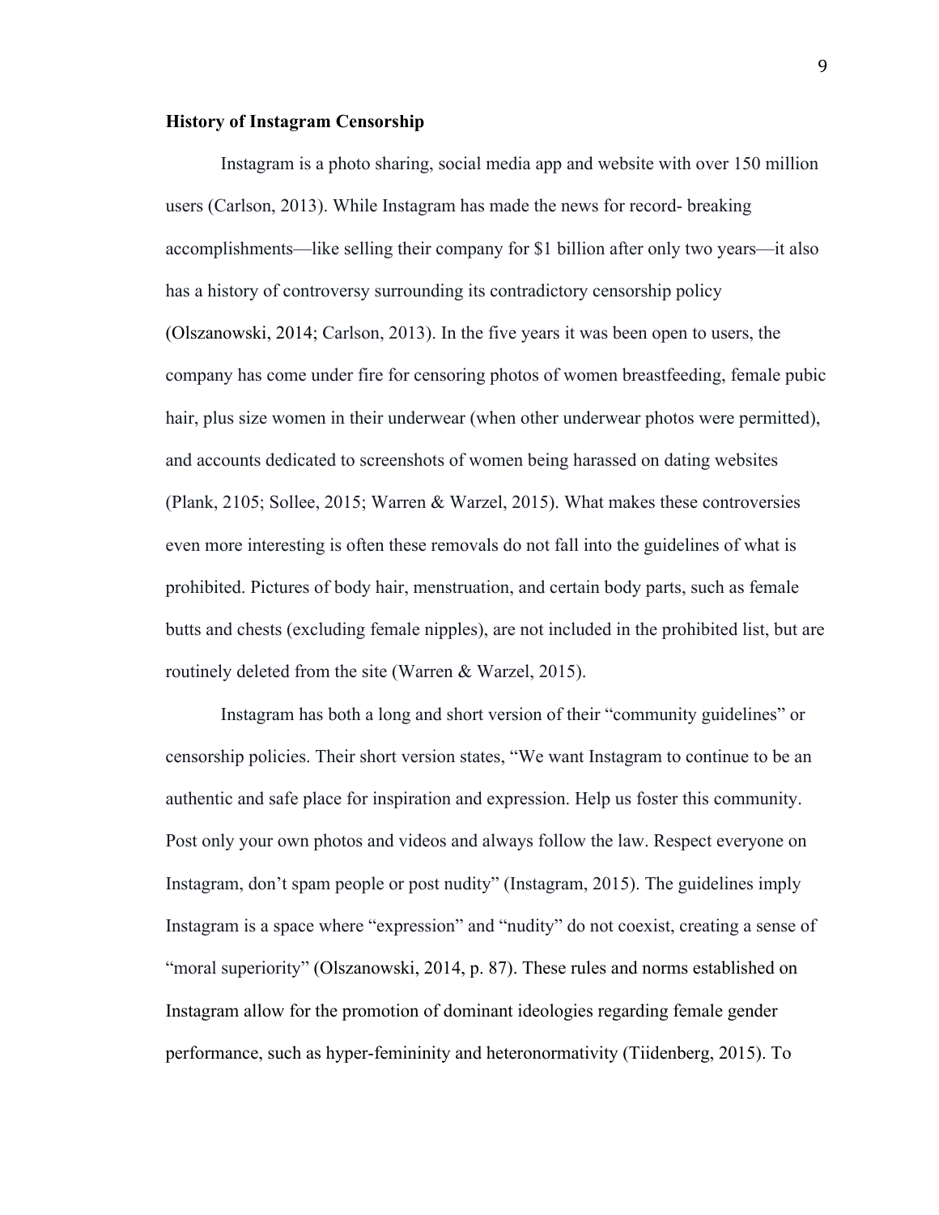**History of Instagram Censorship**

Instagram is a photo sharing, social media app and website with over 150 million users (Carlson, 2013). While Instagram has made the news for record- breaking accomplishments—like selling their company for $1 billion after only two years—it also has a history of controversy surrounding its contradictory censorship policy (Olszanowski, 2014; Carlson, 2013). In the five years it was been open to users, the company has come under fire for censoring photos of women breastfeeding, female pubic hair, plus size women in their underwear (when other underwear photos were permitted), and accounts dedicated to screenshots of women being harassed on dating websites (Plank, 2105; Sollee, 2015; Warren & Warzel, 2015). What makes these controversies even more interesting is often these removals do not fall into the guidelines of what is prohibited. Pictures of body hair, menstruation, and certain body parts, such as female butts and chests (excluding female nipples), are not included in the prohibited list, but are routinely deleted from the site (Warren & Warzel, 2015).

Instagram has both a long and short version of their "community guidelines" or censorship policies. Their short version states, "We want Instagram to continue to be an authentic and safe place for inspiration and expression. Help us foster this community. Post only your own photos and videos and always follow the law. Respect everyone on Instagram, don't spam people or post nudity" (Instagram, 2015). The guidelines imply Instagram is a space where "expression" and "nudity" do not coexist, creating a sense of "moral superiority" (Olszanowski, 2014, p. 87). These rules and norms established on Instagram allow for the promotion of dominant ideologies regarding female gender performance, such as hyper-femininity and heteronormativity (Tiidenberg, 2015). To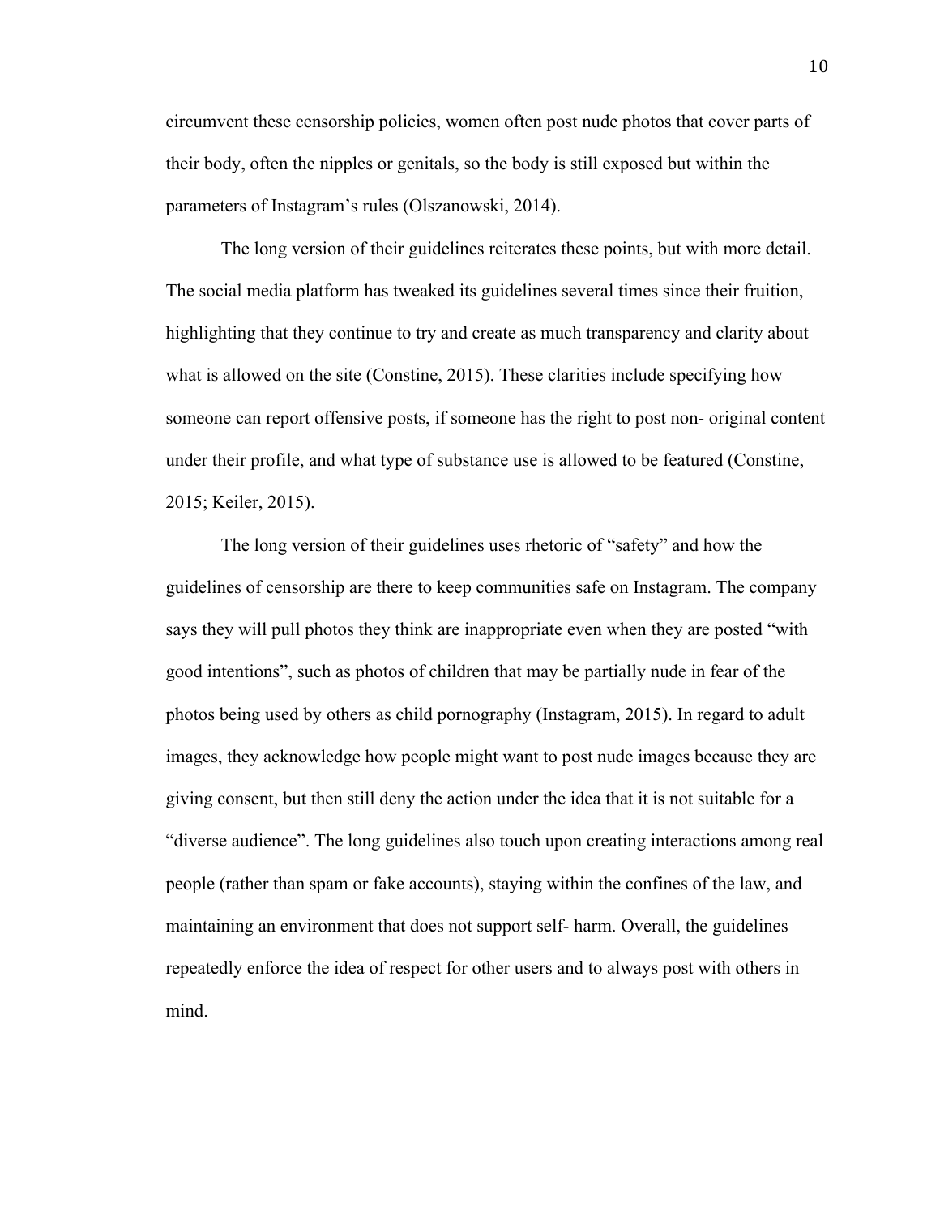circumvent these censorship policies, women often post nude photos that cover parts of their body, often the nipples or genitals, so the body is still exposed but within the parameters of Instagram's rules (Olszanowski, 2014).

The long version of their guidelines reiterates these points, but with more detail. The social media platform has tweaked its guidelines several times since their fruition, highlighting that they continue to try and create as much transparency and clarity about what is allowed on the site (Constine, 2015). These clarities include specifying how someone can report offensive posts, if someone has the right to post non- original content under their profile, and what type of substance use is allowed to be featured (Constine, 2015; Keiler, 2015).

The long version of their guidelines uses rhetoric of "safety" and how the guidelines of censorship are there to keep communities safe on Instagram. The company says they will pull photos they think are inappropriate even when they are posted "with good intentions", such as photos of children that may be partially nude in fear of the photos being used by others as child pornography (Instagram, 2015). In regard to adult images, they acknowledge how people might want to post nude images because they are giving consent, but then still deny the action under the idea that it is not suitable for a "diverse audience". The long guidelines also touch upon creating interactions among real people (rather than spam or fake accounts), staying within the confines of the law, and maintaining an environment that does not support self- harm. Overall, the guidelines repeatedly enforce the idea of respect for other users and to always post with others in mind.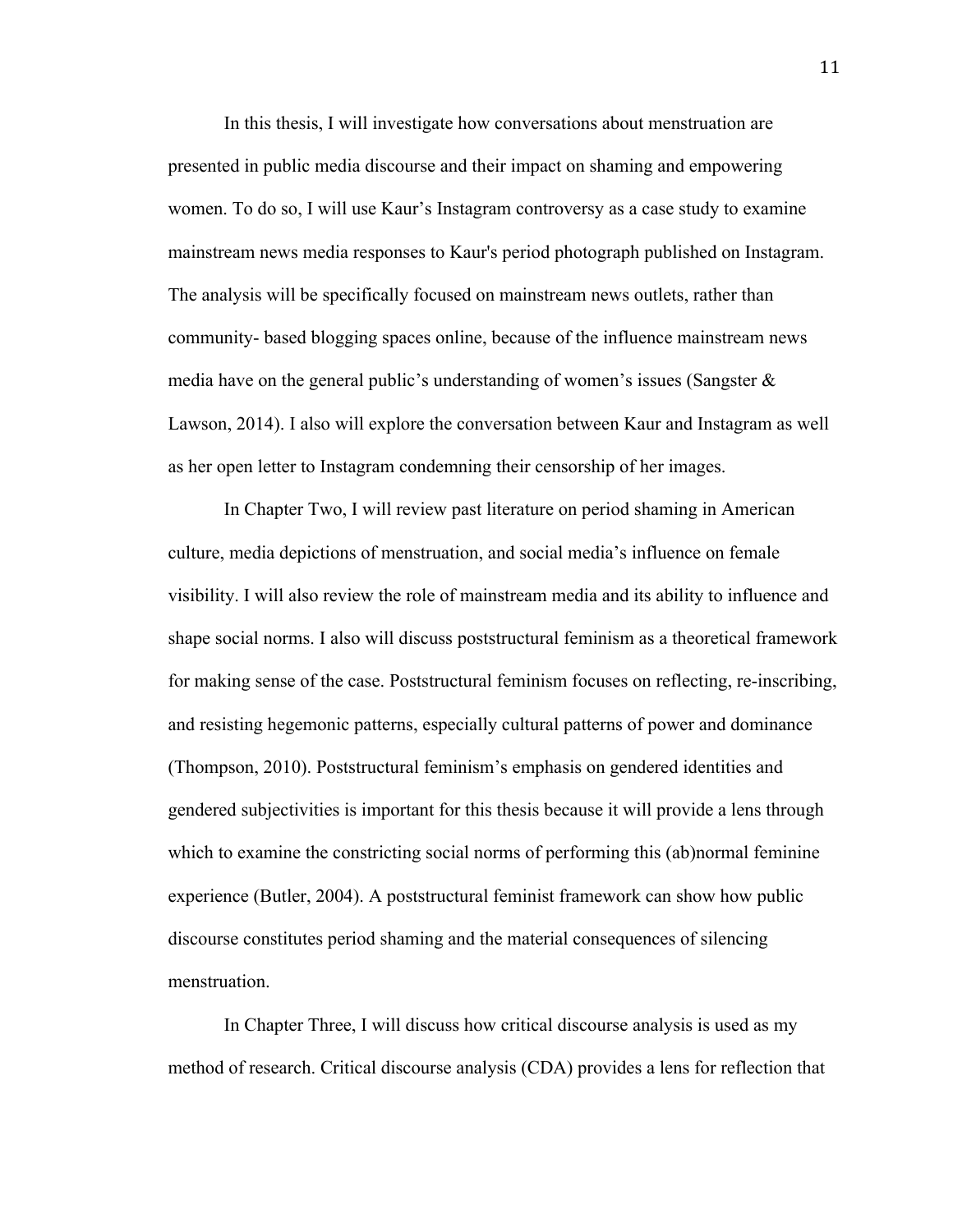In this thesis, I will investigate how conversations about menstruation are presented in public media discourse and their impact on shaming and empowering women. To do so, I will use Kaur's Instagram controversy as a case study to examine mainstream news media responses to Kaur's period photograph published on Instagram. The analysis will be specifically focused on mainstream news outlets, rather than community- based blogging spaces online, because of the influence mainstream news media have on the general public's understanding of women's issues (Sangster & Lawson, 2014). I also will explore the conversation between Kaur and Instagram as well as her open letter to Instagram condemning their censorship of her images.

In Chapter Two, I will review past literature on period shaming in American culture, media depictions of menstruation, and social media's influence on female visibility. I will also review the role of mainstream media and its ability to influence and shape social norms. I also will discuss poststructural feminism as a theoretical framework for making sense of the case. Poststructural feminism focuses on reflecting, re-inscribing, and resisting hegemonic patterns, especially cultural patterns of power and dominance (Thompson, 2010). Poststructural feminism's emphasis on gendered identities and gendered subjectivities is important for this thesis because it will provide a lens through which to examine the constricting social norms of performing this (ab)normal feminine experience (Butler, 2004). A poststructural feminist framework can show how public discourse constitutes period shaming and the material consequences of silencing menstruation.

In Chapter Three, I will discuss how critical discourse analysis is used as my method of research. Critical discourse analysis (CDA) provides a lens for reflection that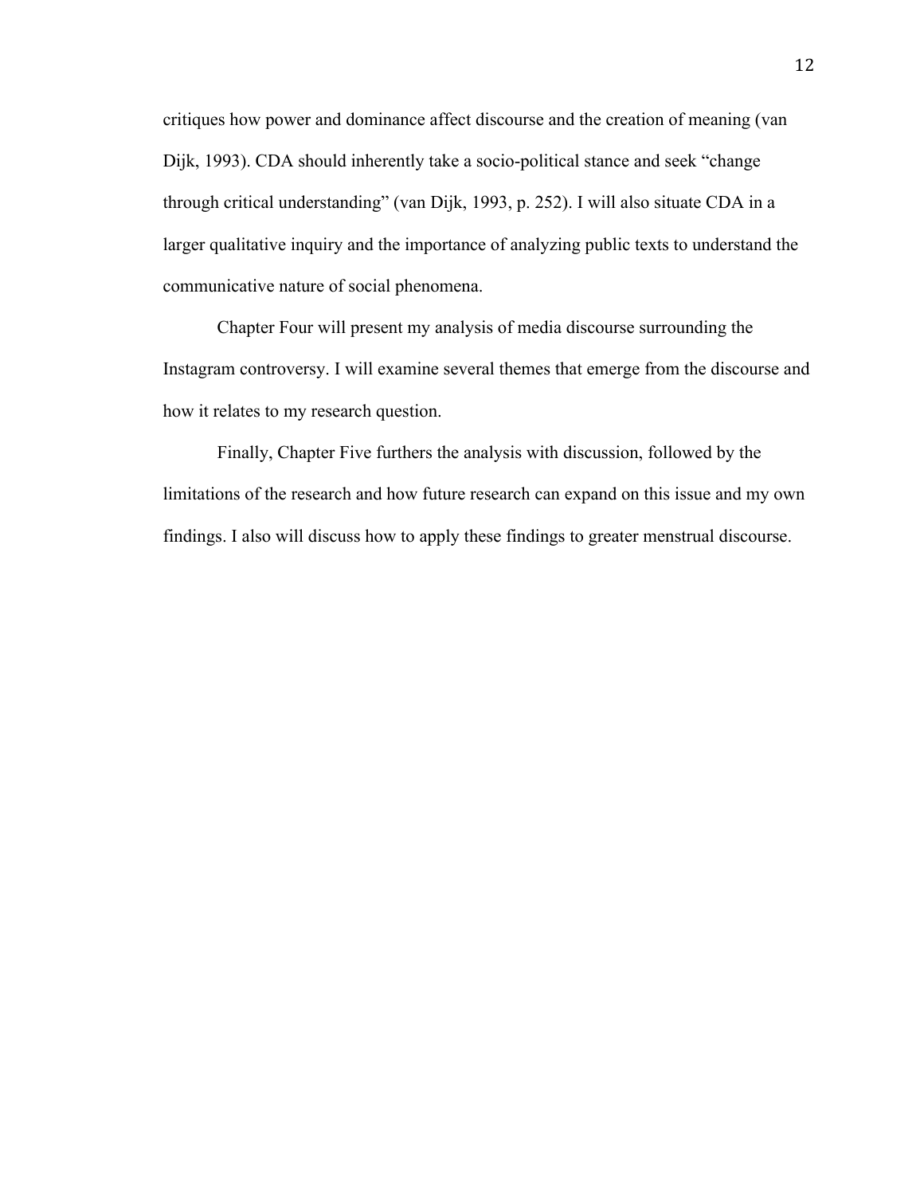critiques how power and dominance affect discourse and the creation of meaning (van Dijk, 1993). CDA should inherently take a socio-political stance and seek "change through critical understanding" (van Dijk, 1993, p. 252). I will also situate CDA in a larger qualitative inquiry and the importance of analyzing public texts to understand the communicative nature of social phenomena.

Chapter Four will present my analysis of media discourse surrounding the Instagram controversy. I will examine several themes that emerge from the discourse and how it relates to my research question.

Finally, Chapter Five furthers the analysis with discussion, followed by the limitations of the research and how future research can expand on this issue and my own findings. I also will discuss how to apply these findings to greater menstrual discourse.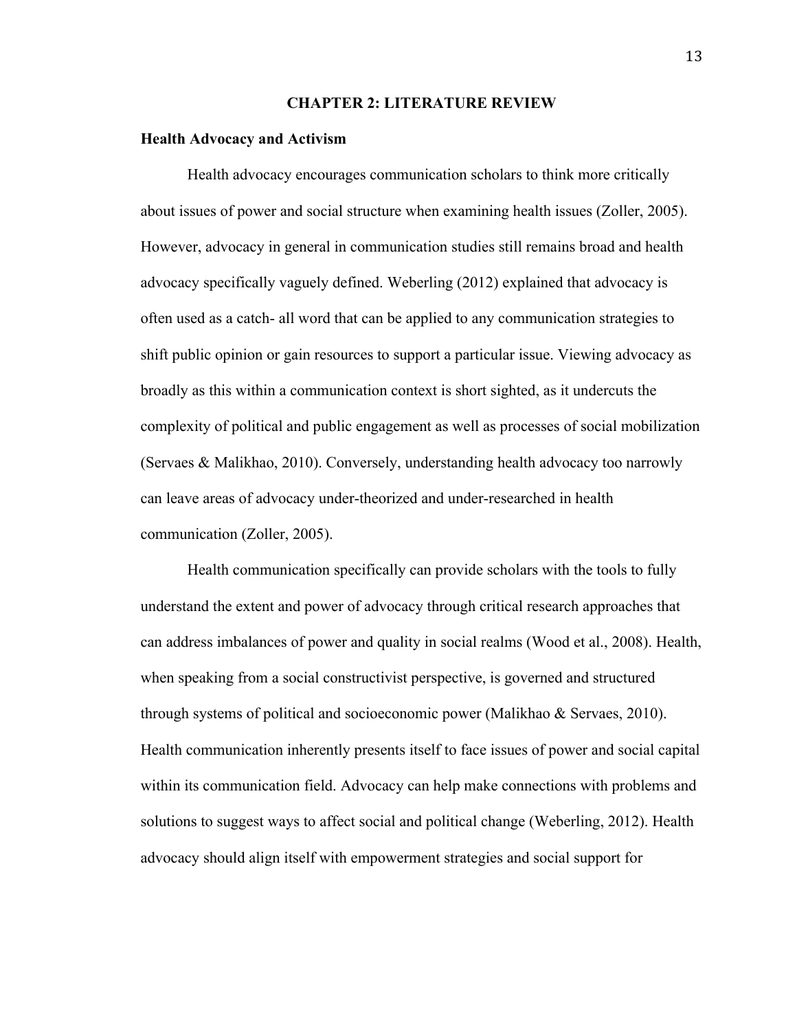# CHAPTER 2: LITERATURE REVIEW

## Health Advocacy and Activism

Health advocacy encourages communication scholars to think more critically about issues of power and social structure when examining health issues (Zoller, 2005). However, advocacy in general in communication studies still remains broad and health advocacy specifically vaguely defined. Weberling (2012) explained that advocacy is often used as a catch- all word that can be applied to any communication strategies to shift public opinion or gain resources to support a particular issue. Viewing advocacy as broadly as this within a communication context is short sighted, as it undercuts the complexity of political and public engagement as well as processes of social mobilization (Servaes & Malikhao, 2010). Conversely, understanding health advocacy too narrowly can leave areas of advocacy under-theorized and under-researched in health communication (Zoller, 2005).

Health communication specifically can provide scholars with the tools to fully understand the extent and power of advocacy through critical research approaches that can address imbalances of power and quality in social realms (Wood et al., 2008). Health, when speaking from a social constructivist perspective, is governed and structured through systems of political and socioeconomic power (Malikhao & Servaes, 2010). Health communication inherently presents itself to face issues of power and social capital within its communication field. Advocacy can help make connections with problems and solutions to suggest ways to affect social and political change (Weberling, 2012). Health advocacy should align itself with empowerment strategies and social support for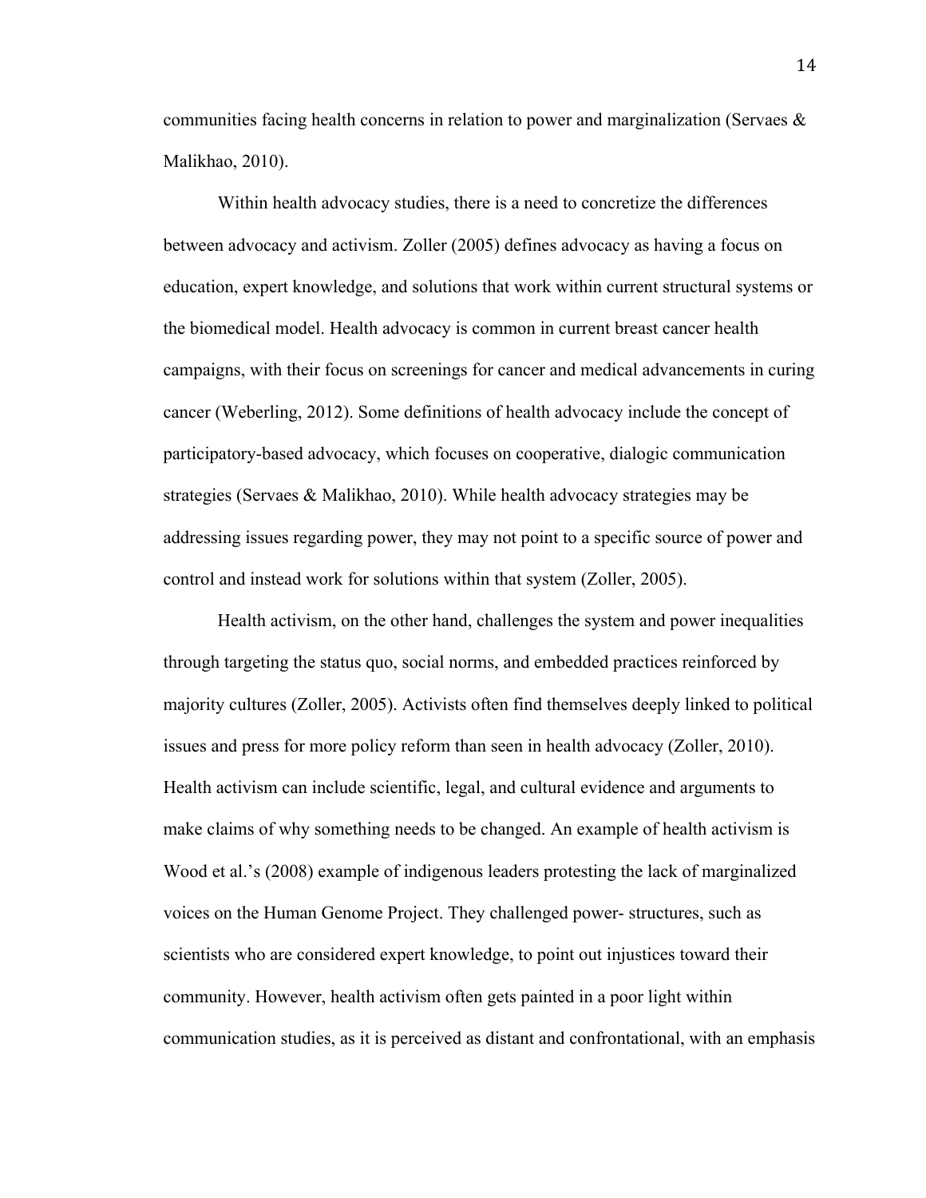communities facing health concerns in relation to power and marginalization (Servaes & Malikhao, 2010).

Within health advocacy studies, there is a need to concretize the differences between advocacy and activism. Zoller (2005) defines advocacy as having a focus on education, expert knowledge, and solutions that work within current structural systems or the biomedical model. Health advocacy is common in current breast cancer health campaigns, with their focus on screenings for cancer and medical advancements in curing cancer (Weberling, 2012). Some definitions of health advocacy include the concept of participatory-based advocacy, which focuses on cooperative, dialogic communication strategies (Servaes & Malikhao, 2010). While health advocacy strategies may be addressing issues regarding power, they may not point to a specific source of power and control and instead work for solutions within that system (Zoller, 2005).

Health activism, on the other hand, challenges the system and power inequalities through targeting the status quo, social norms, and embedded practices reinforced by majority cultures (Zoller, 2005). Activists often find themselves deeply linked to political issues and press for more policy reform than seen in health advocacy (Zoller, 2010). Health activism can include scientific, legal, and cultural evidence and arguments to make claims of why something needs to be changed. An example of health activism is Wood et al.'s (2008) example of indigenous leaders protesting the lack of marginalized voices on the Human Genome Project. They challenged power- structures, such as scientists who are considered expert knowledge, to point out injustices toward their community. However, health activism often gets painted in a poor light within communication studies, as it is perceived as distant and confrontational, with an emphasis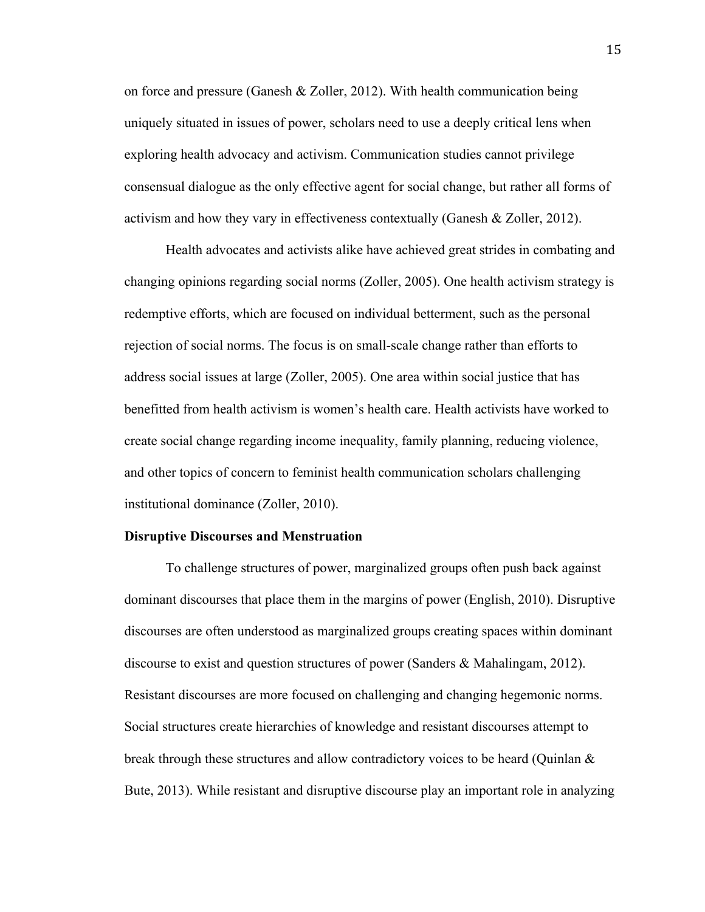on force and pressure (Ganesh & Zoller, 2012). With health communication being uniquely situated in issues of power, scholars need to use a deeply critical lens when exploring health advocacy and activism. Communication studies cannot privilege consensual dialogue as the only effective agent for social change, but rather all forms of activism and how they vary in effectiveness contextually (Ganesh & Zoller, 2012).

Health advocates and activists alike have achieved great strides in combating and changing opinions regarding social norms (Zoller, 2005). One health activism strategy is redemptive efforts, which are focused on individual betterment, such as the personal rejection of social norms. The focus is on small-scale change rather than efforts to address social issues at large (Zoller, 2005). One area within social justice that has benefitted from health activism is women's health care. Health activists have worked to create social change regarding income inequality, family planning, reducing violence, and other topics of concern to feminist health communication scholars challenging institutional dominance (Zoller, 2010).

**Disruptive Discourses and Menstruation**

To challenge structures of power, marginalized groups often push back against dominant discourses that place them in the margins of power (English, 2010). Disruptive discourses are often understood as marginalized groups creating spaces within dominant discourse to exist and question structures of power (Sanders & Mahalingam, 2012). Resistant discourses are more focused on challenging and changing hegemonic norms. Social structures create hierarchies of knowledge and resistant discourses attempt to break through these structures and allow contradictory voices to be heard (Quinlan & Bute, 2013). While resistant and disruptive discourse play an important role in analyzing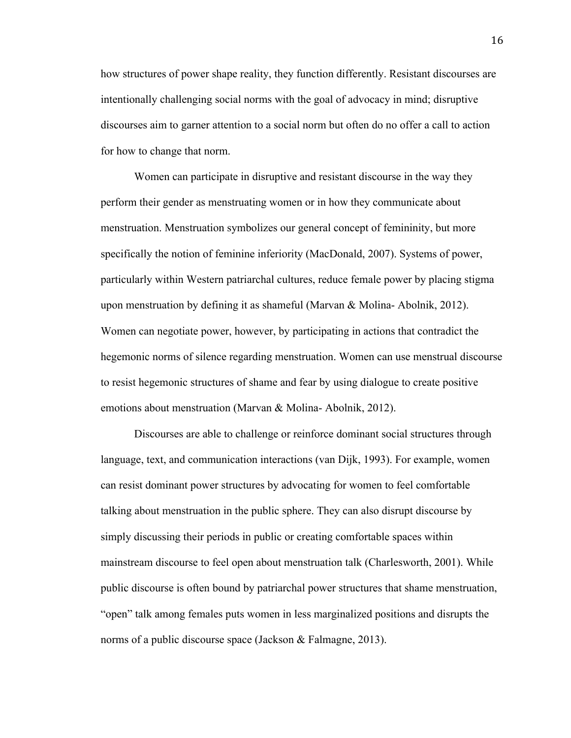how structures of power shape reality, they function differently. Resistant discourses are intentionally challenging social norms with the goal of advocacy in mind; disruptive discourses aim to garner attention to a social norm but often do no offer a call to action for how to change that norm.

Women can participate in disruptive and resistant discourse in the way they perform their gender as menstruating women or in how they communicate about menstruation. Menstruation symbolizes our general concept of femininity, but more specifically the notion of feminine inferiority (MacDonald, 2007). Systems of power, particularly within Western patriarchal cultures, reduce female power by placing stigma upon menstruation by defining it as shameful (Marvan & Molina- Abolnik, 2012). Women can negotiate power, however, by participating in actions that contradict the hegemonic norms of silence regarding menstruation. Women can use menstrual discourse to resist hegemonic structures of shame and fear by using dialogue to create positive emotions about menstruation (Marvan & Molina- Abolnik, 2012).

Discourses are able to challenge or reinforce dominant social structures through language, text, and communication interactions (van Dijk, 1993). For example, women can resist dominant power structures by advocating for women to feel comfortable talking about menstruation in the public sphere. They can also disrupt discourse by simply discussing their periods in public or creating comfortable spaces within mainstream discourse to feel open about menstruation talk (Charlesworth, 2001). While public discourse is often bound by patriarchal power structures that shame menstruation, "open" talk among females puts women in less marginalized positions and disrupts the norms of a public discourse space (Jackson & Falmagne, 2013).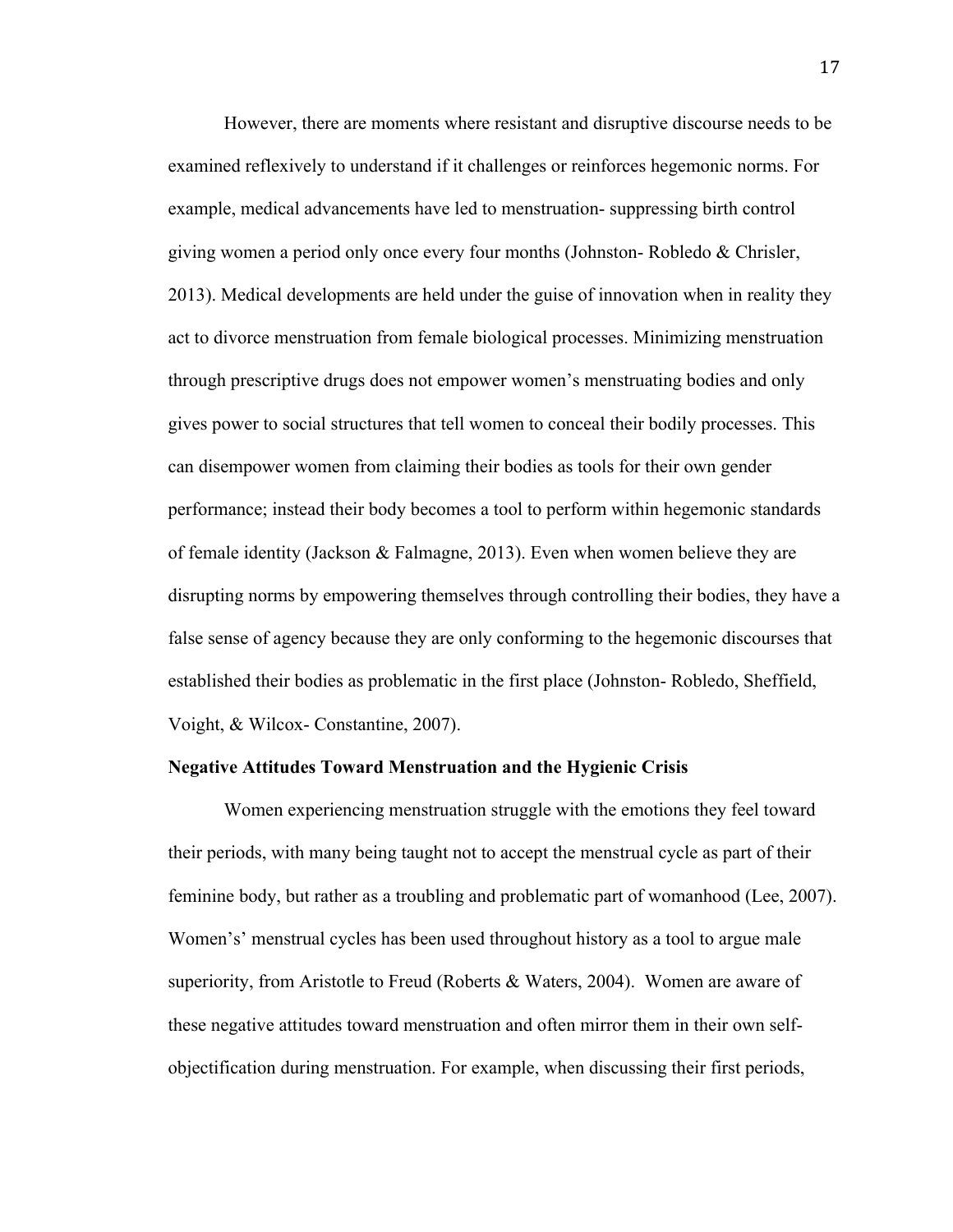However, there are moments where resistant and disruptive discourse needs to be examined reflexively to understand if it challenges or reinforces hegemonic norms. For example, medical advancements have led to menstruation- suppressing birth control giving women a period only once every four months (Johnston- Robledo & Chrisler, 2013). Medical developments are held under the guise of innovation when in reality they act to divorce menstruation from female biological processes. Minimizing menstruation through prescriptive drugs does not empower women's menstruating bodies and only gives power to social structures that tell women to conceal their bodily processes. This can disempower women from claiming their bodies as tools for their own gender performance; instead their body becomes a tool to perform within hegemonic standards of female identity (Jackson & Falmagne, 2013). Even when women believe they are disrupting norms by empowering themselves through controlling their bodies, they have a false sense of agency because they are only conforming to the hegemonic discourses that established their bodies as problematic in the first place (Johnston- Robledo, Sheffield, Voight, & Wilcox- Constantine, 2007).

**Negative Attitudes Toward Menstruation and the Hygienic Crisis**

Women experiencing menstruation struggle with the emotions they feel toward their periods, with many being taught not to accept the menstrual cycle as part of their feminine body, but rather as a troubling and problematic part of womanhood (Lee, 2007). Women's' menstrual cycles has been used throughout history as a tool to argue male superiority, from Aristotle to Freud (Roberts & Waters, 2004). Women are aware of these negative attitudes toward menstruation and often mirror them in their own self-objectification during menstruation. For example, when discussing their first periods,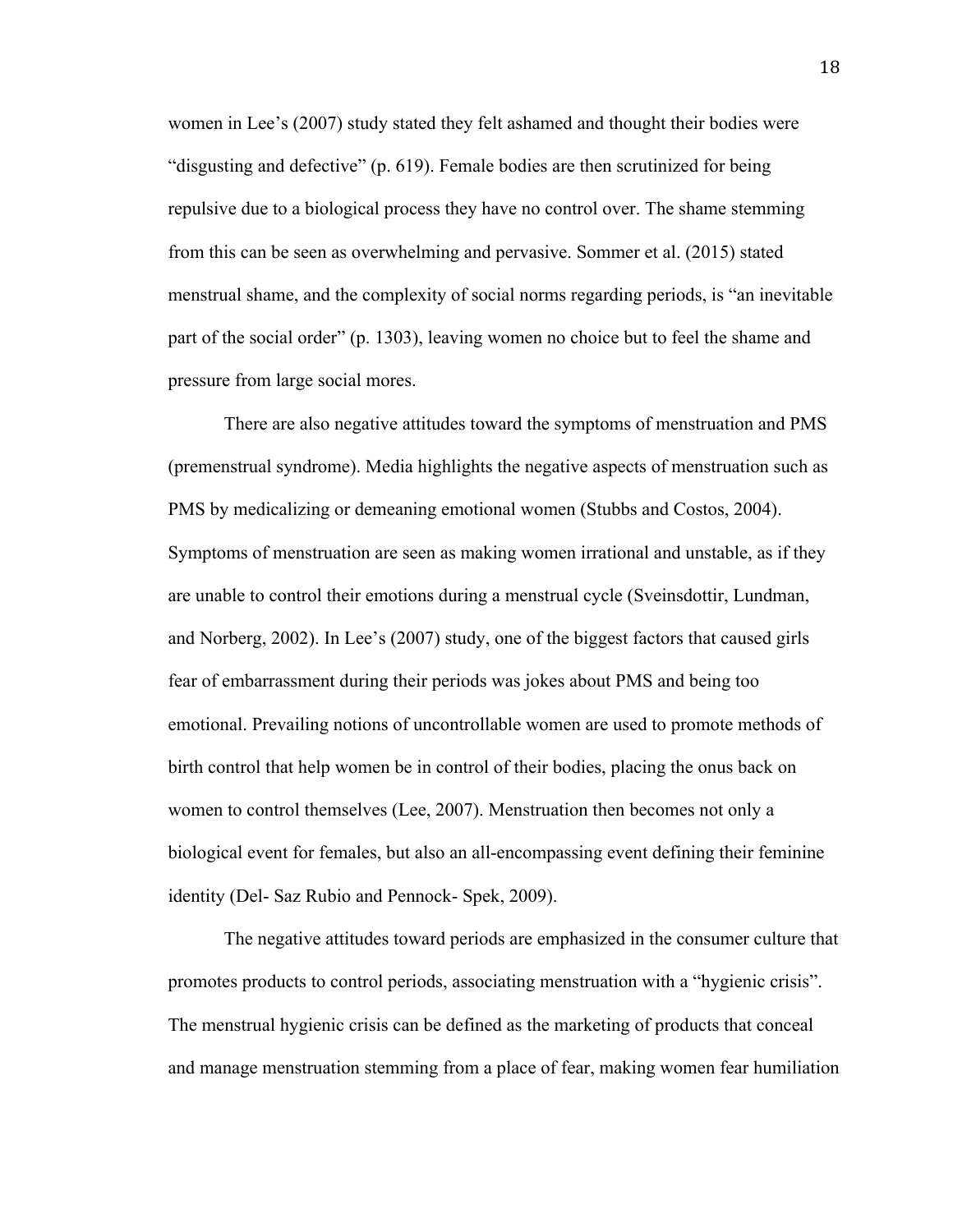women in Lee's (2007) study stated they felt ashamed and thought their bodies were "disgusting and defective" (p. 619). Female bodies are then scrutinized for being repulsive due to a biological process they have no control over. The shame stemming from this can be seen as overwhelming and pervasive. Sommer et al. (2015) stated menstrual shame, and the complexity of social norms regarding periods, is "an inevitable part of the social order" (p. 1303), leaving women no choice but to feel the shame and pressure from large social mores.

There are also negative attitudes toward the symptoms of menstruation and PMS (premenstrual syndrome). Media highlights the negative aspects of menstruation such as PMS by medicalizing or demeaning emotional women (Stubbs and Costos, 2004). Symptoms of menstruation are seen as making women irrational and unstable, as if they are unable to control their emotions during a menstrual cycle (Sveinsdottir, Lundman, and Norberg, 2002). In Lee's (2007) study, one of the biggest factors that caused girls fear of embarrassment during their periods was jokes about PMS and being too emotional. Prevailing notions of uncontrollable women are used to promote methods of birth control that help women be in control of their bodies, placing the onus back on women to control themselves (Lee, 2007). Menstruation then becomes not only a biological event for females, but also an all-encompassing event defining their feminine identity (Del- Saz Rubio and Pennock- Spek, 2009).

The negative attitudes toward periods are emphasized in the consumer culture that promotes products to control periods, associating menstruation with a "hygienic crisis". The menstrual hygienic crisis can be defined as the marketing of products that conceal and manage menstruation stemming from a place of fear, making women fear humiliation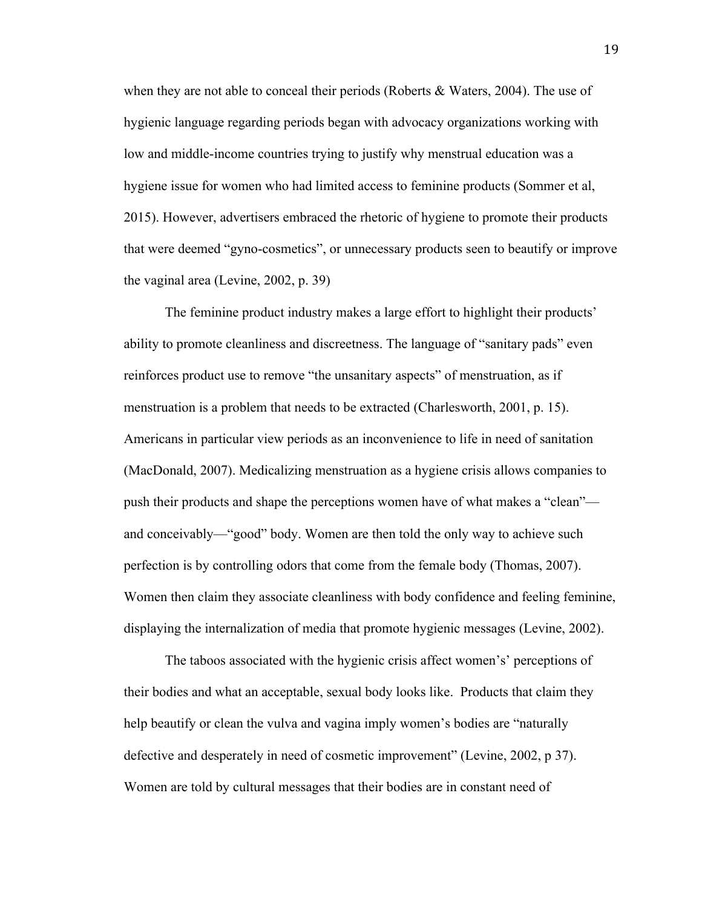when they are not able to conceal their periods (Roberts & Waters, 2004). The use of hygienic language regarding periods began with advocacy organizations working with low and middle-income countries trying to justify why menstrual education was a hygiene issue for women who had limited access to feminine products (Sommer et al, 2015). However, advertisers embraced the rhetoric of hygiene to promote their products that were deemed "gyno-cosmetics", or unnecessary products seen to beautify or improve the vaginal area (Levine, 2002, p. 39)

The feminine product industry makes a large effort to highlight their products' ability to promote cleanliness and discreetness. The language of "sanitary pads" even reinforces product use to remove "the unsanitary aspects" of menstruation, as if menstruation is a problem that needs to be extracted (Charlesworth, 2001, p. 15). Americans in particular view periods as an inconvenience to life in need of sanitation (MacDonald, 2007). Medicalizing menstruation as a hygiene crisis allows companies to push their products and shape the perceptions women have of what makes a "clean"—and conceivably—"good" body. Women are then told the only way to achieve such perfection is by controlling odors that come from the female body (Thomas, 2007). Women then claim they associate cleanliness with body confidence and feeling feminine, displaying the internalization of media that promote hygienic messages (Levine, 2002).

The taboos associated with the hygienic crisis affect women's' perceptions of their bodies and what an acceptable, sexual body looks like. Products that claim they help beautify or clean the vulva and vagina imply women's bodies are "naturally defective and desperately in need of cosmetic improvement" (Levine, 2002, p 37). Women are told by cultural messages that their bodies are in constant need of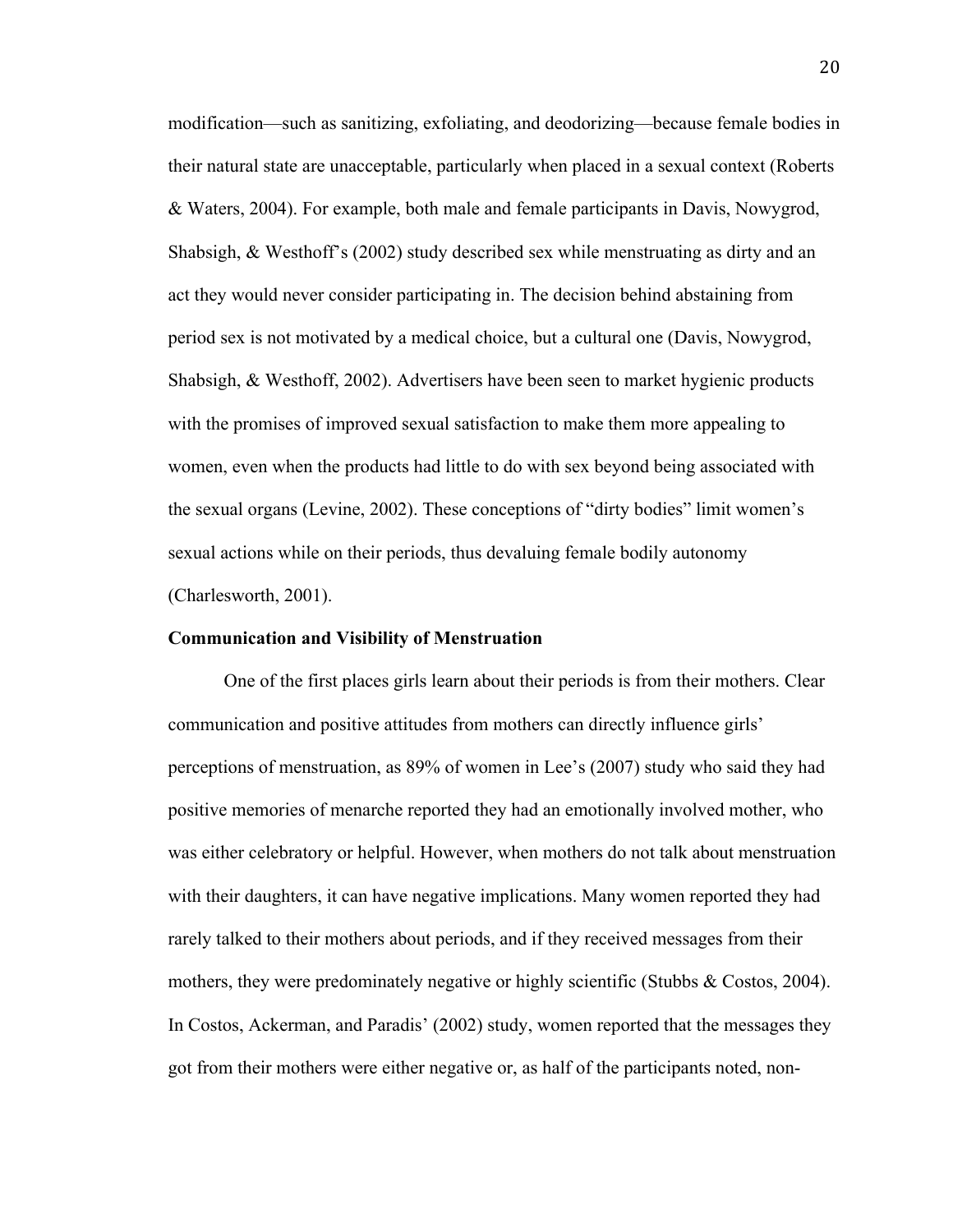modification—such as sanitizing, exfoliating, and deodorizing—because female bodies in their natural state are unacceptable, particularly when placed in a sexual context (Roberts & Waters, 2004). For example, both male and female participants in Davis, Nowygrod, Shabsigh, & Westhoff's (2002) study described sex while menstruating as dirty and an act they would never consider participating in. The decision behind abstaining from period sex is not motivated by a medical choice, but a cultural one (Davis, Nowygrod, Shabsigh, & Westhoff, 2002). Advertisers have been seen to market hygienic products with the promises of improved sexual satisfaction to make them more appealing to women, even when the products had little to do with sex beyond being associated with the sexual organs (Levine, 2002). These conceptions of "dirty bodies" limit women's sexual actions while on their periods, thus devaluing female bodily autonomy (Charlesworth, 2001).

**Communication and Visibility of Menstruation**

One of the first places girls learn about their periods is from their mothers. Clear communication and positive attitudes from mothers can directly influence girls' perceptions of menstruation, as 89% of women in Lee's (2007) study who said they had positive memories of menarche reported they had an emotionally involved mother, who was either celebratory or helpful. However, when mothers do not talk about menstruation with their daughters, it can have negative implications. Many women reported they had rarely talked to their mothers about periods, and if they received messages from their mothers, they were predominately negative or highly scientific (Stubbs & Costos, 2004). In Costos, Ackerman, and Paradis' (2002) study, women reported that the messages they got from their mothers were either negative or, as half of the participants noted, non-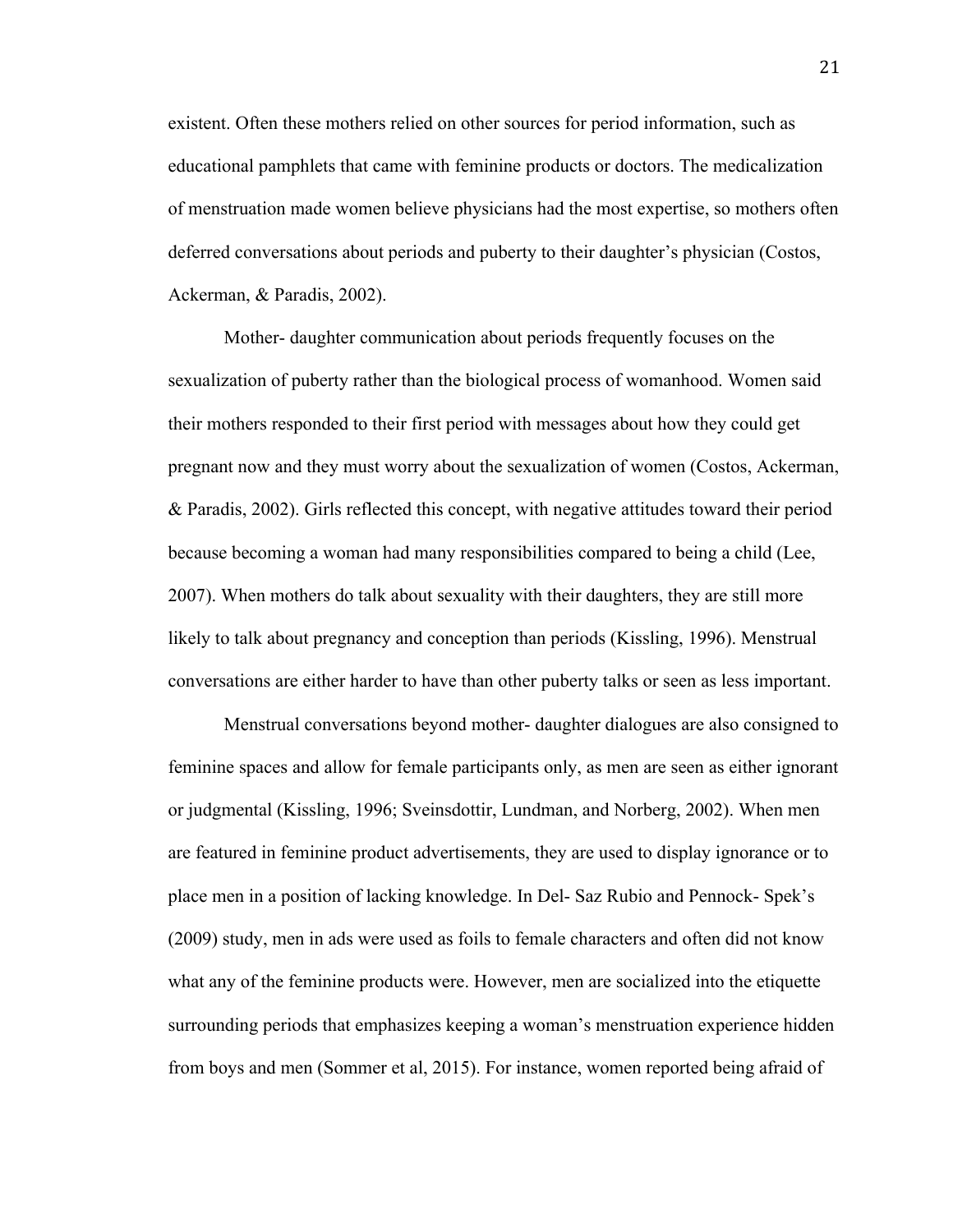existent. Often these mothers relied on other sources for period information, such as educational pamphlets that came with feminine products or doctors. The medicalization of menstruation made women believe physicians had the most expertise, so mothers often deferred conversations about periods and puberty to their daughter's physician (Costos, Ackerman, & Paradis, 2002).

Mother- daughter communication about periods frequently focuses on the sexualization of puberty rather than the biological process of womanhood. Women said their mothers responded to their first period with messages about how they could get pregnant now and they must worry about the sexualization of women (Costos, Ackerman, & Paradis, 2002). Girls reflected this concept, with negative attitudes toward their period because becoming a woman had many responsibilities compared to being a child (Lee, 2007). When mothers do talk about sexuality with their daughters, they are still more likely to talk about pregnancy and conception than periods (Kissling, 1996). Menstrual conversations are either harder to have than other puberty talks or seen as less important.

Menstrual conversations beyond mother- daughter dialogues are also consigned to feminine spaces and allow for female participants only, as men are seen as either ignorant or judgmental (Kissling, 1996; Sveinsdottir, Lundman, and Norberg, 2002). When men are featured in feminine product advertisements, they are used to display ignorance or to place men in a position of lacking knowledge. In Del- Saz Rubio and Pennock- Spek's (2009) study, men in ads were used as foils to female characters and often did not know what any of the feminine products were. However, men are socialized into the etiquette surrounding periods that emphasizes keeping a woman's menstruation experience hidden from boys and men (Sommer et al, 2015). For instance, women reported being afraid of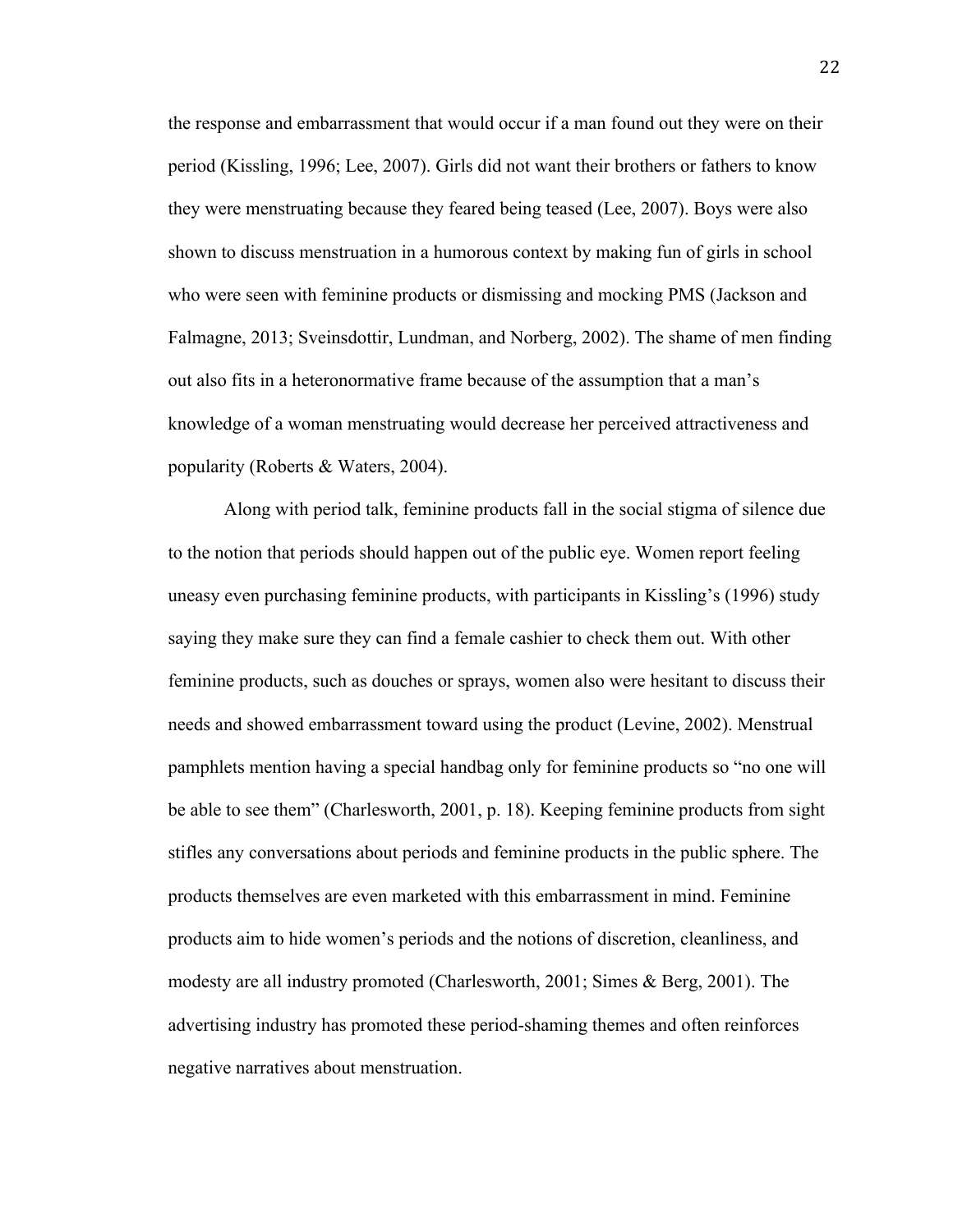the response and embarrassment that would occur if a man found out they were on their period (Kissling, 1996; Lee, 2007). Girls did not want their brothers or fathers to know they were menstruating because they feared being teased (Lee, 2007). Boys were also shown to discuss menstruation in a humorous context by making fun of girls in school who were seen with feminine products or dismissing and mocking PMS (Jackson and Falmagne, 2013; Sveinsdottir, Lundman, and Norberg, 2002). The shame of men finding out also fits in a heteronormative frame because of the assumption that a man's knowledge of a woman menstruating would decrease her perceived attractiveness and popularity (Roberts & Waters, 2004).

Along with period talk, feminine products fall in the social stigma of silence due to the notion that periods should happen out of the public eye. Women report feeling uneasy even purchasing feminine products, with participants in Kissling's (1996) study saying they make sure they can find a female cashier to check them out. With other feminine products, such as douches or sprays, women also were hesitant to discuss their needs and showed embarrassment toward using the product (Levine, 2002). Menstrual pamphlets mention having a special handbag only for feminine products so "no one will be able to see them" (Charlesworth, 2001, p. 18). Keeping feminine products from sight stifles any conversations about periods and feminine products in the public sphere. The products themselves are even marketed with this embarrassment in mind. Feminine products aim to hide women's periods and the notions of discretion, cleanliness, and modesty are all industry promoted (Charlesworth, 2001; Simes & Berg, 2001). The advertising industry has promoted these period-shaming themes and often reinforces negative narratives about menstruation.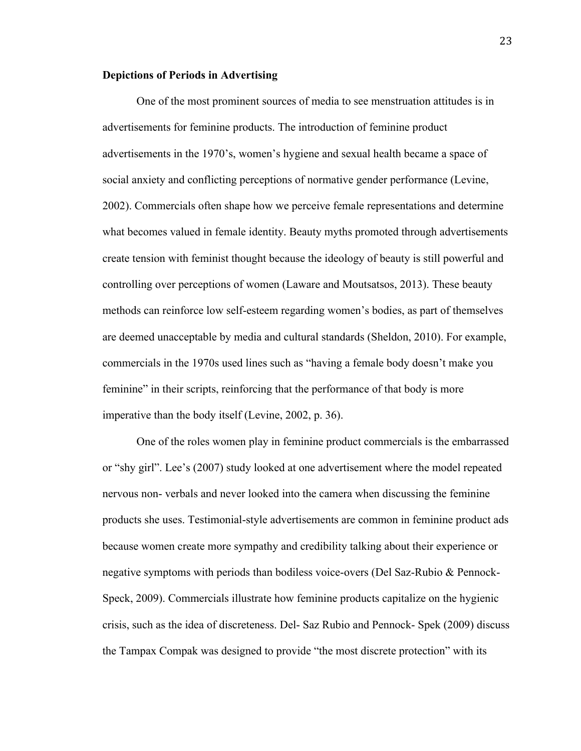**Depictions of Periods in Advertising**

One of the most prominent sources of media to see menstruation attitudes is in advertisements for feminine products. The introduction of feminine product advertisements in the 1970's, women's hygiene and sexual health became a space of social anxiety and conflicting perceptions of normative gender performance (Levine, 2002). Commercials often shape how we perceive female representations and determine what becomes valued in female identity. Beauty myths promoted through advertisements create tension with feminist thought because the ideology of beauty is still powerful and controlling over perceptions of women (Laware and Moutsatsos, 2013). These beauty methods can reinforce low self-esteem regarding women's bodies, as part of themselves are deemed unacceptable by media and cultural standards (Sheldon, 2010). For example, commercials in the 1970s used lines such as "having a female body doesn't make you feminine" in their scripts, reinforcing that the performance of that body is more imperative than the body itself (Levine, 2002, p. 36).

One of the roles women play in feminine product commercials is the embarrassed or "shy girl". Lee's (2007) study looked at one advertisement where the model repeated nervous non- verbals and never looked into the camera when discussing the feminine products she uses. Testimonial-style advertisements are common in feminine product ads because women create more sympathy and credibility talking about their experience or negative symptoms with periods than bodiless voice-overs (Del Saz-Rubio & Pennock-Speck, 2009). Commercials illustrate how feminine products capitalize on the hygienic crisis, such as the idea of discreteness. Del- Saz Rubio and Pennock- Spek (2009) discuss the Tampax Compak was designed to provide "the most discrete protection" with its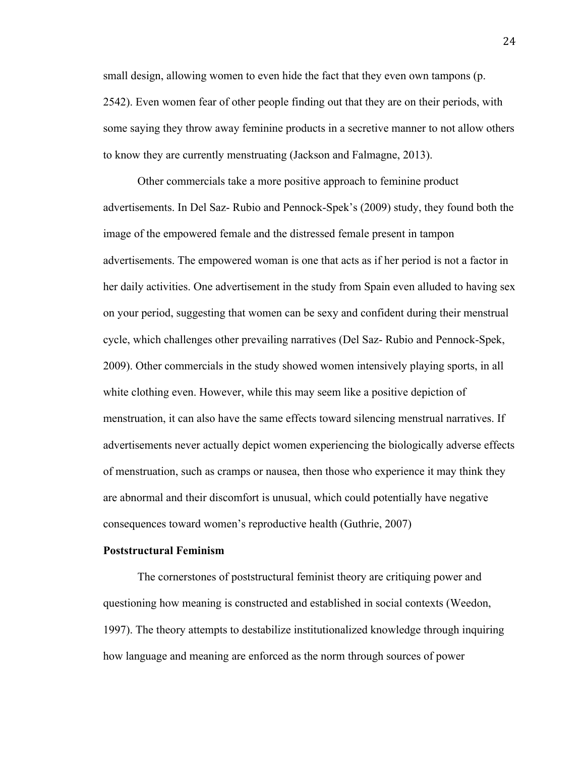small design, allowing women to even hide the fact that they even own tampons (p. 2542). Even women fear of other people finding out that they are on their periods, with some saying they throw away feminine products in a secretive manner to not allow others to know they are currently menstruating (Jackson and Falmagne, 2013).

Other commercials take a more positive approach to feminine product advertisements. In Del Saz- Rubio and Pennock-Spek's (2009) study, they found both the image of the empowered female and the distressed female present in tampon advertisements. The empowered woman is one that acts as if her period is not a factor in her daily activities. One advertisement in the study from Spain even alluded to having sex on your period, suggesting that women can be sexy and confident during their menstrual cycle, which challenges other prevailing narratives (Del Saz- Rubio and Pennock-Spek, 2009). Other commercials in the study showed women intensively playing sports, in all white clothing even. However, while this may seem like a positive depiction of menstruation, it can also have the same effects toward silencing menstrual narratives. If advertisements never actually depict women experiencing the biologically adverse effects of menstruation, such as cramps or nausea, then those who experience it may think they are abnormal and their discomfort is unusual, which could potentially have negative consequences toward women's reproductive health (Guthrie, 2007)

**Poststructural Feminism**

The cornerstones of poststructural feminist theory are critiquing power and questioning how meaning is constructed and established in social contexts (Weedon, 1997). The theory attempts to destabilize institutionalized knowledge through inquiring how language and meaning are enforced as the norm through sources of power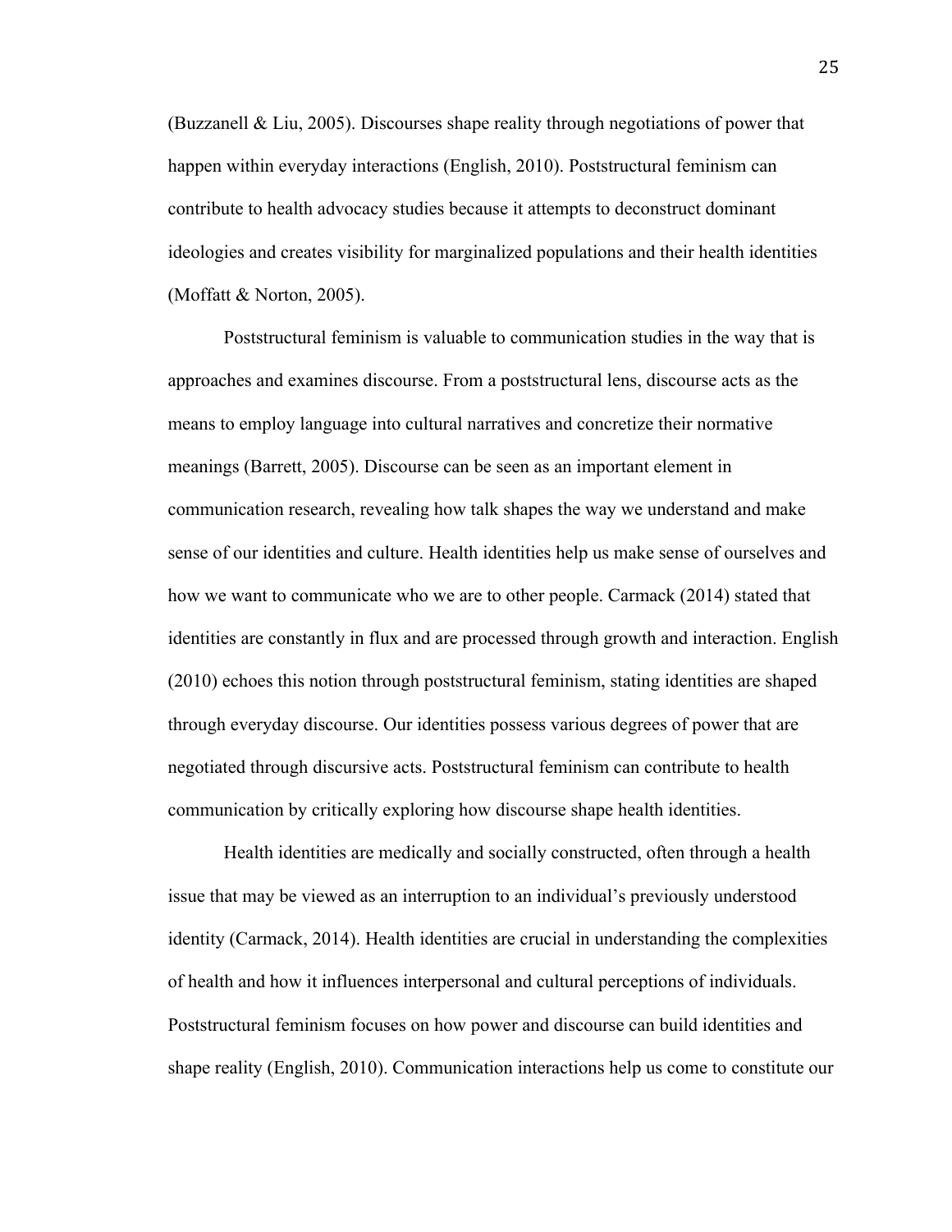(Buzzanell & Liu, 2005). Discourses shape reality through negotiations of power that happen within everyday interactions (English, 2010). Poststructural feminism can contribute to health advocacy studies because it attempts to deconstruct dominant ideologies and creates visibility for marginalized populations and their health identities (Moffatt & Norton, 2005).

Poststructural feminism is valuable to communication studies in the way that is approaches and examines discourse. From a poststructural lens, discourse acts as the means to employ language into cultural narratives and concretize their normative meanings (Barrett, 2005). Discourse can be seen as an important element in communication research, revealing how talk shapes the way we understand and make sense of our identities and culture. Health identities help us make sense of ourselves and how we want to communicate who we are to other people. Carmack (2014) stated that identities are constantly in flux and are processed through growth and interaction. English (2010) echoes this notion through poststructural feminism, stating identities are shaped through everyday discourse. Our identities possess various degrees of power that are negotiated through discursive acts. Poststructural feminism can contribute to health communication by critically exploring how discourse shape health identities.

Health identities are medically and socially constructed, often through a health issue that may be viewed as an interruption to an individual's previously understood identity (Carmack, 2014). Health identities are crucial in understanding the complexities of health and how it influences interpersonal and cultural perceptions of individuals. Poststructural feminism focuses on how power and discourse can build identities and shape reality (English, 2010). Communication interactions help us come to constitute our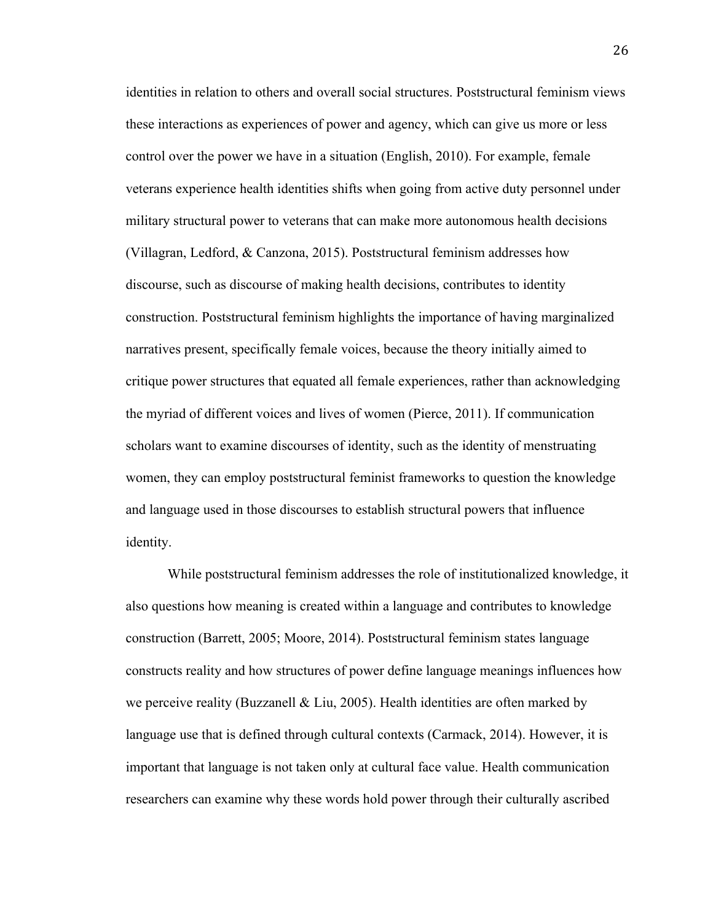identities in relation to others and overall social structures. Poststructural feminism views these interactions as experiences of power and agency, which can give us more or less control over the power we have in a situation (English, 2010). For example, female veterans experience health identities shifts when going from active duty personnel under military structural power to veterans that can make more autonomous health decisions (Villagran, Ledford, & Canzona, 2015). Poststructural feminism addresses how discourse, such as discourse of making health decisions, contributes to identity construction. Poststructural feminism highlights the importance of having marginalized narratives present, specifically female voices, because the theory initially aimed to critique power structures that equated all female experiences, rather than acknowledging the myriad of different voices and lives of women (Pierce, 2011). If communication scholars want to examine discourses of identity, such as the identity of menstruating women, they can employ poststructural feminist frameworks to question the knowledge and language used in those discourses to establish structural powers that influence identity.

While poststructural feminism addresses the role of institutionalized knowledge, it also questions how meaning is created within a language and contributes to knowledge construction (Barrett, 2005; Moore, 2014). Poststructural feminism states language constructs reality and how structures of power define language meanings influences how we perceive reality (Buzzanell & Liu, 2005). Health identities are often marked by language use that is defined through cultural contexts (Carmack, 2014). However, it is important that language is not taken only at cultural face value. Health communication researchers can examine why these words hold power through their culturally ascribed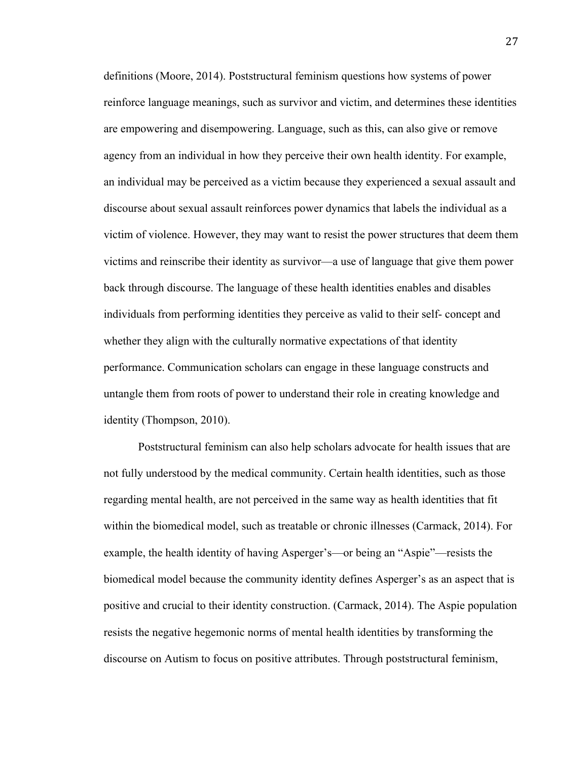definitions (Moore, 2014). Poststructural feminism questions how systems of power reinforce language meanings, such as survivor and victim, and determines these identities are empowering and disempowering. Language, such as this, can also give or remove agency from an individual in how they perceive their own health identity. For example, an individual may be perceived as a victim because they experienced a sexual assault and discourse about sexual assault reinforces power dynamics that labels the individual as a victim of violence. However, they may want to resist the power structures that deem them victims and reinscribe their identity as survivor—a use of language that give them power back through discourse. The language of these health identities enables and disables individuals from performing identities they perceive as valid to their self- concept and whether they align with the culturally normative expectations of that identity performance. Communication scholars can engage in these language constructs and untangle them from roots of power to understand their role in creating knowledge and identity (Thompson, 2010).

Poststructural feminism can also help scholars advocate for health issues that are not fully understood by the medical community. Certain health identities, such as those regarding mental health, are not perceived in the same way as health identities that fit within the biomedical model, such as treatable or chronic illnesses (Carmack, 2014). For example, the health identity of having Asperger's—or being an "Aspie"—resists the biomedical model because the community identity defines Asperger's as an aspect that is positive and crucial to their identity construction. (Carmack, 2014). The Aspie population resists the negative hegemonic norms of mental health identities by transforming the discourse on Autism to focus on positive attributes. Through poststructural feminism,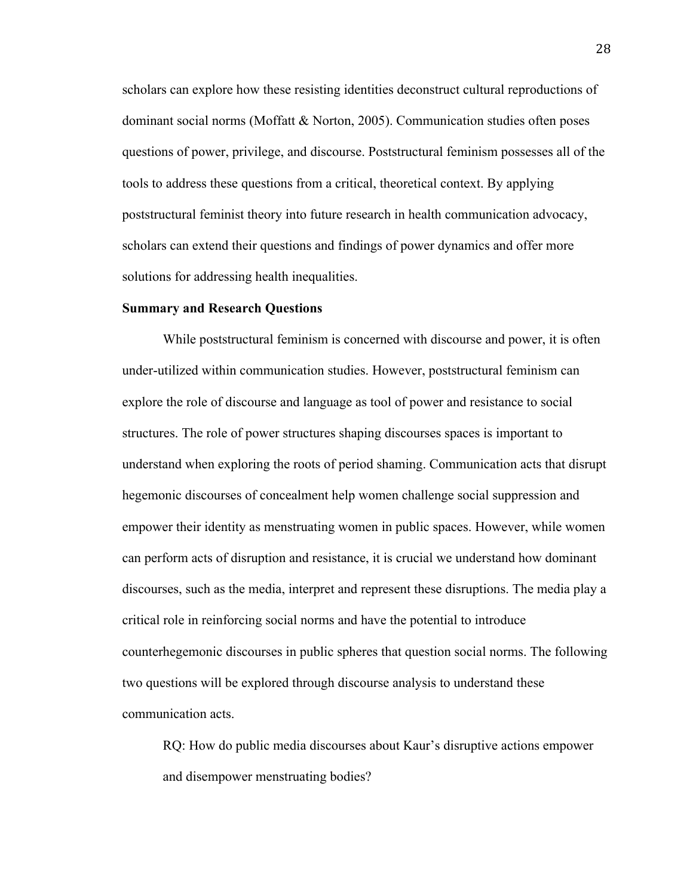scholars can explore how these resisting identities deconstruct cultural reproductions of dominant social norms (Moffatt & Norton, 2005). Communication studies often poses questions of power, privilege, and discourse. Poststructural feminism possesses all of the tools to address these questions from a critical, theoretical context. By applying poststructural feminist theory into future research in health communication advocacy, scholars can extend their questions and findings of power dynamics and offer more solutions for addressing health inequalities.

**Summary and Research Questions**

While poststructural feminism is concerned with discourse and power, it is often under-utilized within communication studies. However, poststructural feminism can explore the role of discourse and language as tool of power and resistance to social structures. The role of power structures shaping discourses spaces is important to understand when exploring the roots of period shaming. Communication acts that disrupt hegemonic discourses of concealment help women challenge social suppression and empower their identity as menstruating women in public spaces. However, while women can perform acts of disruption and resistance, it is crucial we understand how dominant discourses, such as the media, interpret and represent these disruptions. The media play a critical role in reinforcing social norms and have the potential to introduce counterhegemonic discourses in public spheres that question social norms. The following two questions will be explored through discourse analysis to understand these communication acts.

RQ: How do public media discourses about Kaur's disruptive actions empower and disempower menstruating bodies?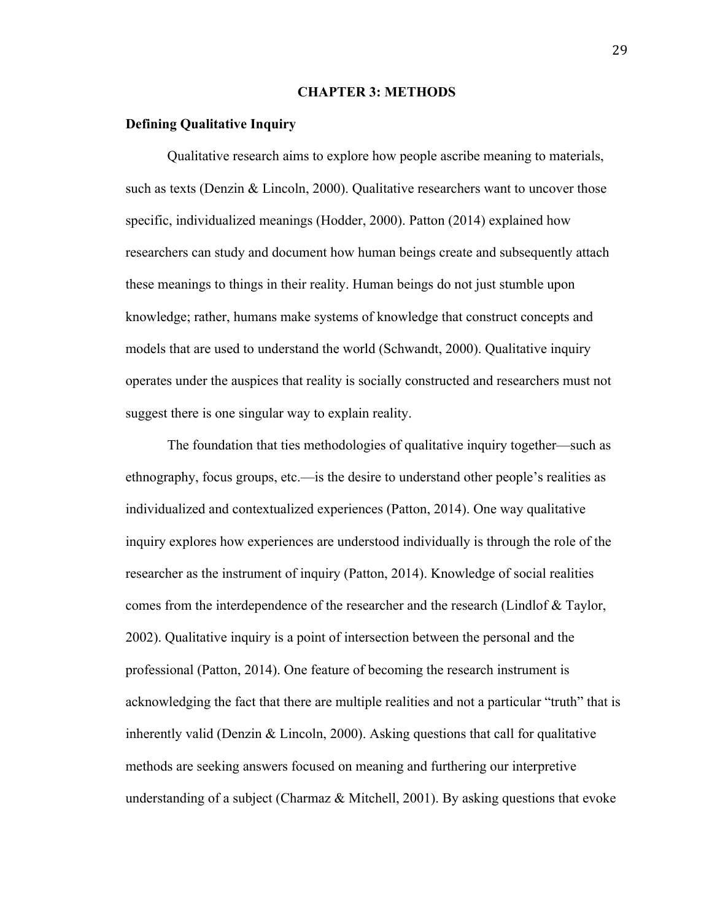# CHAPTER 3: METHODS

## Defining Qualitative Inquiry

Qualitative research aims to explore how people ascribe meaning to materials, such as texts (Denzin & Lincoln, 2000). Qualitative researchers want to uncover those specific, individualized meanings (Hodder, 2000). Patton (2014) explained how researchers can study and document how human beings create and subsequently attach these meanings to things in their reality. Human beings do not just stumble upon knowledge; rather, humans make systems of knowledge that construct concepts and models that are used to understand the world (Schwandt, 2000). Qualitative inquiry operates under the auspices that reality is socially constructed and researchers must not suggest there is one singular way to explain reality.

The foundation that ties methodologies of qualitative inquiry together—such as ethnography, focus groups, etc.—is the desire to understand other people's realities as individualized and contextualized experiences (Patton, 2014). One way qualitative inquiry explores how experiences are understood individually is through the role of the researcher as the instrument of inquiry (Patton, 2014). Knowledge of social realities comes from the interdependence of the researcher and the research (Lindlof & Taylor, 2002). Qualitative inquiry is a point of intersection between the personal and the professional (Patton, 2014). One feature of becoming the research instrument is acknowledging the fact that there are multiple realities and not a particular "truth" that is inherently valid (Denzin & Lincoln, 2000). Asking questions that call for qualitative methods are seeking answers focused on meaning and furthering our interpretive understanding of a subject (Charmaz & Mitchell, 2001). By asking questions that evoke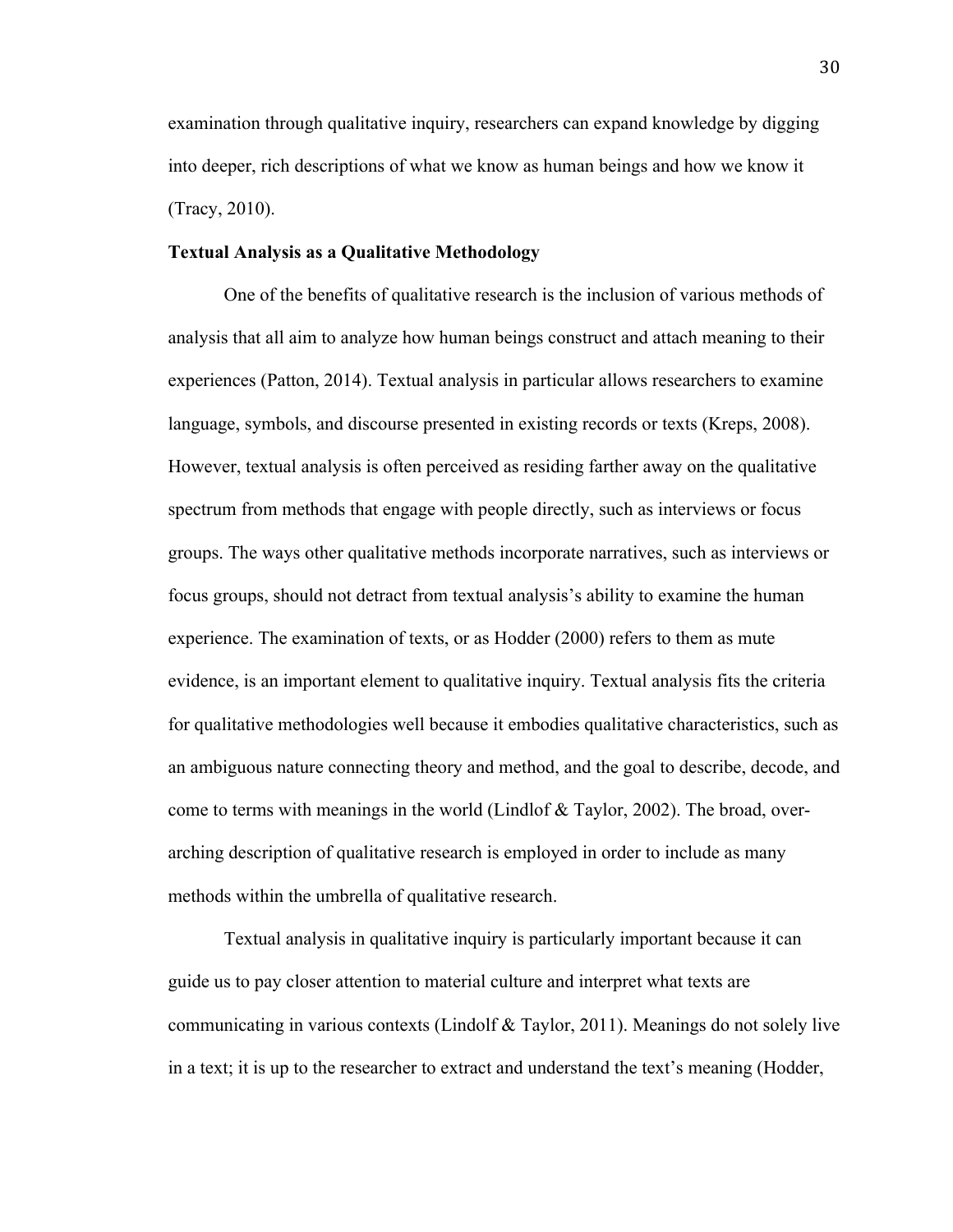examination through qualitative inquiry, researchers can expand knowledge by digging into deeper, rich descriptions of what we know as human beings and how we know it (Tracy, 2010).

**Textual Analysis as a Qualitative Methodology**

One of the benefits of qualitative research is the inclusion of various methods of analysis that all aim to analyze how human beings construct and attach meaning to their experiences (Patton, 2014). Textual analysis in particular allows researchers to examine language, symbols, and discourse presented in existing records or texts (Kreps, 2008). However, textual analysis is often perceived as residing farther away on the qualitative spectrum from methods that engage with people directly, such as interviews or focus groups. The ways other qualitative methods incorporate narratives, such as interviews or focus groups, should not detract from textual analysis's ability to examine the human experience. The examination of texts, or as Hodder (2000) refers to them as mute evidence, is an important element to qualitative inquiry. Textual analysis fits the criteria for qualitative methodologies well because it embodies qualitative characteristics, such as an ambiguous nature connecting theory and method, and the goal to describe, decode, and come to terms with meanings in the world (Lindlof & Taylor, 2002). The broad, over-arching description of qualitative research is employed in order to include as many methods within the umbrella of qualitative research.

Textual analysis in qualitative inquiry is particularly important because it can guide us to pay closer attention to material culture and interpret what texts are communicating in various contexts (Lindolf & Taylor, 2011). Meanings do not solely live in a text; it is up to the researcher to extract and understand the text's meaning (Hodder,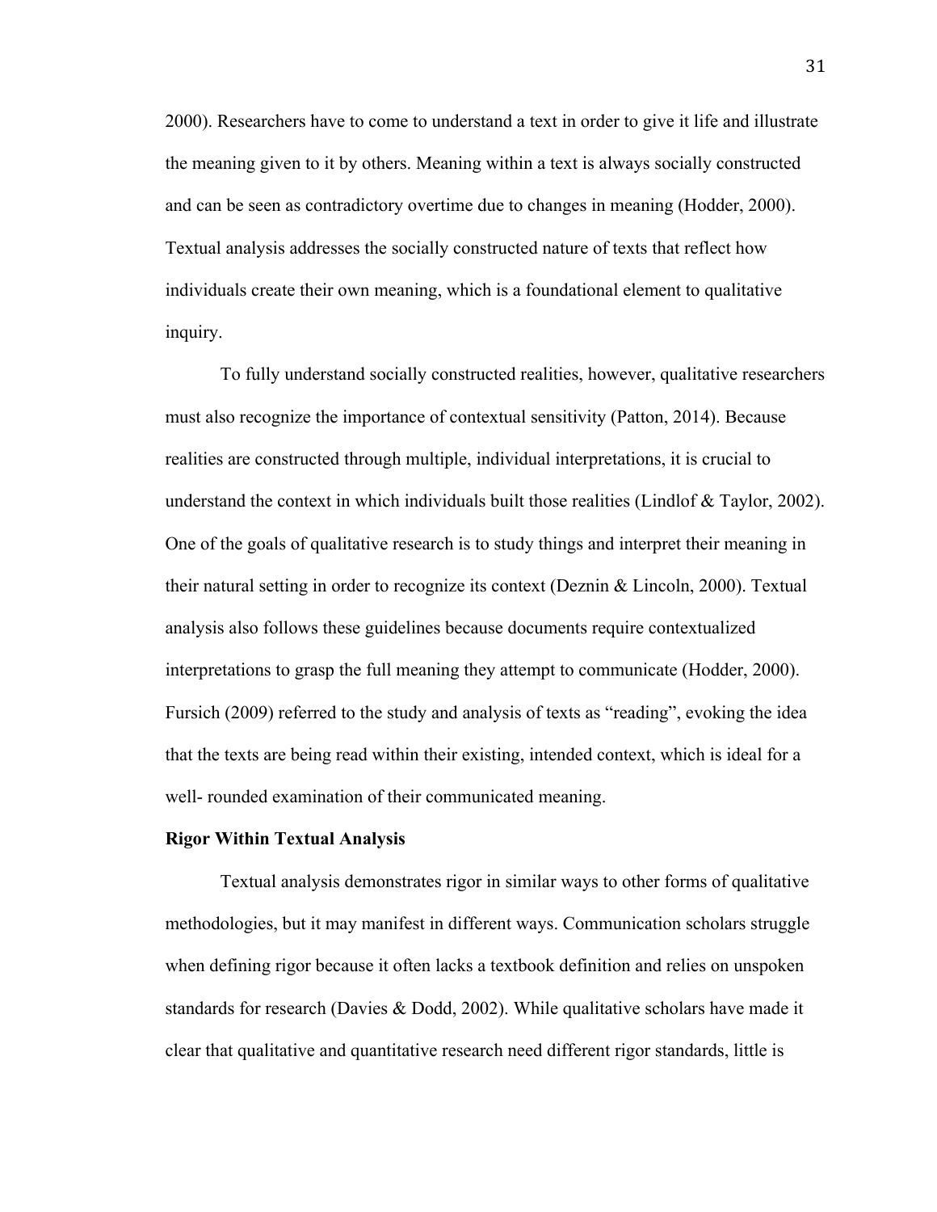2000). Researchers have to come to understand a text in order to give it life and illustrate the meaning given to it by others. Meaning within a text is always socially constructed and can be seen as contradictory overtime due to changes in meaning (Hodder, 2000). Textual analysis addresses the socially constructed nature of texts that reflect how individuals create their own meaning, which is a foundational element to qualitative inquiry.

To fully understand socially constructed realities, however, qualitative researchers must also recognize the importance of contextual sensitivity (Patton, 2014). Because realities are constructed through multiple, individual interpretations, it is crucial to understand the context in which individuals built those realities (Lindlof & Taylor, 2002). One of the goals of qualitative research is to study things and interpret their meaning in their natural setting in order to recognize its context (Deznin & Lincoln, 2000). Textual analysis also follows these guidelines because documents require contextualized interpretations to grasp the full meaning they attempt to communicate (Hodder, 2000). Fursich (2009) referred to the study and analysis of texts as "reading", evoking the idea that the texts are being read within their existing, intended context, which is ideal for a well- rounded examination of their communicated meaning.

**Rigor Within Textual Analysis**

Textual analysis demonstrates rigor in similar ways to other forms of qualitative methodologies, but it may manifest in different ways. Communication scholars struggle when defining rigor because it often lacks a textbook definition and relies on unspoken standards for research (Davies & Dodd, 2002). While qualitative scholars have made it clear that qualitative and quantitative research need different rigor standards, little is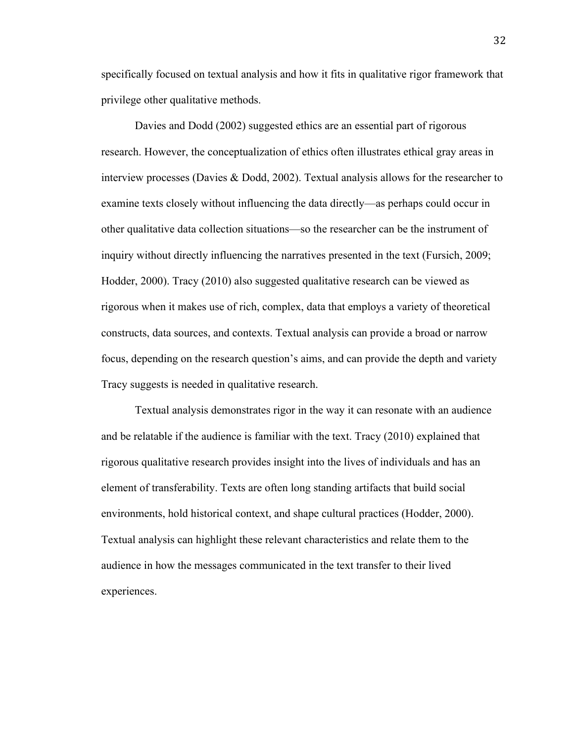specifically focused on textual analysis and how it fits in qualitative rigor framework that privilege other qualitative methods.

Davies and Dodd (2002) suggested ethics are an essential part of rigorous research. However, the conceptualization of ethics often illustrates ethical gray areas in interview processes (Davies & Dodd, 2002). Textual analysis allows for the researcher to examine texts closely without influencing the data directly—as perhaps could occur in other qualitative data collection situations—so the researcher can be the instrument of inquiry without directly influencing the narratives presented in the text (Fursich, 2009; Hodder, 2000). Tracy (2010) also suggested qualitative research can be viewed as rigorous when it makes use of rich, complex, data that employs a variety of theoretical constructs, data sources, and contexts. Textual analysis can provide a broad or narrow focus, depending on the research question's aims, and can provide the depth and variety Tracy suggests is needed in qualitative research.

Textual analysis demonstrates rigor in the way it can resonate with an audience and be relatable if the audience is familiar with the text. Tracy (2010) explained that rigorous qualitative research provides insight into the lives of individuals and has an element of transferability. Texts are often long standing artifacts that build social environments, hold historical context, and shape cultural practices (Hodder, 2000). Textual analysis can highlight these relevant characteristics and relate them to the audience in how the messages communicated in the text transfer to their lived experiences.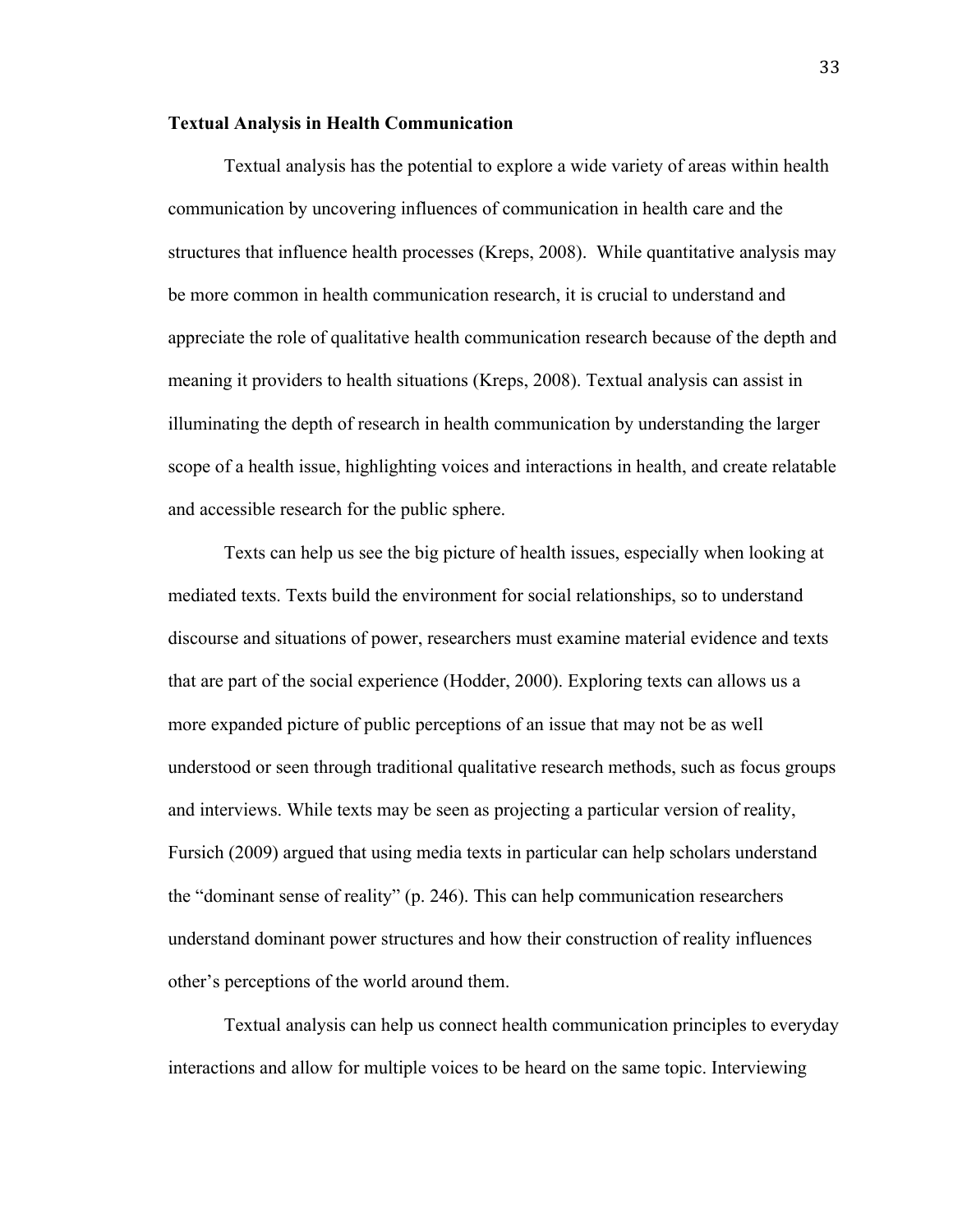**Textual Analysis in Health Communication**

Textual analysis has the potential to explore a wide variety of areas within health communication by uncovering influences of communication in health care and the structures that influence health processes (Kreps, 2008). While quantitative analysis may be more common in health communication research, it is crucial to understand and appreciate the role of qualitative health communication research because of the depth and meaning it providers to health situations (Kreps, 2008). Textual analysis can assist in illuminating the depth of research in health communication by understanding the larger scope of a health issue, highlighting voices and interactions in health, and create relatable and accessible research for the public sphere.

Texts can help us see the big picture of health issues, especially when looking at mediated texts. Texts build the environment for social relationships, so to understand discourse and situations of power, researchers must examine material evidence and texts that are part of the social experience (Hodder, 2000). Exploring texts can allows us a more expanded picture of public perceptions of an issue that may not be as well understood or seen through traditional qualitative research methods, such as focus groups and interviews. While texts may be seen as projecting a particular version of reality, Fursich (2009) argued that using media texts in particular can help scholars understand the "dominant sense of reality" (p. 246). This can help communication researchers understand dominant power structures and how their construction of reality influences other's perceptions of the world around them.

Textual analysis can help us connect health communication principles to everyday interactions and allow for multiple voices to be heard on the same topic. Interviewing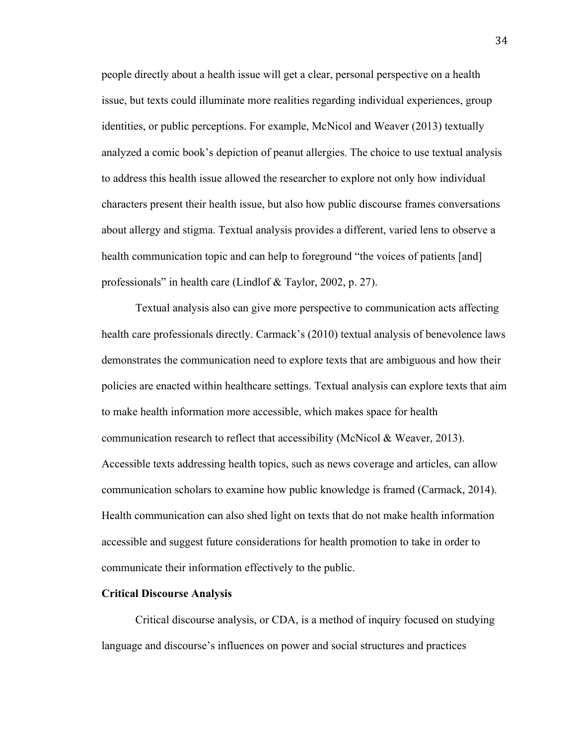people directly about a health issue will get a clear, personal perspective on a health issue, but texts could illuminate more realities regarding individual experiences, group identities, or public perceptions. For example, McNicol and Weaver (2013) textually analyzed a comic book's depiction of peanut allergies. The choice to use textual analysis to address this health issue allowed the researcher to explore not only how individual characters present their health issue, but also how public discourse frames conversations about allergy and stigma. Textual analysis provides a different, varied lens to observe a health communication topic and can help to foreground "the voices of patients [and] professionals" in health care (Lindlof & Taylor, 2002, p. 27).

Textual analysis also can give more perspective to communication acts affecting health care professionals directly. Carmack's (2010) textual analysis of benevolence laws demonstrates the communication need to explore texts that are ambiguous and how their policies are enacted within healthcare settings. Textual analysis can explore texts that aim to make health information more accessible, which makes space for health communication research to reflect that accessibility (McNicol & Weaver, 2013). Accessible texts addressing health topics, such as news coverage and articles, can allow communication scholars to examine how public knowledge is framed (Carmack, 2014). Health communication can also shed light on texts that do not make health information accessible and suggest future considerations for health promotion to take in order to communicate their information effectively to the public.

**Critical Discourse Analysis**

Critical discourse analysis, or CDA, is a method of inquiry focused on studying language and discourse's influences on power and social structures and practices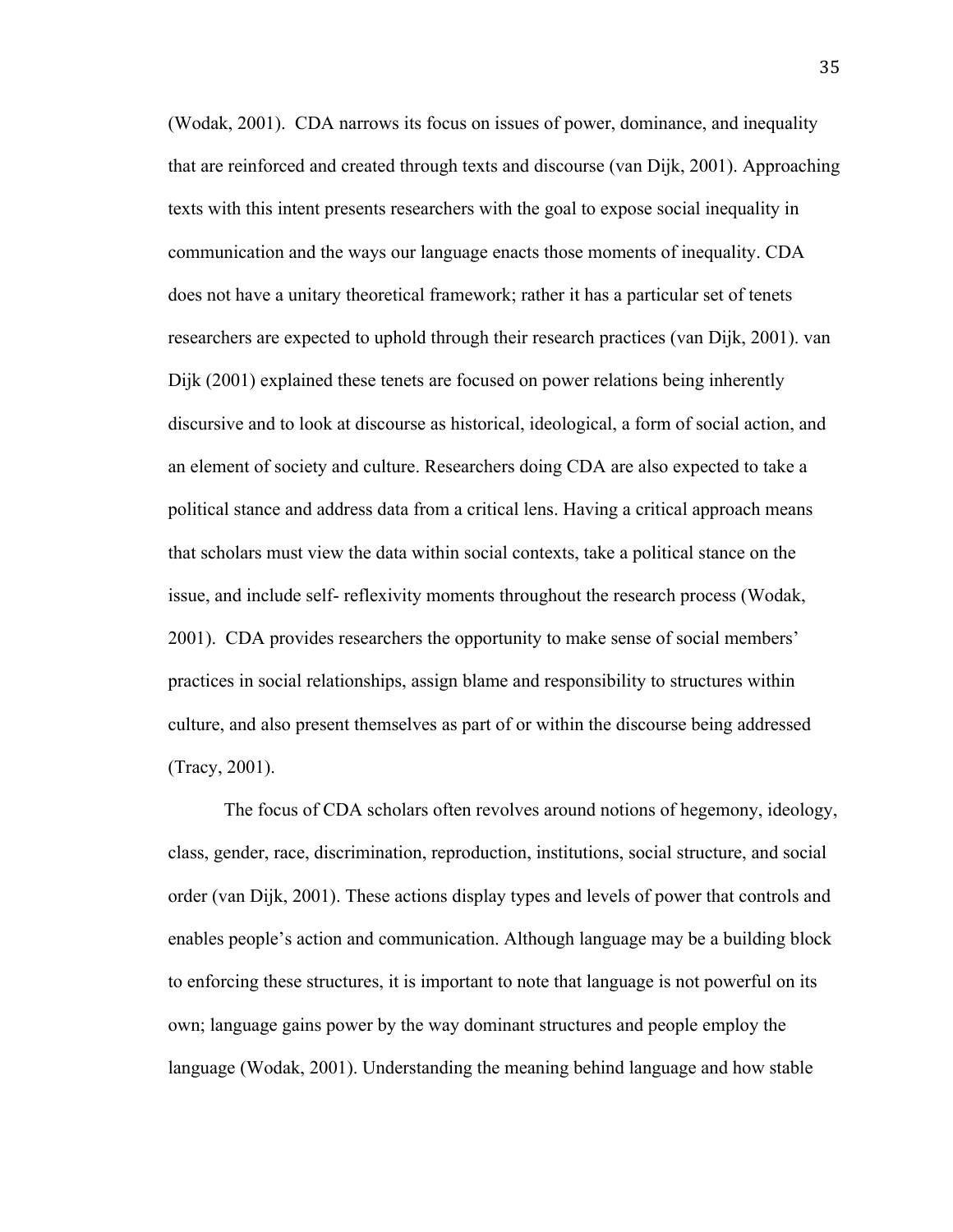(Wodak, 2001). CDA narrows its focus on issues of power, dominance, and inequality that are reinforced and created through texts and discourse (van Dijk, 2001). Approaching texts with this intent presents researchers with the goal to expose social inequality in communication and the ways our language enacts those moments of inequality. CDA does not have a unitary theoretical framework; rather it has a particular set of tenets researchers are expected to uphold through their research practices (van Dijk, 2001). van Dijk (2001) explained these tenets are focused on power relations being inherently discursive and to look at discourse as historical, ideological, a form of social action, and an element of society and culture. Researchers doing CDA are also expected to take a political stance and address data from a critical lens. Having a critical approach means that scholars must view the data within social contexts, take a political stance on the issue, and include self- reflexivity moments throughout the research process (Wodak, 2001). CDA provides researchers the opportunity to make sense of social members' practices in social relationships, assign blame and responsibility to structures within culture, and also present themselves as part of or within the discourse being addressed (Tracy, 2001).

The focus of CDA scholars often revolves around notions of hegemony, ideology, class, gender, race, discrimination, reproduction, institutions, social structure, and social order (van Dijk, 2001). These actions display types and levels of power that controls and enables people's action and communication. Although language may be a building block to enforcing these structures, it is important to note that language is not powerful on its own; language gains power by the way dominant structures and people employ the language (Wodak, 2001). Understanding the meaning behind language and how stable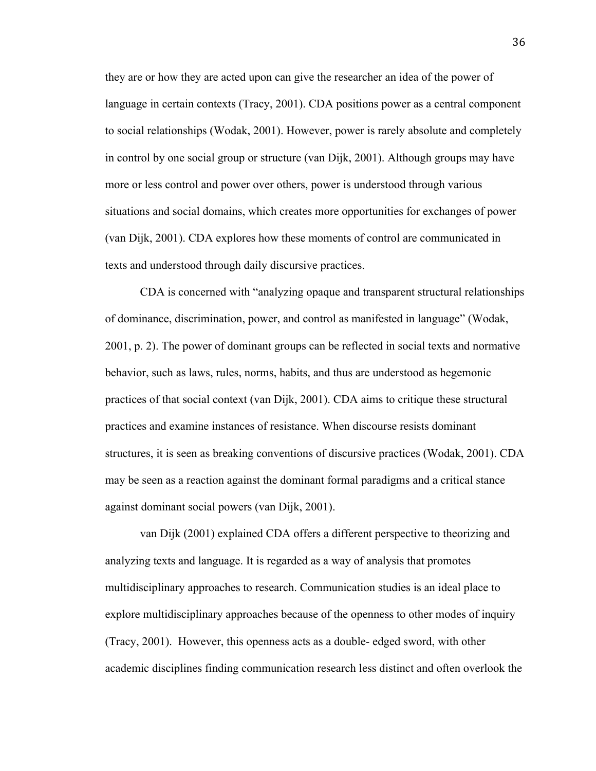they are or how they are acted upon can give the researcher an idea of the power of language in certain contexts (Tracy, 2001). CDA positions power as a central component to social relationships (Wodak, 2001). However, power is rarely absolute and completely in control by one social group or structure (van Dijk, 2001). Although groups may have more or less control and power over others, power is understood through various situations and social domains, which creates more opportunities for exchanges of power (van Dijk, 2001). CDA explores how these moments of control are communicated in texts and understood through daily discursive practices.

CDA is concerned with "analyzing opaque and transparent structural relationships of dominance, discrimination, power, and control as manifested in language" (Wodak, 2001, p. 2). The power of dominant groups can be reflected in social texts and normative behavior, such as laws, rules, norms, habits, and thus are understood as hegemonic practices of that social context (van Dijk, 2001). CDA aims to critique these structural practices and examine instances of resistance. When discourse resists dominant structures, it is seen as breaking conventions of discursive practices (Wodak, 2001). CDA may be seen as a reaction against the dominant formal paradigms and a critical stance against dominant social powers (van Dijk, 2001).

van Dijk (2001) explained CDA offers a different perspective to theorizing and analyzing texts and language. It is regarded as a way of analysis that promotes multidisciplinary approaches to research. Communication studies is an ideal place to explore multidisciplinary approaches because of the openness to other modes of inquiry (Tracy, 2001). However, this openness acts as a double- edged sword, with other academic disciplines finding communication research less distinct and often overlook the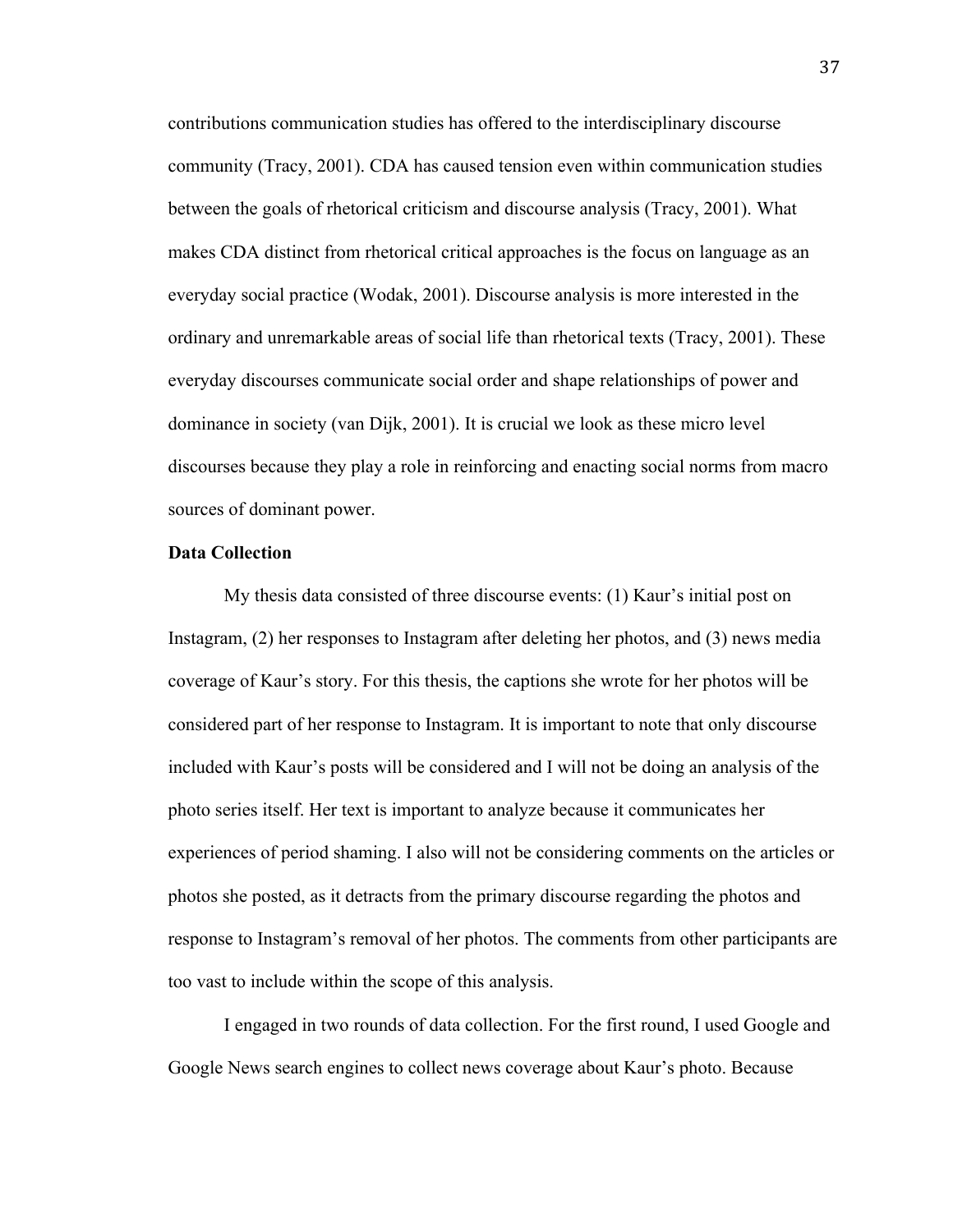contributions communication studies has offered to the interdisciplinary discourse community (Tracy, 2001). CDA has caused tension even within communication studies between the goals of rhetorical criticism and discourse analysis (Tracy, 2001). What makes CDA distinct from rhetorical critical approaches is the focus on language as an everyday social practice (Wodak, 2001). Discourse analysis is more interested in the ordinary and unremarkable areas of social life than rhetorical texts (Tracy, 2001). These everyday discourses communicate social order and shape relationships of power and dominance in society (van Dijk, 2001). It is crucial we look as these micro level discourses because they play a role in reinforcing and enacting social norms from macro sources of dominant power.

**Data Collection**

My thesis data consisted of three discourse events: (1) Kaur's initial post on Instagram, (2) her responses to Instagram after deleting her photos, and (3) news media coverage of Kaur's story. For this thesis, the captions she wrote for her photos will be considered part of her response to Instagram. It is important to note that only discourse included with Kaur's posts will be considered and I will not be doing an analysis of the photo series itself. Her text is important to analyze because it communicates her experiences of period shaming. I also will not be considering comments on the articles or photos she posted, as it detracts from the primary discourse regarding the photos and response to Instagram's removal of her photos. The comments from other participants are too vast to include within the scope of this analysis.

I engaged in two rounds of data collection. For the first round, I used Google and Google News search engines to collect news coverage about Kaur's photo. Because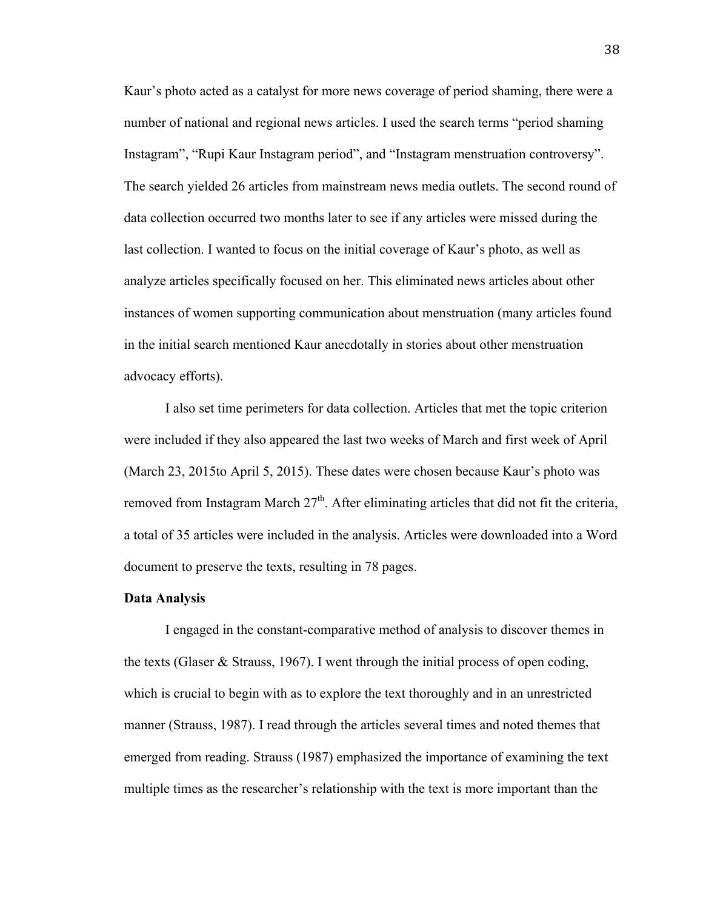Kaur's photo acted as a catalyst for more news coverage of period shaming, there were a number of national and regional news articles. I used the search terms "period shaming Instagram", "Rupi Kaur Instagram period", and "Instagram menstruation controversy". The search yielded 26 articles from mainstream news media outlets. The second round of data collection occurred two months later to see if any articles were missed during the last collection. I wanted to focus on the initial coverage of Kaur's photo, as well as analyze articles specifically focused on her. This eliminated news articles about other instances of women supporting communication about menstruation (many articles found in the initial search mentioned Kaur anecdotally in stories about other menstruation advocacy efforts).

I also set time perimeters for data collection. Articles that met the topic criterion were included if they also appeared the last two weeks of March and first week of April (March 23, 2015to April 5, 2015). These dates were chosen because Kaur's photo was removed from Instagram March 27th. After eliminating articles that did not fit the criteria, a total of 35 articles were included in the analysis. Articles were downloaded into a Word document to preserve the texts, resulting in 78 pages.

**Data Analysis**

I engaged in the constant-comparative method of analysis to discover themes in the texts (Glaser & Strauss, 1967). I went through the initial process of open coding, which is crucial to begin with as to explore the text thoroughly and in an unrestricted manner (Strauss, 1987). I read through the articles several times and noted themes that emerged from reading. Strauss (1987) emphasized the importance of examining the text multiple times as the researcher's relationship with the text is more important than the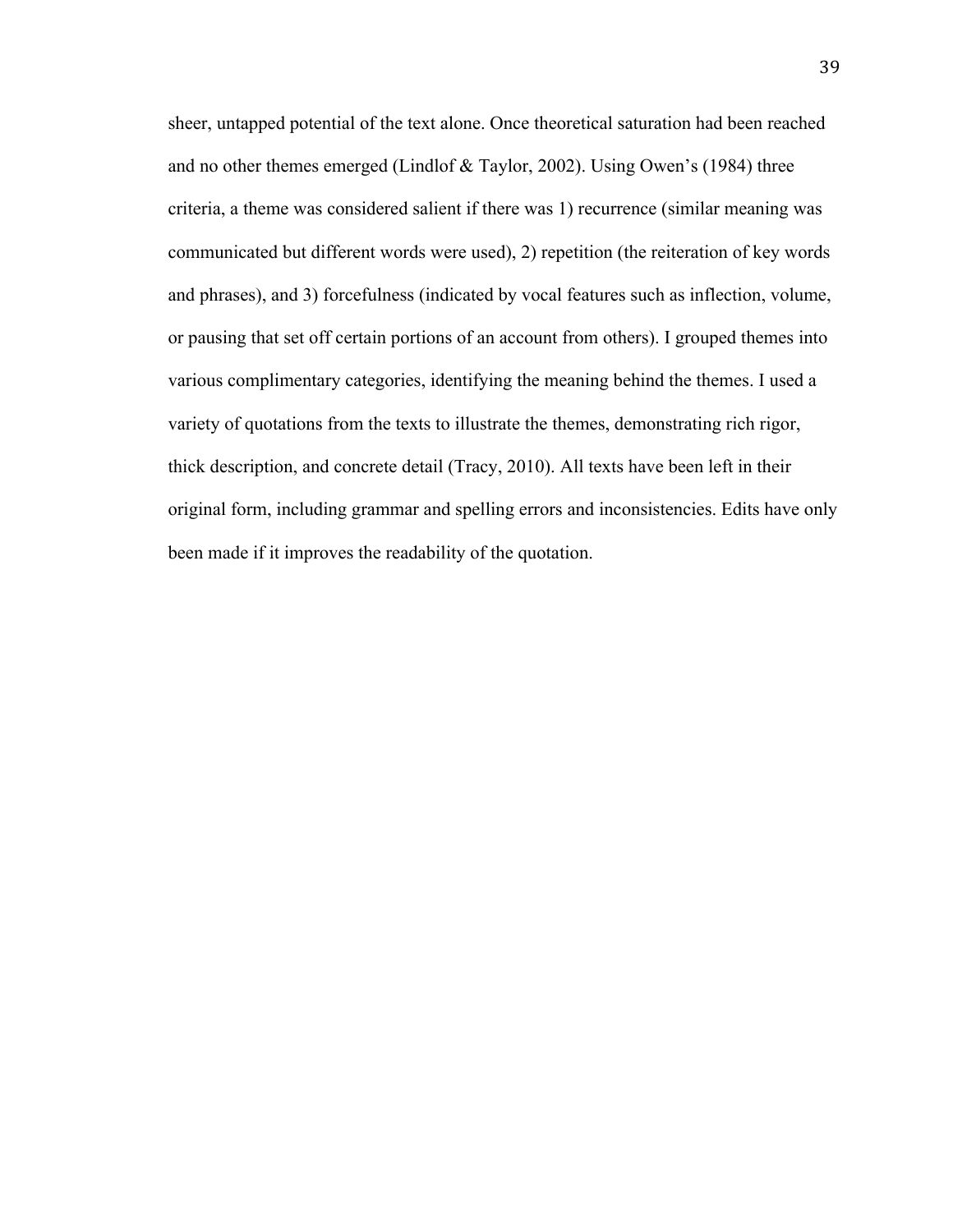sheer, untapped potential of the text alone. Once theoretical saturation had been reached and no other themes emerged (Lindlof & Taylor, 2002). Using Owen's (1984) three criteria, a theme was considered salient if there was 1) recurrence (similar meaning was communicated but different words were used), 2) repetition (the reiteration of key words and phrases), and 3) forcefulness (indicated by vocal features such as inflection, volume, or pausing that set off certain portions of an account from others). I grouped themes into various complimentary categories, identifying the meaning behind the themes. I used a variety of quotations from the texts to illustrate the themes, demonstrating rich rigor, thick description, and concrete detail (Tracy, 2010). All texts have been left in their original form, including grammar and spelling errors and inconsistencies. Edits have only been made if it improves the readability of the quotation.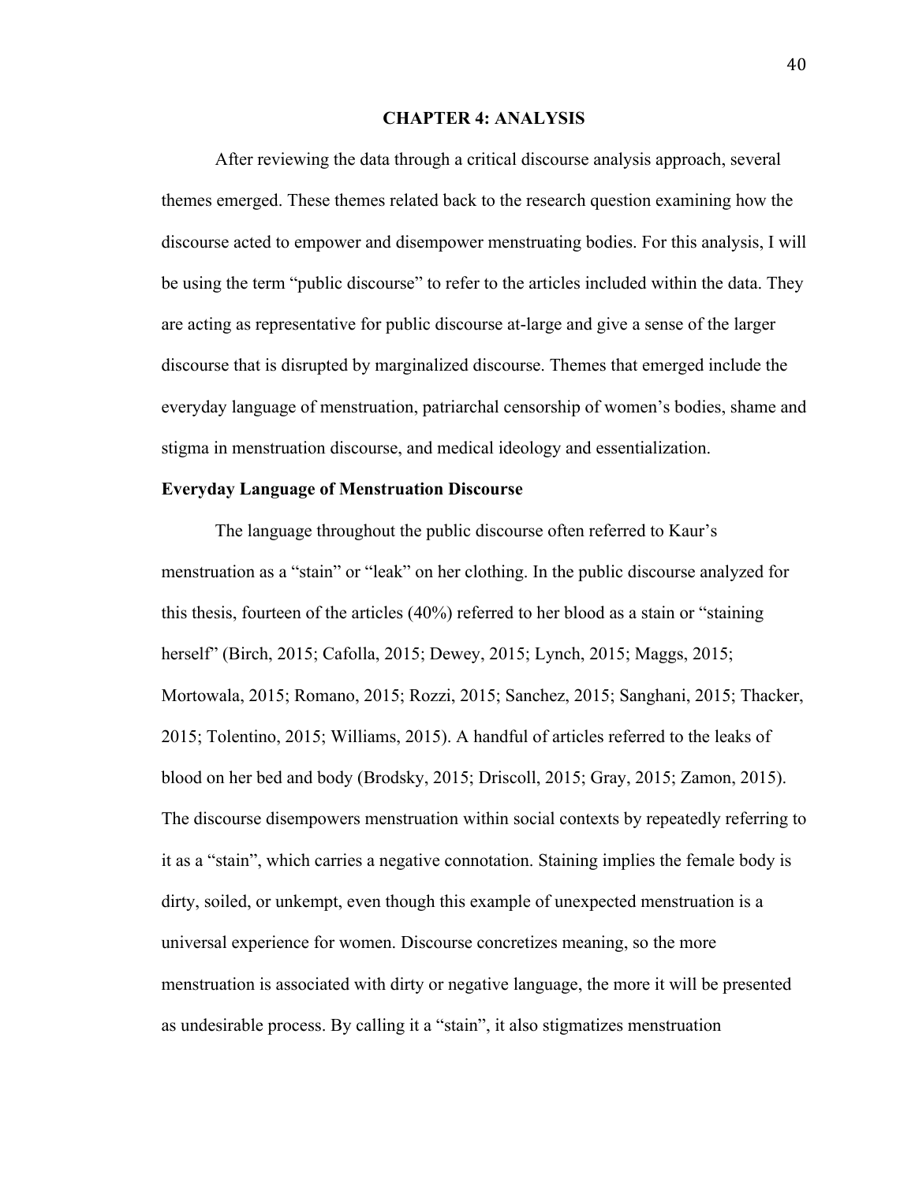# CHAPTER 4: ANALYSIS

After reviewing the data through a critical discourse analysis approach, several themes emerged. These themes related back to the research question examining how the discourse acted to empower and disempower menstruating bodies. For this analysis, I will be using the term "public discourse" to refer to the articles included within the data. They are acting as representative for public discourse at-large and give a sense of the larger discourse that is disrupted by marginalized discourse. Themes that emerged include the everyday language of menstruation, patriarchal censorship of women's bodies, shame and stigma in menstruation discourse, and medical ideology and essentialization.

## Everyday Language of Menstruation Discourse

The language throughout the public discourse often referred to Kaur's menstruation as a "stain" or "leak" on her clothing. In the public discourse analyzed for this thesis, fourteen of the articles (40%) referred to her blood as a stain or "staining herself" (Birch, 2015; Cafolla, 2015; Dewey, 2015; Lynch, 2015; Maggs, 2015; Mortowala, 2015; Romano, 2015; Rozzi, 2015; Sanchez, 2015; Sanghani, 2015; Thacker, 2015; Tolentino, 2015; Williams, 2015). A handful of articles referred to the leaks of blood on her bed and body (Brodsky, 2015; Driscoll, 2015; Gray, 2015; Zamon, 2015). The discourse disempowers menstruation within social contexts by repeatedly referring to it as a "stain", which carries a negative connotation. Staining implies the female body is dirty, soiled, or unkempt, even though this example of unexpected menstruation is a universal experience for women. Discourse concretizes meaning, so the more menstruation is associated with dirty or negative language, the more it will be presented as undesirable process. By calling it a "stain", it also stigmatizes menstruation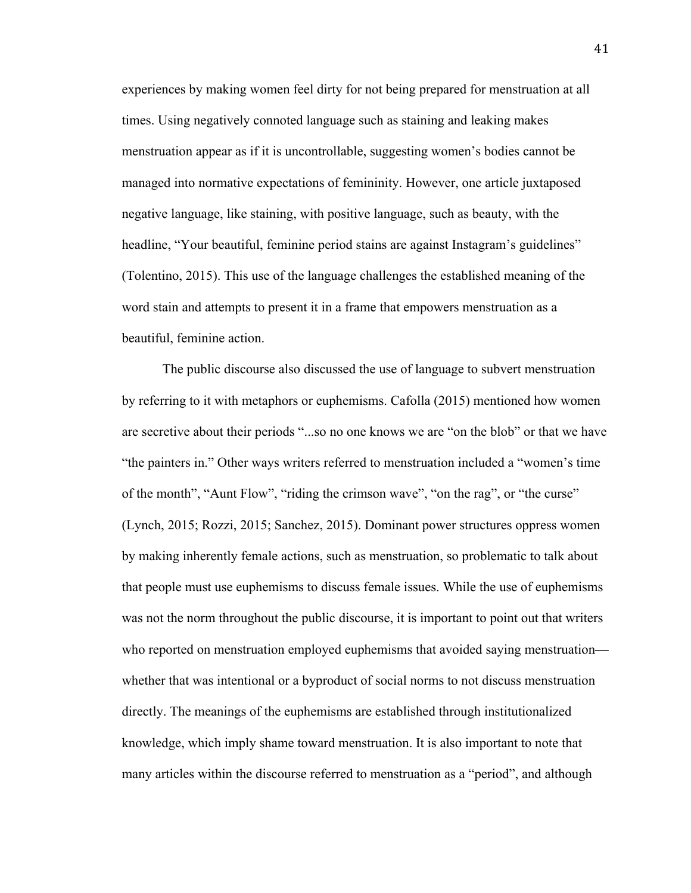experiences by making women feel dirty for not being prepared for menstruation at all times. Using negatively connoted language such as staining and leaking makes menstruation appear as if it is uncontrollable, suggesting women's bodies cannot be managed into normative expectations of femininity. However, one article juxtaposed negative language, like staining, with positive language, such as beauty, with the headline, "Your beautiful, feminine period stains are against Instagram's guidelines" (Tolentino, 2015). This use of the language challenges the established meaning of the word stain and attempts to present it in a frame that empowers menstruation as a beautiful, feminine action.

The public discourse also discussed the use of language to subvert menstruation by referring to it with metaphors or euphemisms. Cafolla (2015) mentioned how women are secretive about their periods "...so no one knows we are "on the blob" or that we have "the painters in." Other ways writers referred to menstruation included a "women's time of the month", "Aunt Flow", "riding the crimson wave", "on the rag", or "the curse" (Lynch, 2015; Rozzi, 2015; Sanchez, 2015). Dominant power structures oppress women by making inherently female actions, such as menstruation, so problematic to talk about that people must use euphemisms to discuss female issues. While the use of euphemisms was not the norm throughout the public discourse, it is important to point out that writers who reported on menstruation employed euphemisms that avoided saying menstruation—whether that was intentional or a byproduct of social norms to not discuss menstruation directly. The meanings of the euphemisms are established through institutionalized knowledge, which imply shame toward menstruation. It is also important to note that many articles within the discourse referred to menstruation as a "period", and although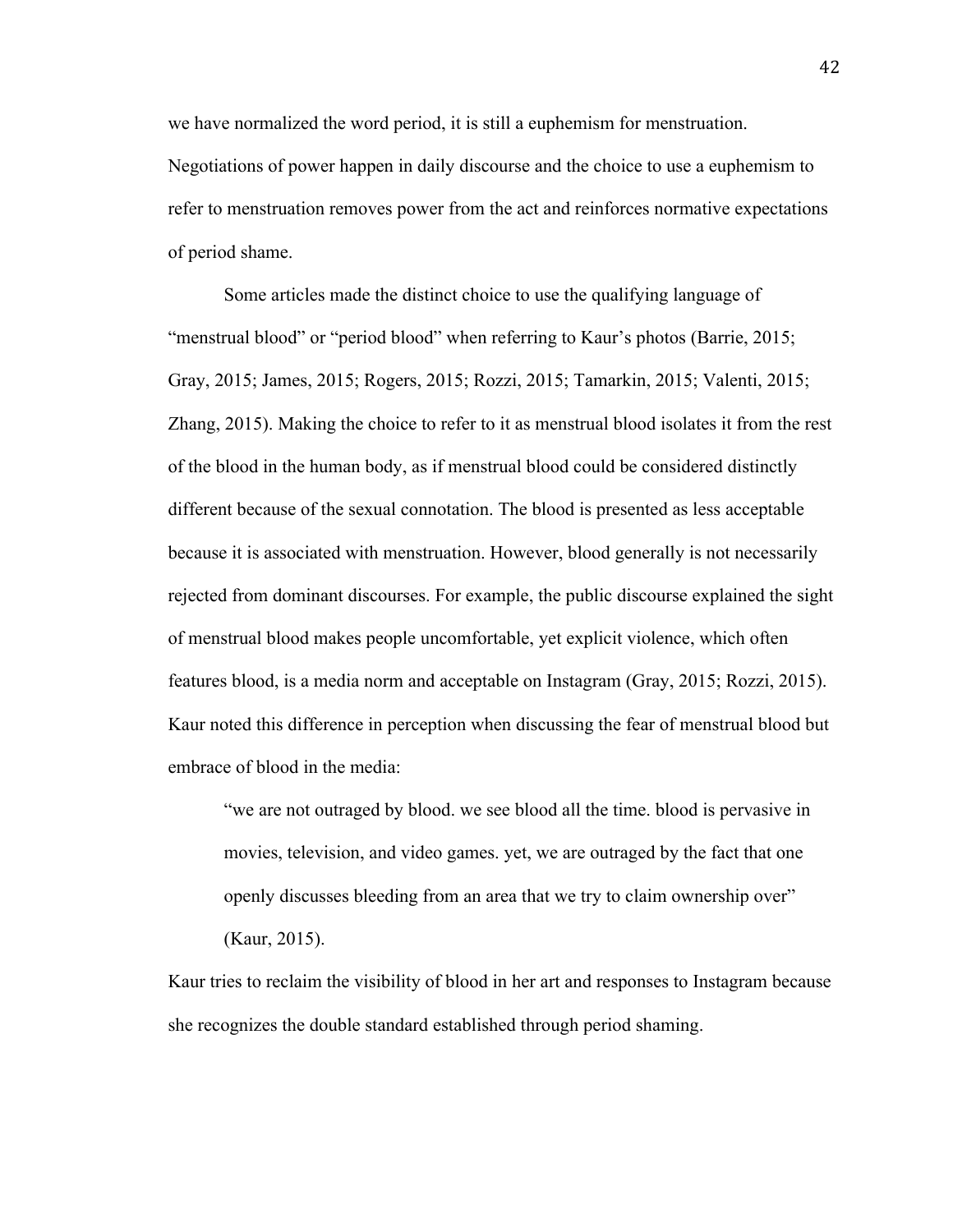we have normalized the word period, it is still a euphemism for menstruation. Negotiations of power happen in daily discourse and the choice to use a euphemism to refer to menstruation removes power from the act and reinforces normative expectations of period shame.

Some articles made the distinct choice to use the qualifying language of "menstrual blood" or "period blood" when referring to Kaur's photos (Barrie, 2015; Gray, 2015; James, 2015; Rogers, 2015; Rozzi, 2015; Tamarkin, 2015; Valenti, 2015; Zhang, 2015). Making the choice to refer to it as menstrual blood isolates it from the rest of the blood in the human body, as if menstrual blood could be considered distinctly different because of the sexual connotation. The blood is presented as less acceptable because it is associated with menstruation. However, blood generally is not necessarily rejected from dominant discourses. For example, the public discourse explained the sight of menstrual blood makes people uncomfortable, yet explicit violence, which often features blood, is a media norm and acceptable on Instagram (Gray, 2015; Rozzi, 2015). Kaur noted this difference in perception when discussing the fear of menstrual blood but embrace of blood in the media:

> "we are not outraged by blood. we see blood all the time. blood is pervasive in movies, television, and video games. yet, we are outraged by the fact that one openly discusses bleeding from an area that we try to claim ownership over" (Kaur, 2015).

Kaur tries to reclaim the visibility of blood in her art and responses to Instagram because she recognizes the double standard established through period shaming.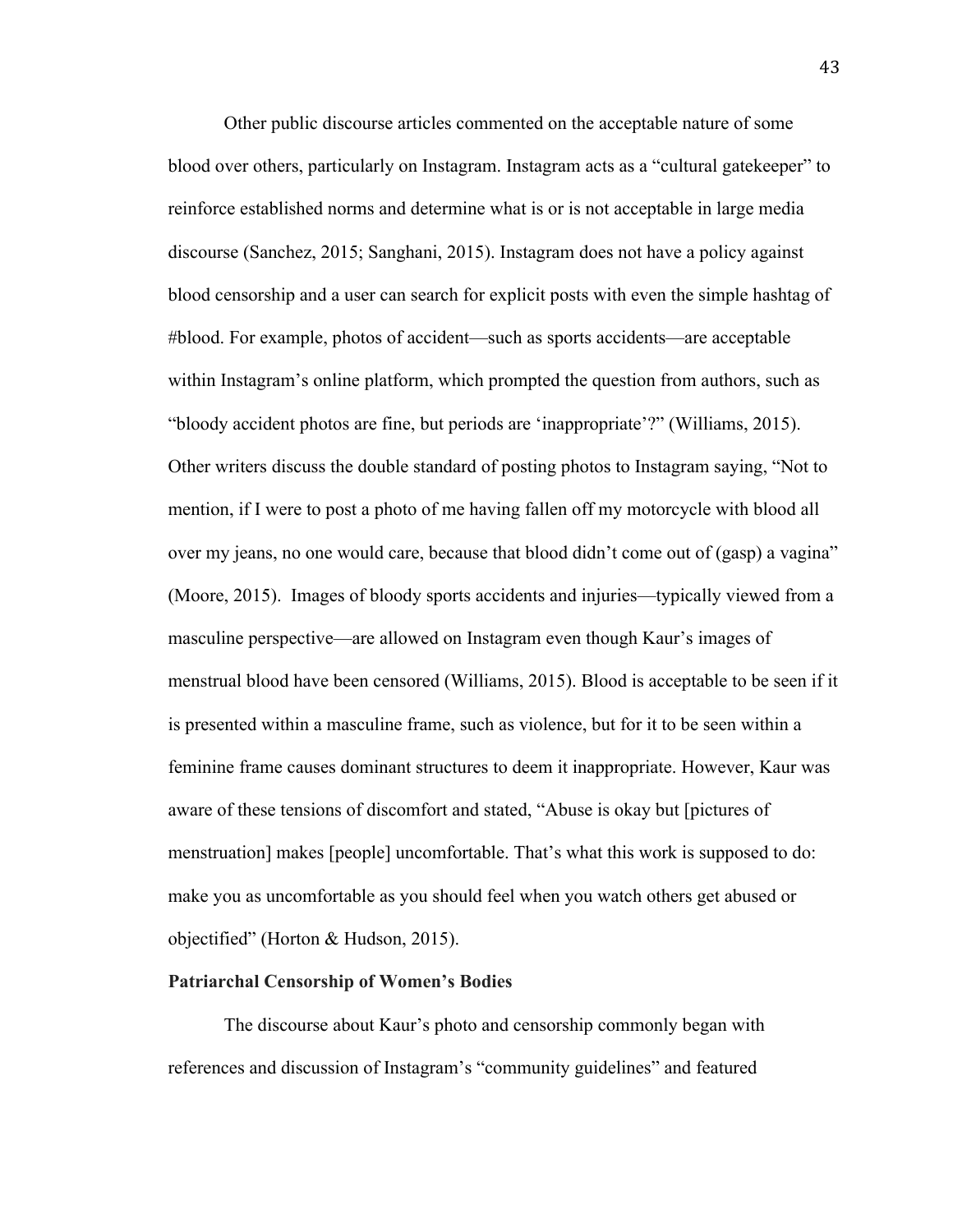Other public discourse articles commented on the acceptable nature of some blood over others, particularly on Instagram. Instagram acts as a "cultural gatekeeper" to reinforce established norms and determine what is or is not acceptable in large media discourse (Sanchez, 2015; Sanghani, 2015). Instagram does not have a policy against blood censorship and a user can search for explicit posts with even the simple hashtag of #blood. For example, photos of accident—such as sports accidents—are acceptable within Instagram's online platform, which prompted the question from authors, such as "bloody accident photos are fine, but periods are 'inappropriate'?" (Williams, 2015). Other writers discuss the double standard of posting photos to Instagram saying, "Not to mention, if I were to post a photo of me having fallen off my motorcycle with blood all over my jeans, no one would care, because that blood didn't come out of (gasp) a vagina" (Moore, 2015). Images of bloody sports accidents and injuries—typically viewed from a masculine perspective—are allowed on Instagram even though Kaur's images of menstrual blood have been censored (Williams, 2015). Blood is acceptable to be seen if it is presented within a masculine frame, such as violence, but for it to be seen within a feminine frame causes dominant structures to deem it inappropriate. However, Kaur was aware of these tensions of discomfort and stated, "Abuse is okay but [pictures of menstruation] makes [people] uncomfortable. That's what this work is supposed to do: make you as uncomfortable as you should feel when you watch others get abused or objectified" (Horton & Hudson, 2015).

**Patriarchal Censorship of Women's Bodies**

The discourse about Kaur's photo and censorship commonly began with references and discussion of Instagram's "community guidelines" and featured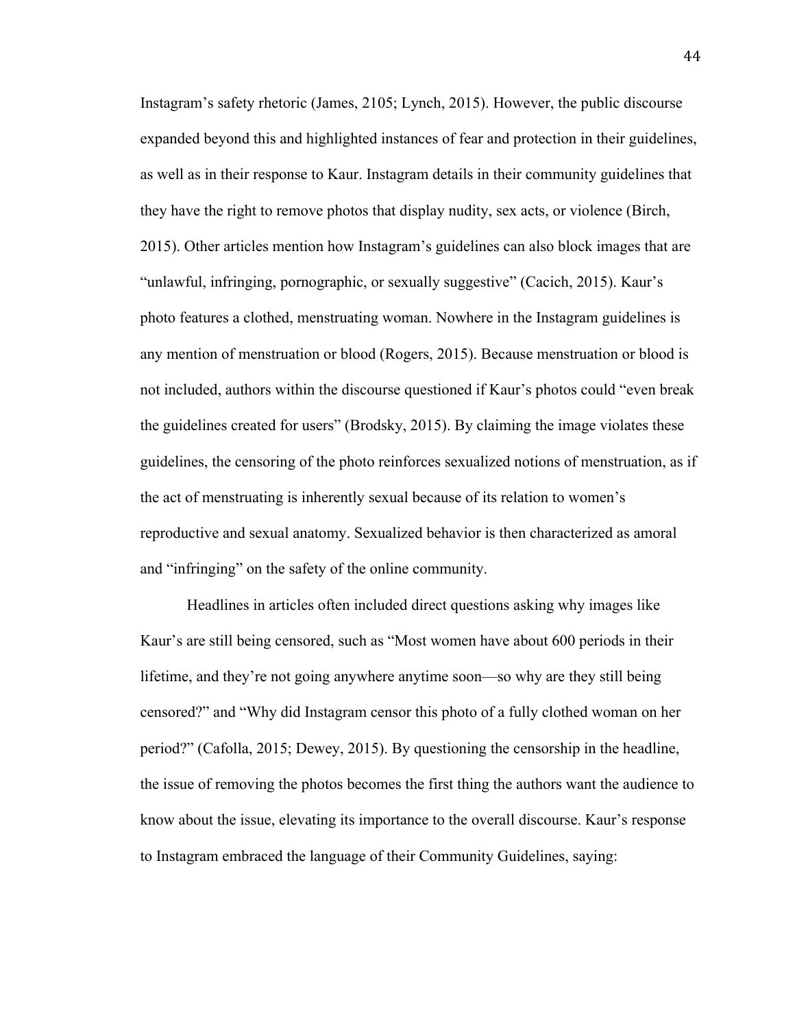Instagram's safety rhetoric (James, 2105; Lynch, 2015). However, the public discourse expanded beyond this and highlighted instances of fear and protection in their guidelines, as well as in their response to Kaur. Instagram details in their community guidelines that they have the right to remove photos that display nudity, sex acts, or violence (Birch, 2015). Other articles mention how Instagram's guidelines can also block images that are "unlawful, infringing, pornographic, or sexually suggestive" (Cacich, 2015). Kaur's photo features a clothed, menstruating woman. Nowhere in the Instagram guidelines is any mention of menstruation or blood (Rogers, 2015). Because menstruation or blood is not included, authors within the discourse questioned if Kaur's photos could "even break the guidelines created for users" (Brodsky, 2015). By claiming the image violates these guidelines, the censoring of the photo reinforces sexualized notions of menstruation, as if the act of menstruating is inherently sexual because of its relation to women's reproductive and sexual anatomy. Sexualized behavior is then characterized as amoral and "infringing" on the safety of the online community.

Headlines in articles often included direct questions asking why images like Kaur's are still being censored, such as "Most women have about 600 periods in their lifetime, and they're not going anywhere anytime soon—so why are they still being censored?" and "Why did Instagram censor this photo of a fully clothed woman on her period?" (Cafolla, 2015; Dewey, 2015). By questioning the censorship in the headline, the issue of removing the photos becomes the first thing the authors want the audience to know about the issue, elevating its importance to the overall discourse. Kaur's response to Instagram embraced the language of their Community Guidelines, saying: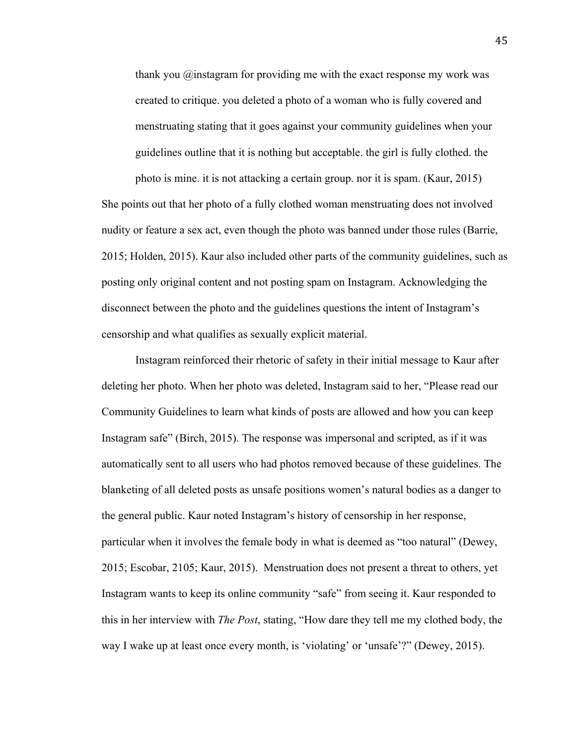> thank you @instagram for providing me with the exact response my work was created to critique. you deleted a photo of a woman who is fully covered and menstruating stating that it goes against your community guidelines when your guidelines outline that it is nothing but acceptable. the girl is fully clothed. the photo is mine. it is not attacking a certain group. nor it is spam. (Kaur, 2015)

She points out that her photo of a fully clothed woman menstruating does not involved nudity or feature a sex act, even though the photo was banned under those rules (Barrie, 2015; Holden, 2015). Kaur also included other parts of the community guidelines, such as posting only original content and not posting spam on Instagram. Acknowledging the disconnect between the photo and the guidelines questions the intent of Instagram's censorship and what qualifies as sexually explicit material.

Instagram reinforced their rhetoric of safety in their initial message to Kaur after deleting her photo. When her photo was deleted, Instagram said to her, "Please read our Community Guidelines to learn what kinds of posts are allowed and how you can keep Instagram safe" (Birch, 2015). The response was impersonal and scripted, as if it was automatically sent to all users who had photos removed because of these guidelines. The blanketing of all deleted posts as unsafe positions women's natural bodies as a danger to the general public. Kaur noted Instagram's history of censorship in her response, particular when it involves the female body in what is deemed as "too natural" (Dewey, 2015; Escobar, 2105; Kaur, 2015). Menstruation does not present a threat to others, yet Instagram wants to keep its online community "safe" from seeing it. Kaur responded to this in her interview with *The Post*, stating, "How dare they tell me my clothed body, the way I wake up at least once every month, is 'violating' or 'unsafe'?" (Dewey, 2015).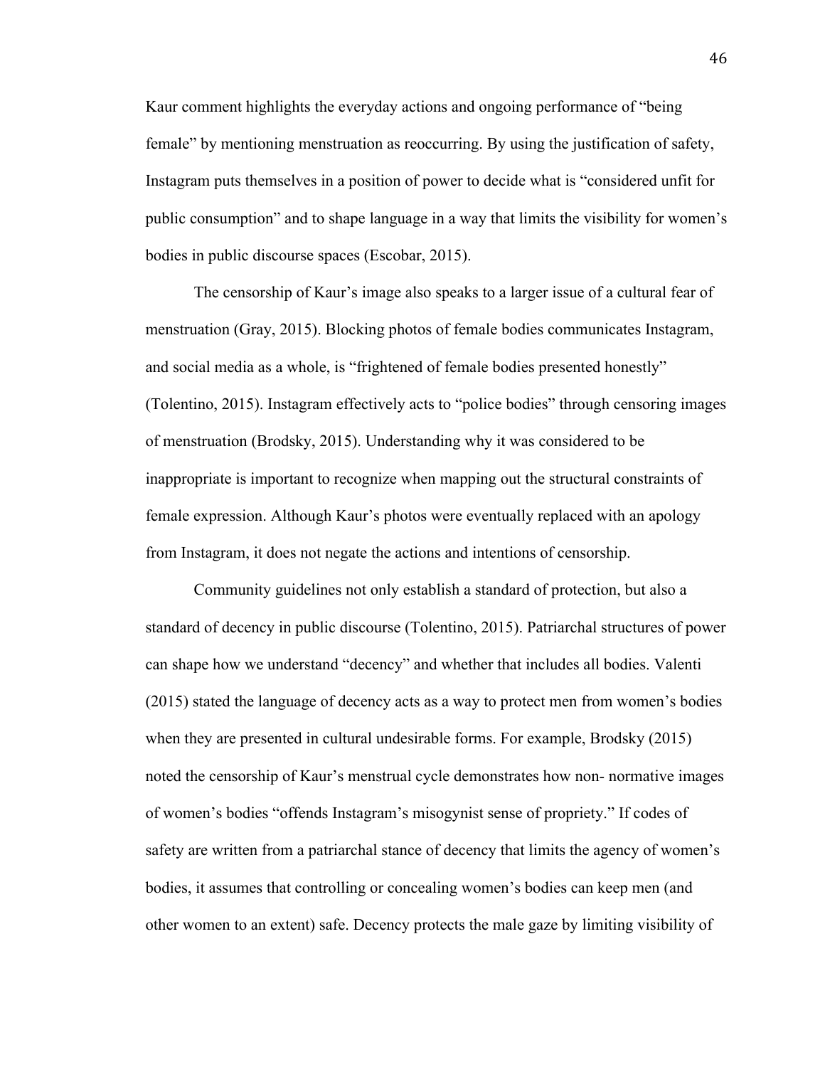Kaur comment highlights the everyday actions and ongoing performance of "being female" by mentioning menstruation as reoccurring. By using the justification of safety, Instagram puts themselves in a position of power to decide what is "considered unfit for public consumption" and to shape language in a way that limits the visibility for women's bodies in public discourse spaces (Escobar, 2015).

The censorship of Kaur's image also speaks to a larger issue of a cultural fear of menstruation (Gray, 2015). Blocking photos of female bodies communicates Instagram, and social media as a whole, is "frightened of female bodies presented honestly" (Tolentino, 2015). Instagram effectively acts to "police bodies" through censoring images of menstruation (Brodsky, 2015). Understanding why it was considered to be inappropriate is important to recognize when mapping out the structural constraints of female expression. Although Kaur's photos were eventually replaced with an apology from Instagram, it does not negate the actions and intentions of censorship.

Community guidelines not only establish a standard of protection, but also a standard of decency in public discourse (Tolentino, 2015). Patriarchal structures of power can shape how we understand "decency" and whether that includes all bodies. Valenti (2015) stated the language of decency acts as a way to protect men from women's bodies when they are presented in cultural undesirable forms. For example, Brodsky (2015) noted the censorship of Kaur's menstrual cycle demonstrates how non- normative images of women's bodies "offends Instagram's misogynist sense of propriety." If codes of safety are written from a patriarchal stance of decency that limits the agency of women's bodies, it assumes that controlling or concealing women's bodies can keep men (and other women to an extent) safe. Decency protects the male gaze by limiting visibility of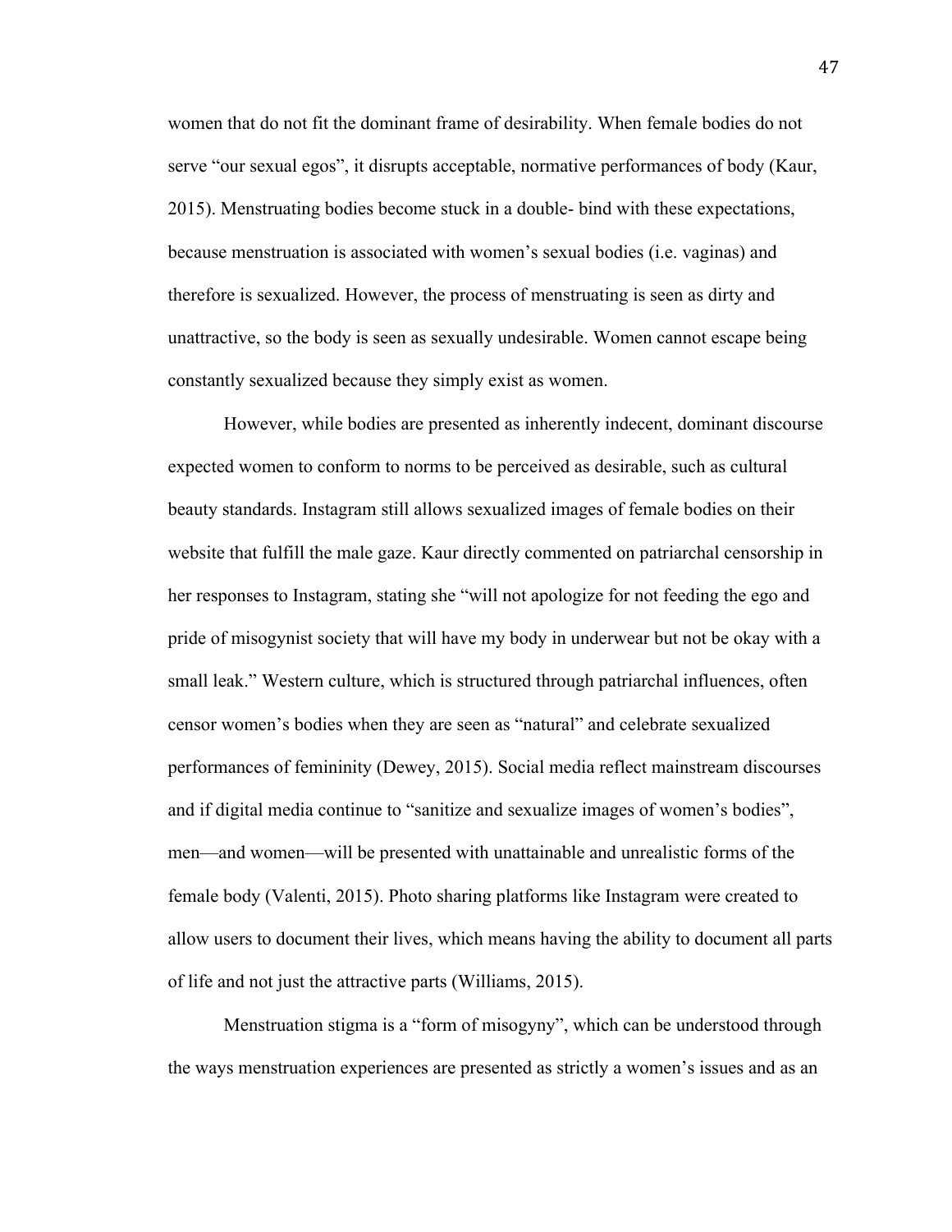women that do not fit the dominant frame of desirability. When female bodies do not serve "our sexual egos", it disrupts acceptable, normative performances of body (Kaur, 2015). Menstruating bodies become stuck in a double- bind with these expectations, because menstruation is associated with women's sexual bodies (i.e. vaginas) and therefore is sexualized. However, the process of menstruating is seen as dirty and unattractive, so the body is seen as sexually undesirable. Women cannot escape being constantly sexualized because they simply exist as women.

However, while bodies are presented as inherently indecent, dominant discourse expected women to conform to norms to be perceived as desirable, such as cultural beauty standards. Instagram still allows sexualized images of female bodies on their website that fulfill the male gaze. Kaur directly commented on patriarchal censorship in her responses to Instagram, stating she "will not apologize for not feeding the ego and pride of misogynist society that will have my body in underwear but not be okay with a small leak." Western culture, which is structured through patriarchal influences, often censor women's bodies when they are seen as "natural" and celebrate sexualized performances of femininity (Dewey, 2015). Social media reflect mainstream discourses and if digital media continue to "sanitize and sexualize images of women's bodies", men—and women—will be presented with unattainable and unrealistic forms of the female body (Valenti, 2015). Photo sharing platforms like Instagram were created to allow users to document their lives, which means having the ability to document all parts of life and not just the attractive parts (Williams, 2015).

Menstruation stigma is a "form of misogyny", which can be understood through the ways menstruation experiences are presented as strictly a women's issues and as an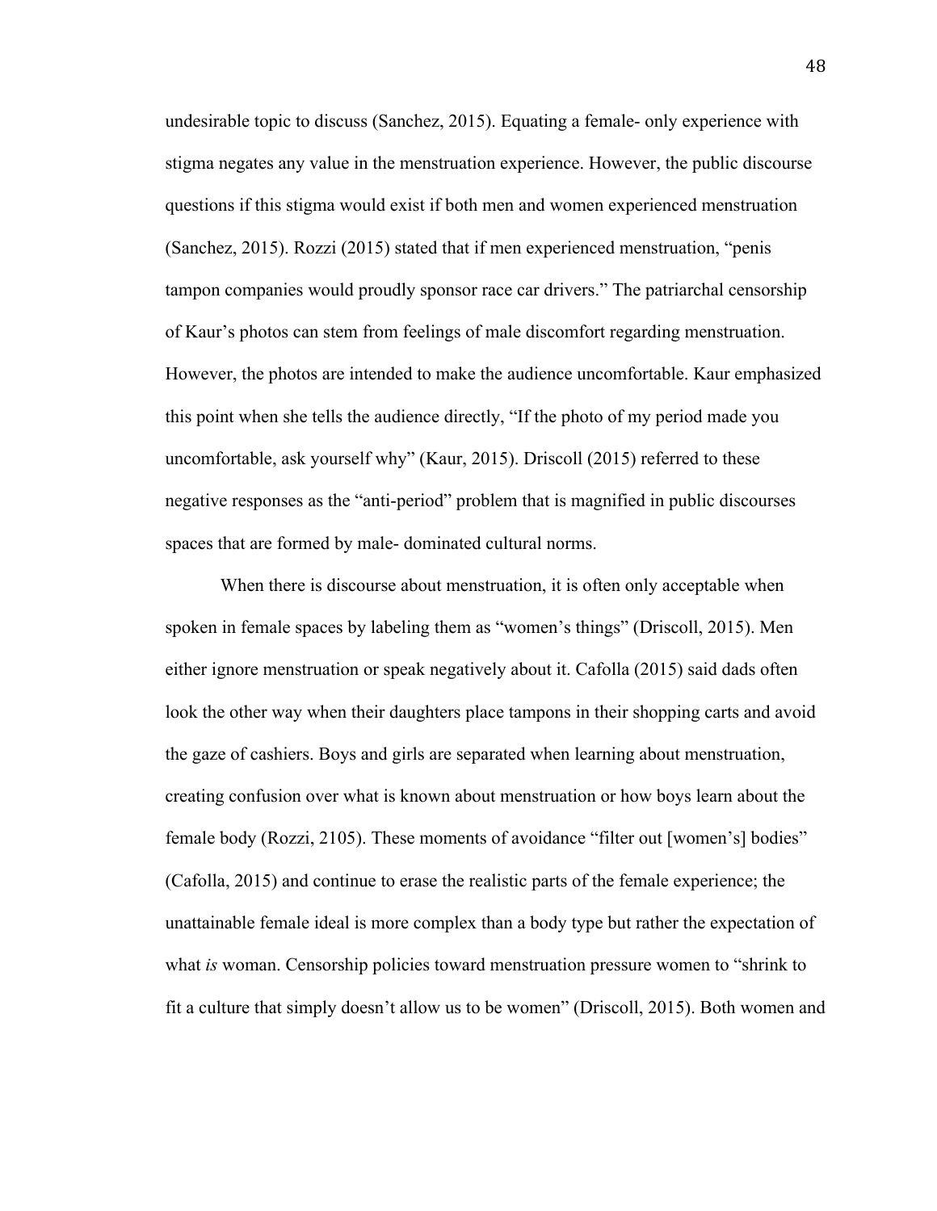undesirable topic to discuss (Sanchez, 2015). Equating a female- only experience with stigma negates any value in the menstruation experience. However, the public discourse questions if this stigma would exist if both men and women experienced menstruation (Sanchez, 2015). Rozzi (2015) stated that if men experienced menstruation, "penis tampon companies would proudly sponsor race car drivers." The patriarchal censorship of Kaur's photos can stem from feelings of male discomfort regarding menstruation. However, the photos are intended to make the audience uncomfortable. Kaur emphasized this point when she tells the audience directly, "If the photo of my period made you uncomfortable, ask yourself why" (Kaur, 2015). Driscoll (2015) referred to these negative responses as the "anti-period" problem that is magnified in public discourses spaces that are formed by male- dominated cultural norms.

When there is discourse about menstruation, it is often only acceptable when spoken in female spaces by labeling them as "women's things" (Driscoll, 2015). Men either ignore menstruation or speak negatively about it. Cafolla (2015) said dads often look the other way when their daughters place tampons in their shopping carts and avoid the gaze of cashiers. Boys and girls are separated when learning about menstruation, creating confusion over what is known about menstruation or how boys learn about the female body (Rozzi, 2105). These moments of avoidance "filter out [women's] bodies" (Cafolla, 2015) and continue to erase the realistic parts of the female experience; the unattainable female ideal is more complex than a body type but rather the expectation of what *is* woman. Censorship policies toward menstruation pressure women to "shrink to fit a culture that simply doesn't allow us to be women" (Driscoll, 2015). Both women and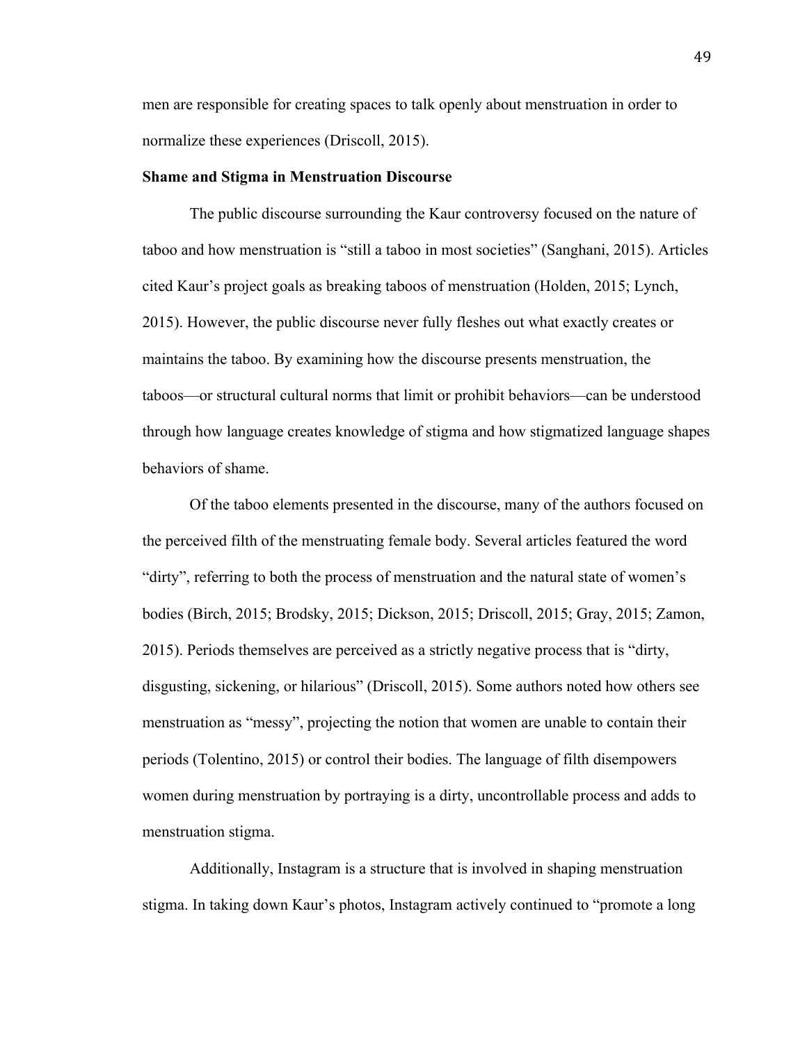men are responsible for creating spaces to talk openly about menstruation in order to normalize these experiences (Driscoll, 2015).

**Shame and Stigma in Menstruation Discourse**

The public discourse surrounding the Kaur controversy focused on the nature of taboo and how menstruation is "still a taboo in most societies" (Sanghani, 2015). Articles cited Kaur's project goals as breaking taboos of menstruation (Holden, 2015; Lynch, 2015). However, the public discourse never fully fleshes out what exactly creates or maintains the taboo. By examining how the discourse presents menstruation, the taboos—or structural cultural norms that limit or prohibit behaviors—can be understood through how language creates knowledge of stigma and how stigmatized language shapes behaviors of shame.

Of the taboo elements presented in the discourse, many of the authors focused on the perceived filth of the menstruating female body. Several articles featured the word "dirty", referring to both the process of menstruation and the natural state of women's bodies (Birch, 2015; Brodsky, 2015; Dickson, 2015; Driscoll, 2015; Gray, 2015; Zamon, 2015). Periods themselves are perceived as a strictly negative process that is "dirty, disgusting, sickening, or hilarious" (Driscoll, 2015). Some authors noted how others see menstruation as "messy", projecting the notion that women are unable to contain their periods (Tolentino, 2015) or control their bodies. The language of filth disempowers women during menstruation by portraying is a dirty, uncontrollable process and adds to menstruation stigma.

Additionally, Instagram is a structure that is involved in shaping menstruation stigma. In taking down Kaur's photos, Instagram actively continued to "promote a long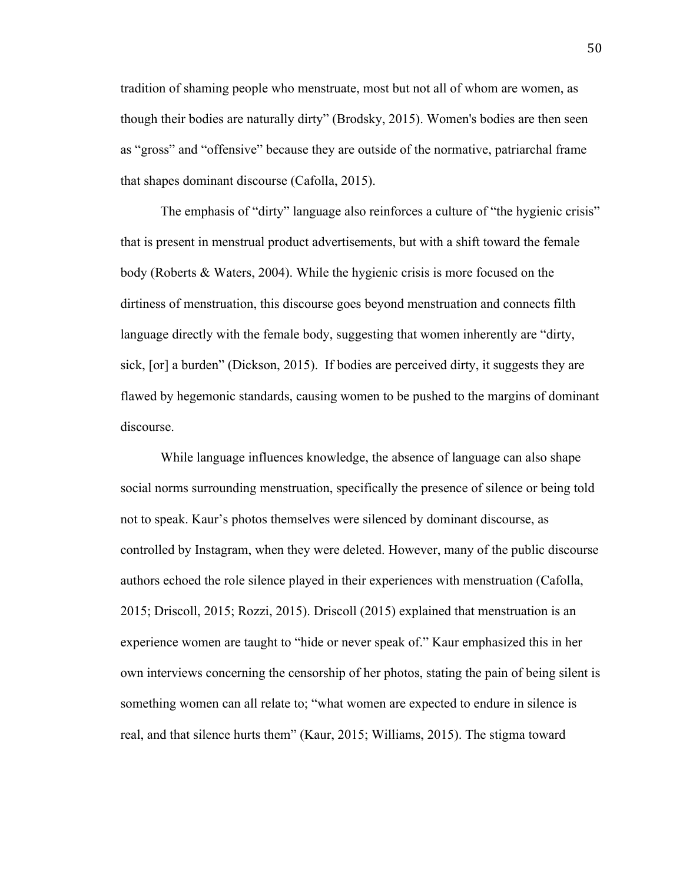tradition of shaming people who menstruate, most but not all of whom are women, as though their bodies are naturally dirty" (Brodsky, 2015). Women's bodies are then seen as "gross" and "offensive" because they are outside of the normative, patriarchal frame that shapes dominant discourse (Cafolla, 2015).

The emphasis of "dirty" language also reinforces a culture of "the hygienic crisis" that is present in menstrual product advertisements, but with a shift toward the female body (Roberts & Waters, 2004). While the hygienic crisis is more focused on the dirtiness of menstruation, this discourse goes beyond menstruation and connects filth language directly with the female body, suggesting that women inherently are "dirty, sick, [or] a burden" (Dickson, 2015). If bodies are perceived dirty, it suggests they are flawed by hegemonic standards, causing women to be pushed to the margins of dominant discourse.

While language influences knowledge, the absence of language can also shape social norms surrounding menstruation, specifically the presence of silence or being told not to speak. Kaur's photos themselves were silenced by dominant discourse, as controlled by Instagram, when they were deleted. However, many of the public discourse authors echoed the role silence played in their experiences with menstruation (Cafolla, 2015; Driscoll, 2015; Rozzi, 2015). Driscoll (2015) explained that menstruation is an experience women are taught to "hide or never speak of." Kaur emphasized this in her own interviews concerning the censorship of her photos, stating the pain of being silent is something women can all relate to; "what women are expected to endure in silence is real, and that silence hurts them" (Kaur, 2015; Williams, 2015). The stigma toward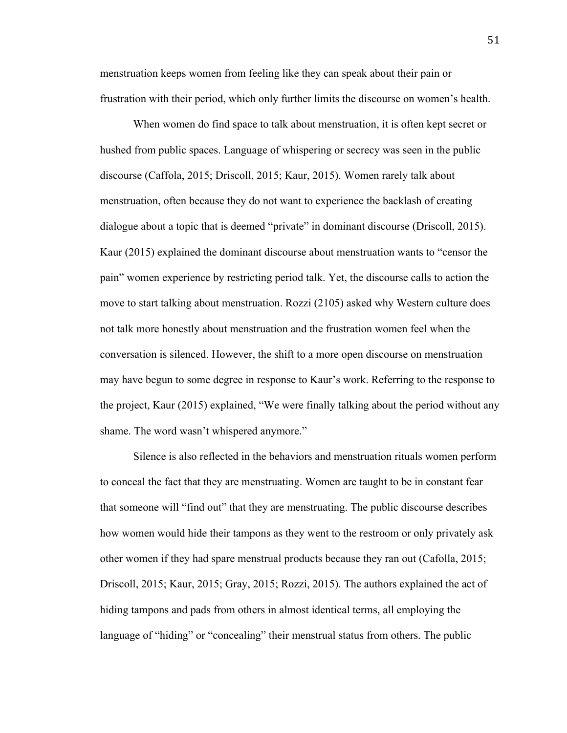menstruation keeps women from feeling like they can speak about their pain or frustration with their period, which only further limits the discourse on women's health.

When women do find space to talk about menstruation, it is often kept secret or hushed from public spaces. Language of whispering or secrecy was seen in the public discourse (Caffola, 2015; Driscoll, 2015; Kaur, 2015). Women rarely talk about menstruation, often because they do not want to experience the backlash of creating dialogue about a topic that is deemed "private" in dominant discourse (Driscoll, 2015). Kaur (2015) explained the dominant discourse about menstruation wants to "censor the pain" women experience by restricting period talk. Yet, the discourse calls to action the move to start talking about menstruation. Rozzi (2105) asked why Western culture does not talk more honestly about menstruation and the frustration women feel when the conversation is silenced. However, the shift to a more open discourse on menstruation may have begun to some degree in response to Kaur's work. Referring to the response to the project, Kaur (2015) explained, "We were finally talking about the period without any shame. The word wasn't whispered anymore."

Silence is also reflected in the behaviors and menstruation rituals women perform to conceal the fact that they are menstruating. Women are taught to be in constant fear that someone will "find out" that they are menstruating. The public discourse describes how women would hide their tampons as they went to the restroom or only privately ask other women if they had spare menstrual products because they ran out (Cafolla, 2015; Driscoll, 2015; Kaur, 2015; Gray, 2015; Rozzi, 2015). The authors explained the act of hiding tampons and pads from others in almost identical terms, all employing the language of "hiding" or "concealing" their menstrual status from others. The public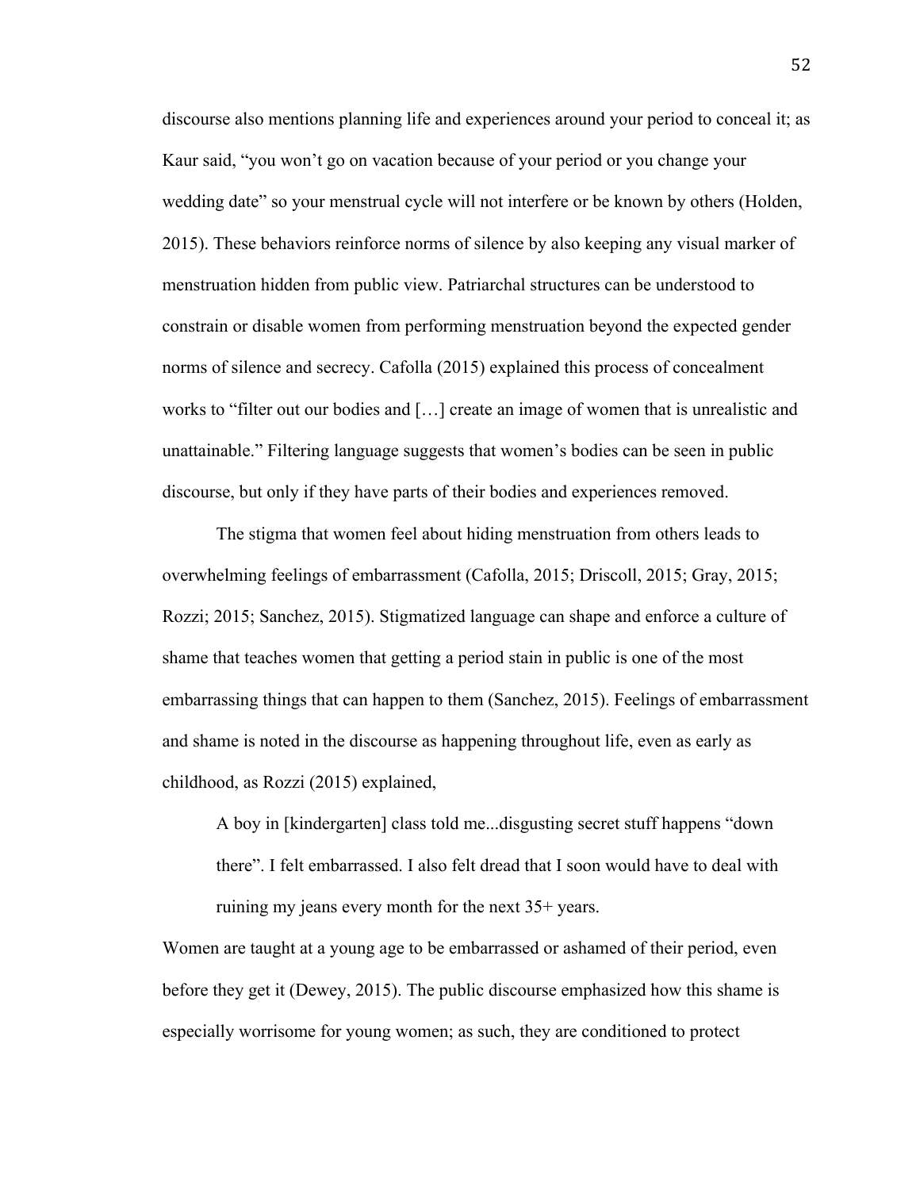discourse also mentions planning life and experiences around your period to conceal it; as Kaur said, "you won't go on vacation because of your period or you change your wedding date" so your menstrual cycle will not interfere or be known by others (Holden, 2015). These behaviors reinforce norms of silence by also keeping any visual marker of menstruation hidden from public view. Patriarchal structures can be understood to constrain or disable women from performing menstruation beyond the expected gender norms of silence and secrecy. Cafolla (2015) explained this process of concealment works to "filter out our bodies and […] create an image of women that is unrealistic and unattainable." Filtering language suggests that women's bodies can be seen in public discourse, but only if they have parts of their bodies and experiences removed.

The stigma that women feel about hiding menstruation from others leads to overwhelming feelings of embarrassment (Cafolla, 2015; Driscoll, 2015; Gray, 2015; Rozzi; 2015; Sanchez, 2015). Stigmatized language can shape and enforce a culture of shame that teaches women that getting a period stain in public is one of the most embarrassing things that can happen to them (Sanchez, 2015). Feelings of embarrassment and shame is noted in the discourse as happening throughout life, even as early as childhood, as Rozzi (2015) explained,

> A boy in [kindergarten] class told me...disgusting secret stuff happens "down there". I felt embarrassed. I also felt dread that I soon would have to deal with ruining my jeans every month for the next 35+ years.

Women are taught at a young age to be embarrassed or ashamed of their period, even before they get it (Dewey, 2015). The public discourse emphasized how this shame is especially worrisome for young women; as such, they are conditioned to protect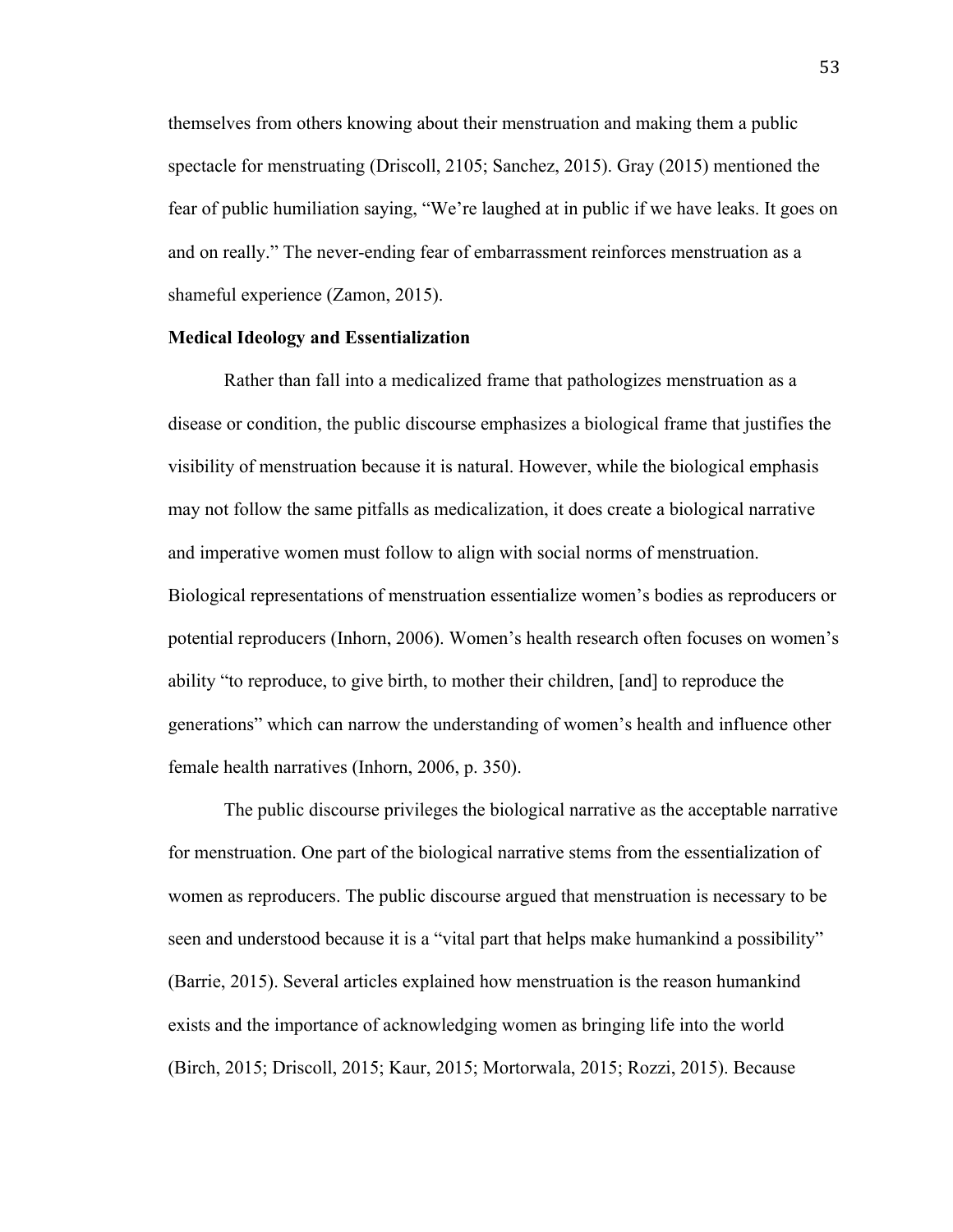themselves from others knowing about their menstruation and making them a public spectacle for menstruating (Driscoll, 2105; Sanchez, 2015). Gray (2015) mentioned the fear of public humiliation saying, "We're laughed at in public if we have leaks. It goes on and on really." The never-ending fear of embarrassment reinforces menstruation as a shameful experience (Zamon, 2015).

**Medical Ideology and Essentialization**

Rather than fall into a medicalized frame that pathologizes menstruation as a disease or condition, the public discourse emphasizes a biological frame that justifies the visibility of menstruation because it is natural. However, while the biological emphasis may not follow the same pitfalls as medicalization, it does create a biological narrative and imperative women must follow to align with social norms of menstruation. Biological representations of menstruation essentialize women's bodies as reproducers or potential reproducers (Inhorn, 2006). Women's health research often focuses on women's ability "to reproduce, to give birth, to mother their children, [and] to reproduce the generations" which can narrow the understanding of women's health and influence other female health narratives (Inhorn, 2006, p. 350).

The public discourse privileges the biological narrative as the acceptable narrative for menstruation. One part of the biological narrative stems from the essentialization of women as reproducers. The public discourse argued that menstruation is necessary to be seen and understood because it is a "vital part that helps make humankind a possibility" (Barrie, 2015). Several articles explained how menstruation is the reason humankind exists and the importance of acknowledging women as bringing life into the world (Birch, 2015; Driscoll, 2015; Kaur, 2015; Mortorwala, 2015; Rozzi, 2015). Because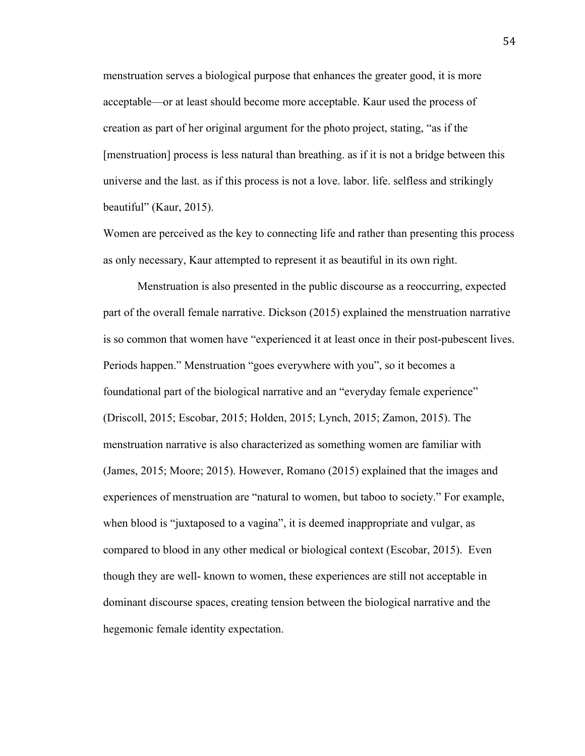menstruation serves a biological purpose that enhances the greater good, it is more acceptable—or at least should become more acceptable. Kaur used the process of creation as part of her original argument for the photo project, stating, "as if the [menstruation] process is less natural than breathing. as if it is not a bridge between this universe and the last. as if this process is not a love. labor. life. selfless and strikingly beautiful" (Kaur, 2015).

Women are perceived as the key to connecting life and rather than presenting this process as only necessary, Kaur attempted to represent it as beautiful in its own right.

Menstruation is also presented in the public discourse as a reoccurring, expected part of the overall female narrative. Dickson (2015) explained the menstruation narrative is so common that women have "experienced it at least once in their post-pubescent lives. Periods happen." Menstruation "goes everywhere with you", so it becomes a foundational part of the biological narrative and an "everyday female experience" (Driscoll, 2015; Escobar, 2015; Holden, 2015; Lynch, 2015; Zamon, 2015). The menstruation narrative is also characterized as something women are familiar with (James, 2015; Moore; 2015). However, Romano (2015) explained that the images and experiences of menstruation are "natural to women, but taboo to society." For example, when blood is "juxtaposed to a vagina", it is deemed inappropriate and vulgar, as compared to blood in any other medical or biological context (Escobar, 2015). Even though they are well- known to women, these experiences are still not acceptable in dominant discourse spaces, creating tension between the biological narrative and the hegemonic female identity expectation.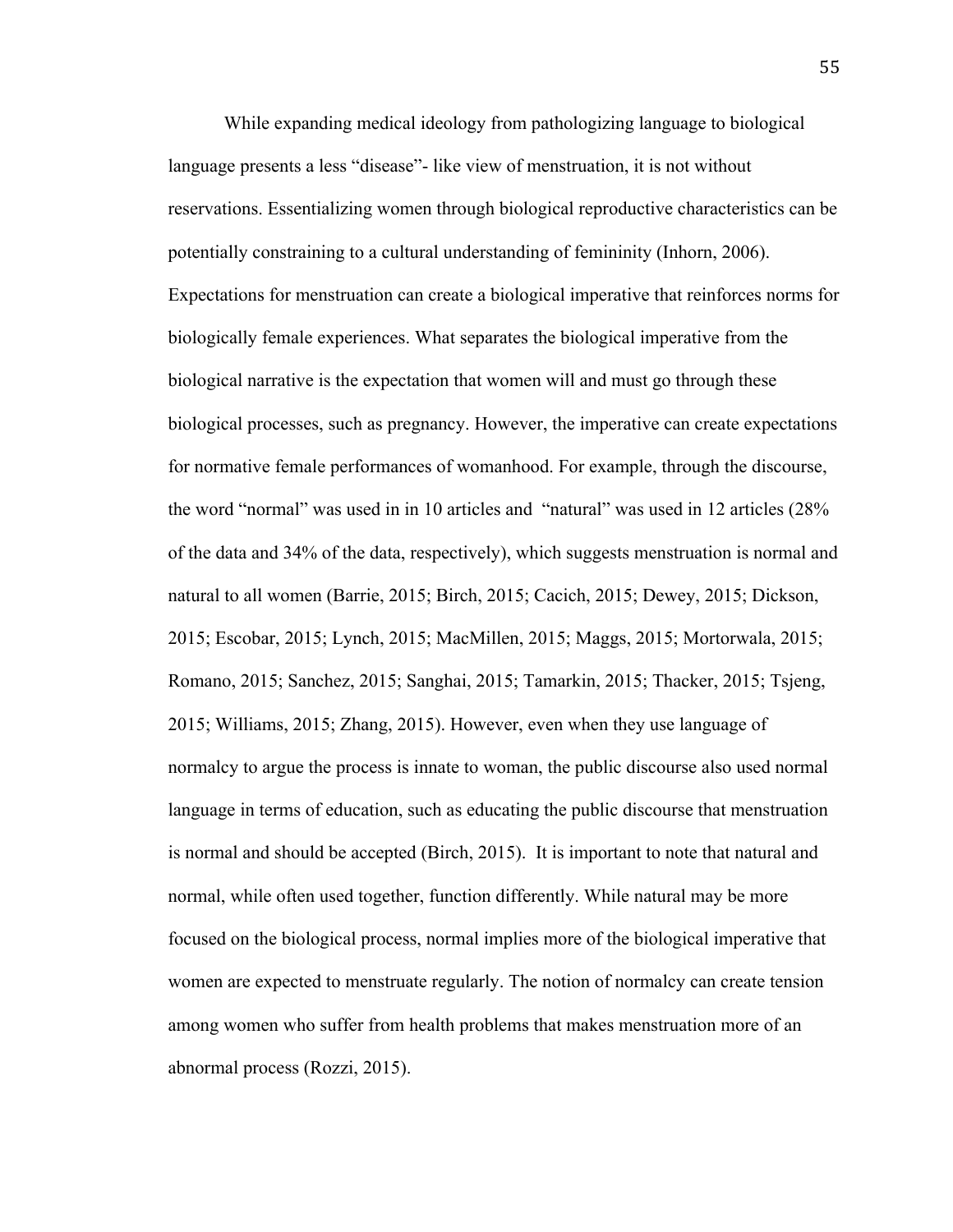While expanding medical ideology from pathologizing language to biological language presents a less "disease"- like view of menstruation, it is not without reservations. Essentializing women through biological reproductive characteristics can be potentially constraining to a cultural understanding of femininity (Inhorn, 2006). Expectations for menstruation can create a biological imperative that reinforces norms for biologically female experiences. What separates the biological imperative from the biological narrative is the expectation that women will and must go through these biological processes, such as pregnancy. However, the imperative can create expectations for normative female performances of womanhood. For example, through the discourse, the word "normal" was used in in 10 articles and "natural" was used in 12 articles (28% of the data and 34% of the data, respectively), which suggests menstruation is normal and natural to all women (Barrie, 2015; Birch, 2015; Cacich, 2015; Dewey, 2015; Dickson, 2015; Escobar, 2015; Lynch, 2015; MacMillen, 2015; Maggs, 2015; Mortorwala, 2015; Romano, 2015; Sanchez, 2015; Sanghai, 2015; Tamarkin, 2015; Thacker, 2015; Tsjeng, 2015; Williams, 2015; Zhang, 2015). However, even when they use language of normalcy to argue the process is innate to woman, the public discourse also used normal language in terms of education, such as educating the public discourse that menstruation is normal and should be accepted (Birch, 2015). It is important to note that natural and normal, while often used together, function differently. While natural may be more focused on the biological process, normal implies more of the biological imperative that women are expected to menstruate regularly. The notion of normalcy can create tension among women who suffer from health problems that makes menstruation more of an abnormal process (Rozzi, 2015).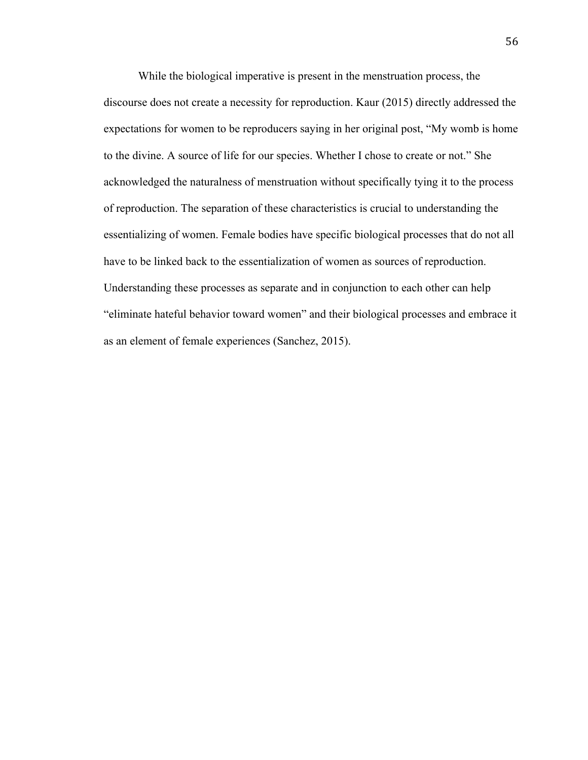While the biological imperative is present in the menstruation process, the discourse does not create a necessity for reproduction. Kaur (2015) directly addressed the expectations for women to be reproducers saying in her original post, “My womb is home to the divine. A source of life for our species. Whether I chose to create or not.” She acknowledged the naturalness of menstruation without specifically tying it to the process of reproduction. The separation of these characteristics is crucial to understanding the essentializing of women. Female bodies have specific biological processes that do not all have to be linked back to the essentialization of women as sources of reproduction. Understanding these processes as separate and in conjunction to each other can help “eliminate hateful behavior toward women” and their biological processes and embrace it as an element of female experiences (Sanchez, 2015).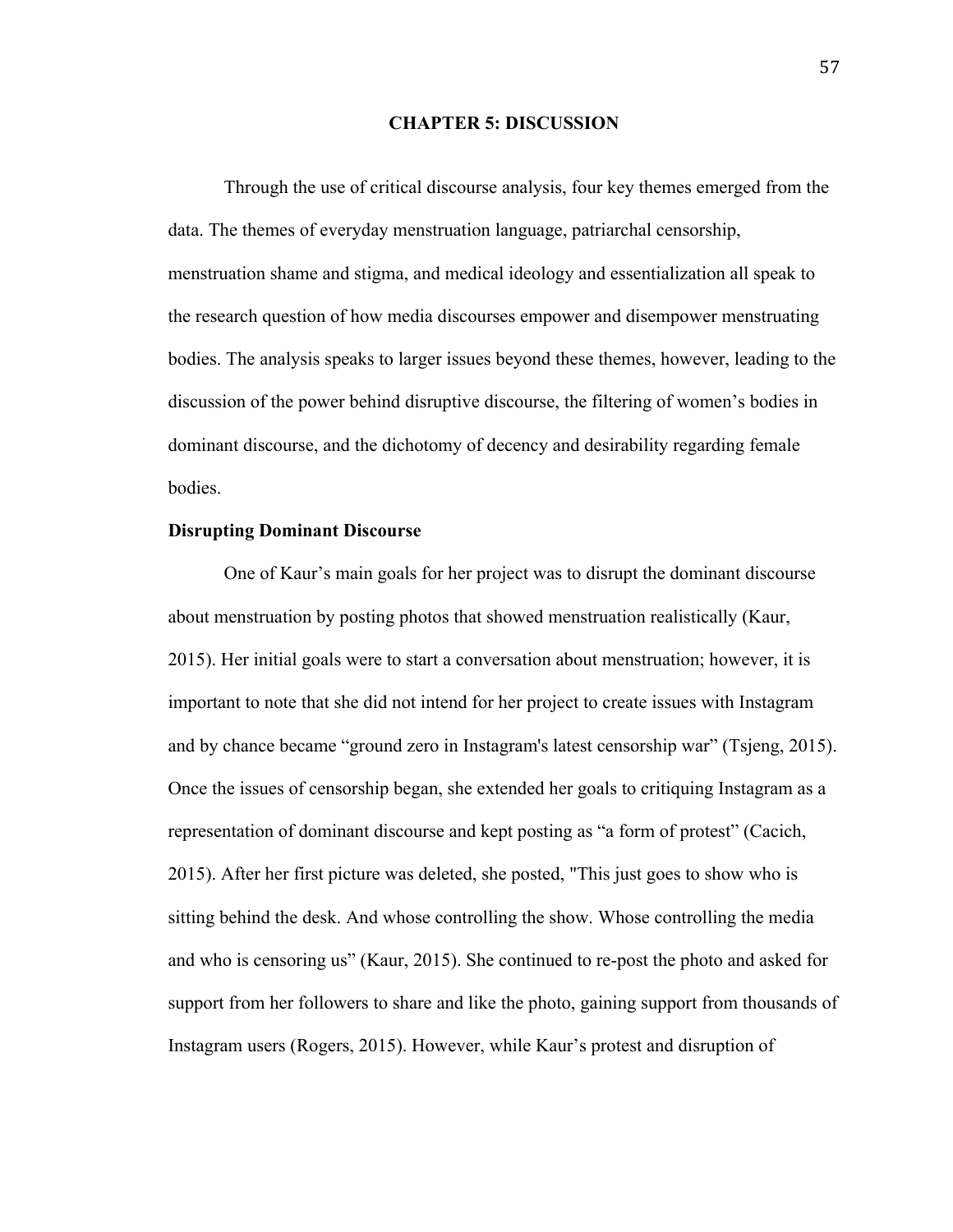# CHAPTER 5: DISCUSSION

Through the use of critical discourse analysis, four key themes emerged from the data. The themes of everyday menstruation language, patriarchal censorship, menstruation shame and stigma, and medical ideology and essentialization all speak to the research question of how media discourses empower and disempower menstruating bodies. The analysis speaks to larger issues beyond these themes, however, leading to the discussion of the power behind disruptive discourse, the filtering of women's bodies in dominant discourse, and the dichotomy of decency and desirability regarding female bodies.

## Disrupting Dominant Discourse

One of Kaur's main goals for her project was to disrupt the dominant discourse about menstruation by posting photos that showed menstruation realistically (Kaur, 2015). Her initial goals were to start a conversation about menstruation; however, it is important to note that she did not intend for her project to create issues with Instagram and by chance became "ground zero in Instagram's latest censorship war" (Tsjeng, 2015). Once the issues of censorship began, she extended her goals to critiquing Instagram as a representation of dominant discourse and kept posting as "a form of protest" (Cacich, 2015). After her first picture was deleted, she posted, "This just goes to show who is sitting behind the desk. And whose controlling the show. Whose controlling the media and who is censoring us" (Kaur, 2015). She continued to re-post the photo and asked for support from her followers to share and like the photo, gaining support from thousands of Instagram users (Rogers, 2015). However, while Kaur's protest and disruption of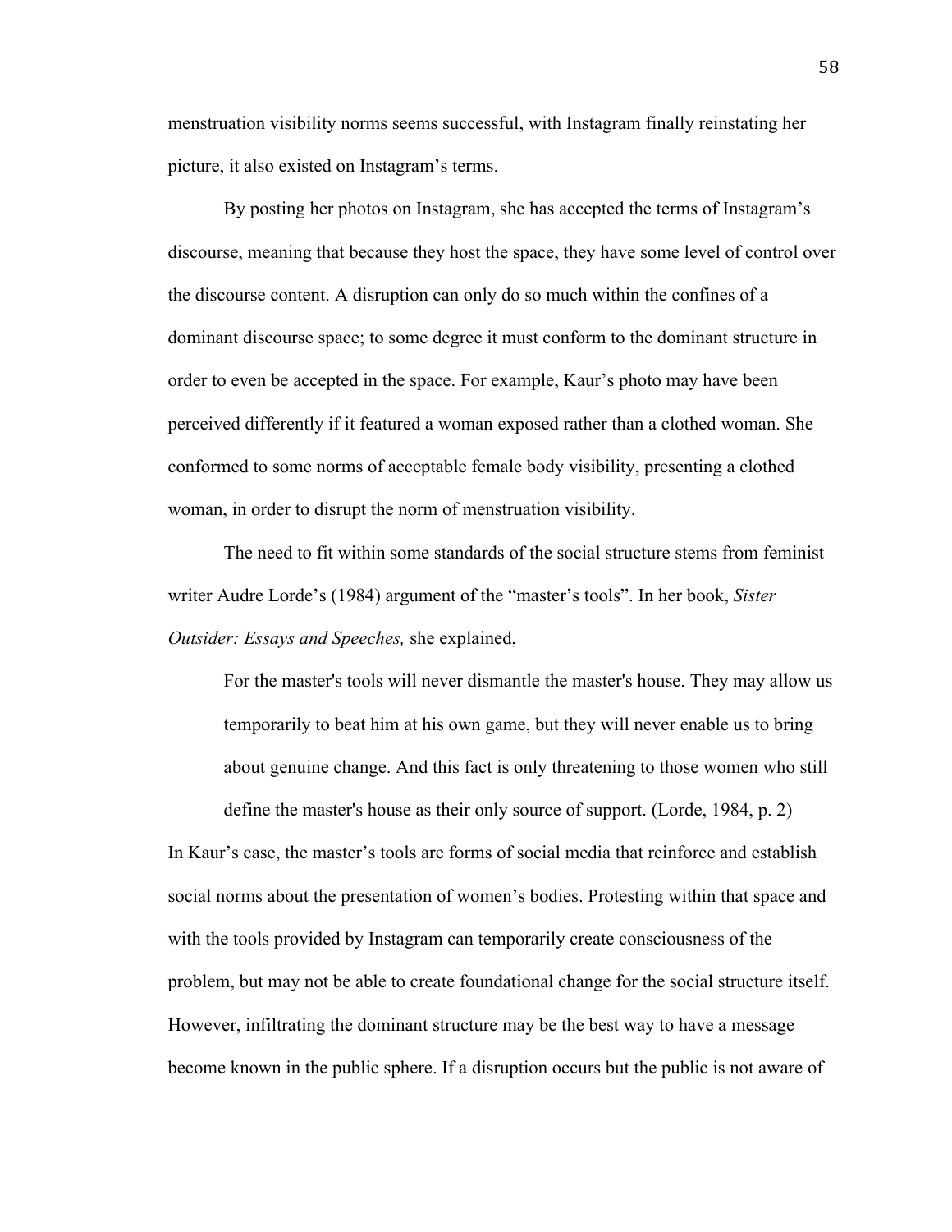menstruation visibility norms seems successful, with Instagram finally reinstating her picture, it also existed on Instagram's terms.

By posting her photos on Instagram, she has accepted the terms of Instagram's discourse, meaning that because they host the space, they have some level of control over the discourse content. A disruption can only do so much within the confines of a dominant discourse space; to some degree it must conform to the dominant structure in order to even be accepted in the space. For example, Kaur's photo may have been perceived differently if it featured a woman exposed rather than a clothed woman. She conformed to some norms of acceptable female body visibility, presenting a clothed woman, in order to disrupt the norm of menstruation visibility.

The need to fit within some standards of the social structure stems from feminist writer Audre Lorde's (1984) argument of the "master's tools". In her book, *Sister Outsider: Essays and Speeches,* she explained,

> For the master's tools will never dismantle the master's house. They may allow us temporarily to beat him at his own game, but they will never enable us to bring about genuine change. And this fact is only threatening to those women who still define the master's house as their only source of support. (Lorde, 1984, p. 2)

In Kaur's case, the master's tools are forms of social media that reinforce and establish social norms about the presentation of women's bodies. Protesting within that space and with the tools provided by Instagram can temporarily create consciousness of the problem, but may not be able to create foundational change for the social structure itself. However, infiltrating the dominant structure may be the best way to have a message become known in the public sphere. If a disruption occurs but the public is not aware of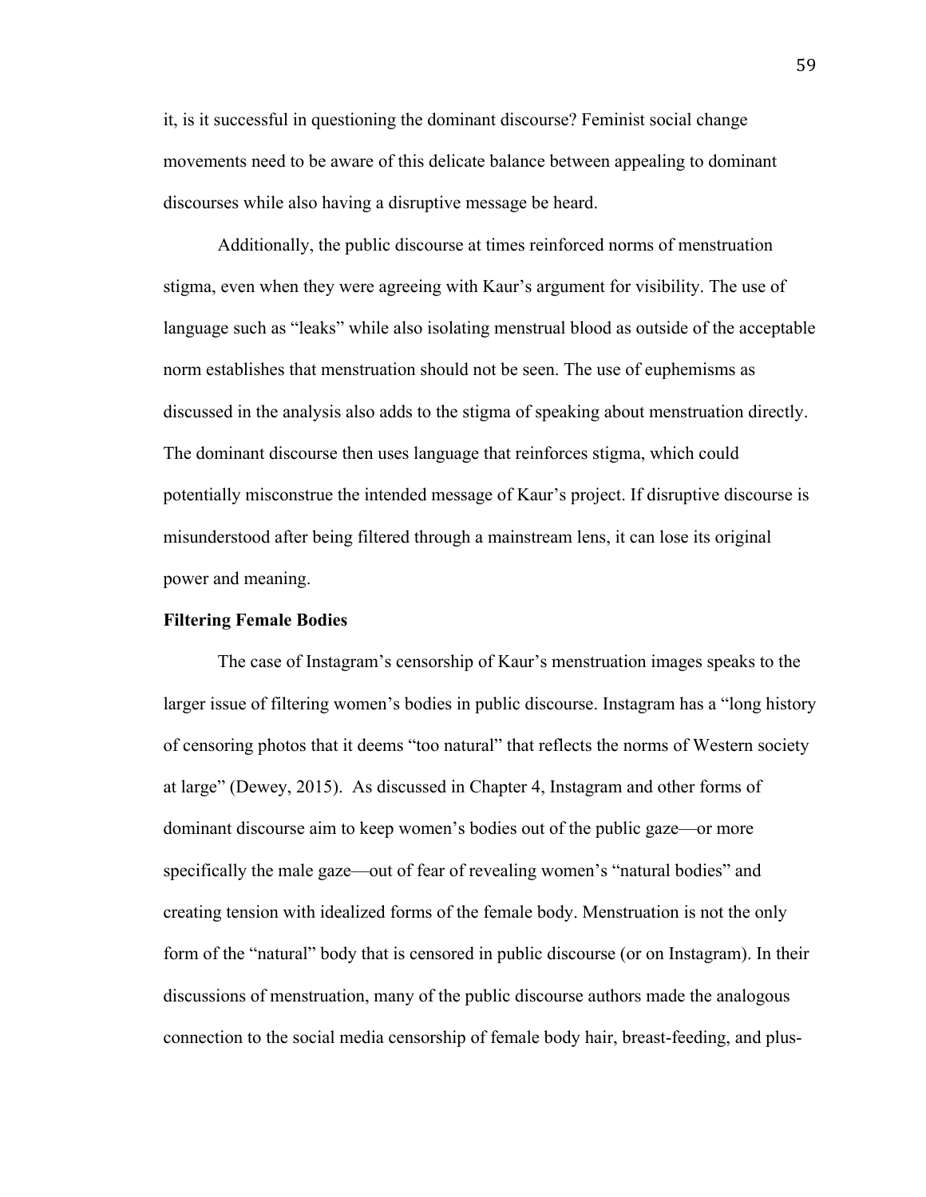it, is it successful in questioning the dominant discourse? Feminist social change movements need to be aware of this delicate balance between appealing to dominant discourses while also having a disruptive message be heard.

Additionally, the public discourse at times reinforced norms of menstruation stigma, even when they were agreeing with Kaur's argument for visibility. The use of language such as "leaks" while also isolating menstrual blood as outside of the acceptable norm establishes that menstruation should not be seen. The use of euphemisms as discussed in the analysis also adds to the stigma of speaking about menstruation directly. The dominant discourse then uses language that reinforces stigma, which could potentially misconstrue the intended message of Kaur's project. If disruptive discourse is misunderstood after being filtered through a mainstream lens, it can lose its original power and meaning.

**Filtering Female Bodies**

The case of Instagram's censorship of Kaur's menstruation images speaks to the larger issue of filtering women's bodies in public discourse. Instagram has a "long history of censoring photos that it deems "too natural" that reflects the norms of Western society at large" (Dewey, 2015). As discussed in Chapter 4, Instagram and other forms of dominant discourse aim to keep women's bodies out of the public gaze—or more specifically the male gaze—out of fear of revealing women's "natural bodies" and creating tension with idealized forms of the female body. Menstruation is not the only form of the "natural" body that is censored in public discourse (or on Instagram). In their discussions of menstruation, many of the public discourse authors made the analogous connection to the social media censorship of female body hair, breast-feeding, and plus-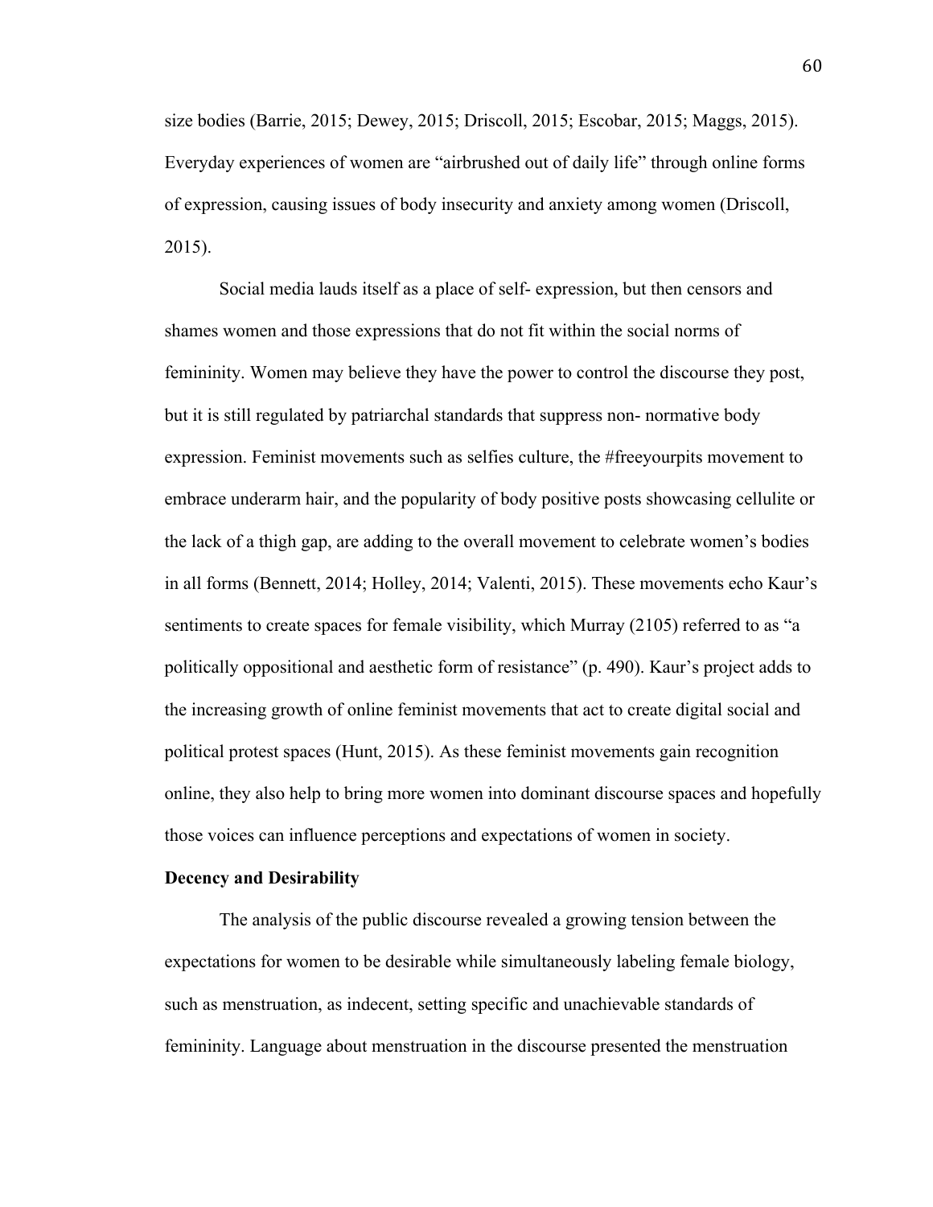size bodies (Barrie, 2015; Dewey, 2015; Driscoll, 2015; Escobar, 2015; Maggs, 2015). Everyday experiences of women are "airbrushed out of daily life" through online forms of expression, causing issues of body insecurity and anxiety among women (Driscoll, 2015).

Social media lauds itself as a place of self- expression, but then censors and shames women and those expressions that do not fit within the social norms of femininity. Women may believe they have the power to control the discourse they post, but it is still regulated by patriarchal standards that suppress non- normative body expression. Feminist movements such as selfies culture, the #freeyourpits movement to embrace underarm hair, and the popularity of body positive posts showcasing cellulite or the lack of a thigh gap, are adding to the overall movement to celebrate women's bodies in all forms (Bennett, 2014; Holley, 2014; Valenti, 2015). These movements echo Kaur's sentiments to create spaces for female visibility, which Murray (2105) referred to as "a politically oppositional and aesthetic form of resistance" (p. 490). Kaur's project adds to the increasing growth of online feminist movements that act to create digital social and political protest spaces (Hunt, 2015). As these feminist movements gain recognition online, they also help to bring more women into dominant discourse spaces and hopefully those voices can influence perceptions and expectations of women in society.

**Decency and Desirability**

The analysis of the public discourse revealed a growing tension between the expectations for women to be desirable while simultaneously labeling female biology, such as menstruation, as indecent, setting specific and unachievable standards of femininity. Language about menstruation in the discourse presented the menstruation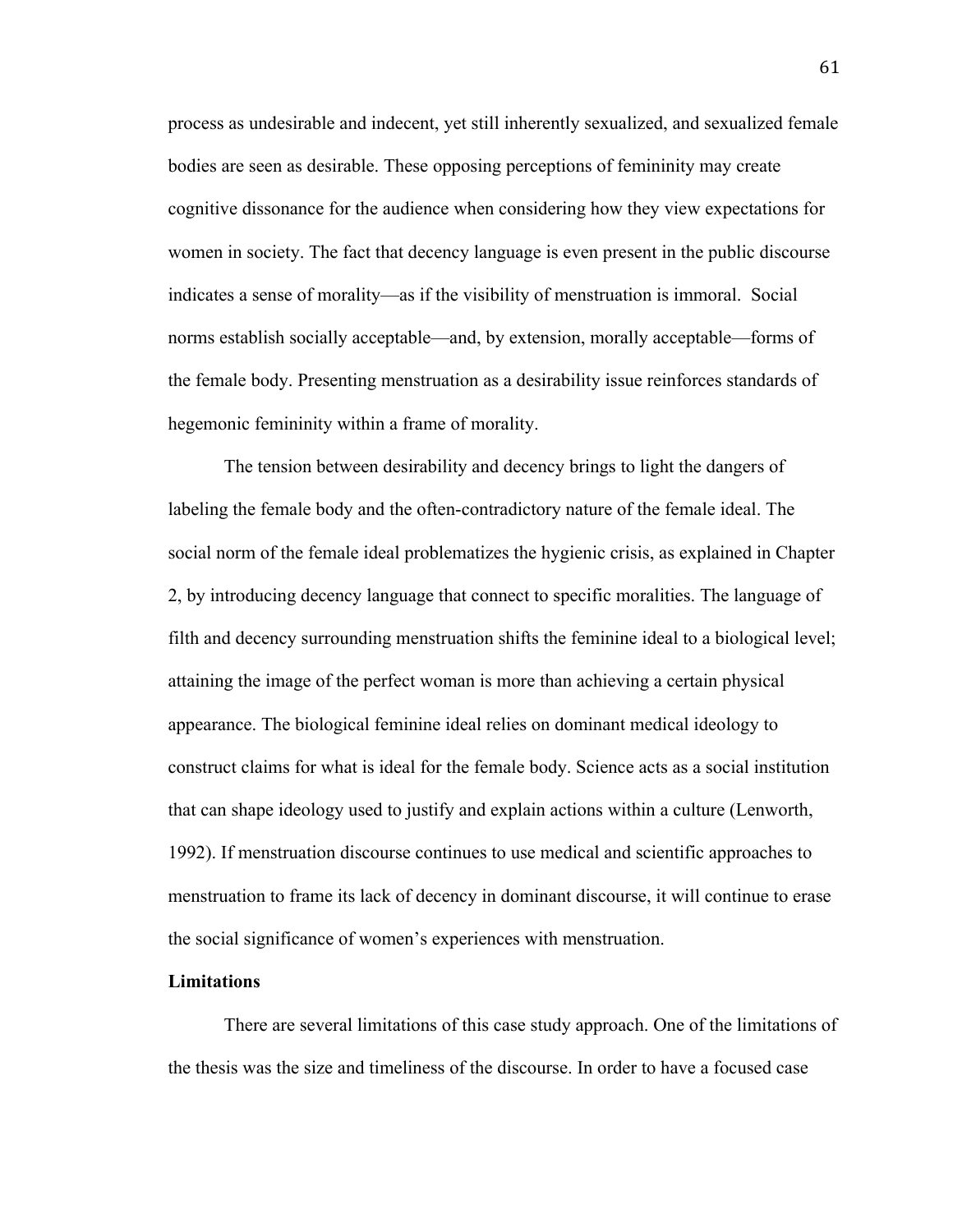process as undesirable and indecent, yet still inherently sexualized, and sexualized female bodies are seen as desirable. These opposing perceptions of femininity may create cognitive dissonance for the audience when considering how they view expectations for women in society. The fact that decency language is even present in the public discourse indicates a sense of morality—as if the visibility of menstruation is immoral. Social norms establish socially acceptable—and, by extension, morally acceptable—forms of the female body. Presenting menstruation as a desirability issue reinforces standards of hegemonic femininity within a frame of morality.

The tension between desirability and decency brings to light the dangers of labeling the female body and the often-contradictory nature of the female ideal. The social norm of the female ideal problematizes the hygienic crisis, as explained in Chapter 2, by introducing decency language that connect to specific moralities. The language of filth and decency surrounding menstruation shifts the feminine ideal to a biological level; attaining the image of the perfect woman is more than achieving a certain physical appearance. The biological feminine ideal relies on dominant medical ideology to construct claims for what is ideal for the female body. Science acts as a social institution that can shape ideology used to justify and explain actions within a culture (Lenworth, 1992). If menstruation discourse continues to use medical and scientific approaches to menstruation to frame its lack of decency in dominant discourse, it will continue to erase the social significance of women's experiences with menstruation.

**Limitations**

There are several limitations of this case study approach. One of the limitations of the thesis was the size and timeliness of the discourse. In order to have a focused case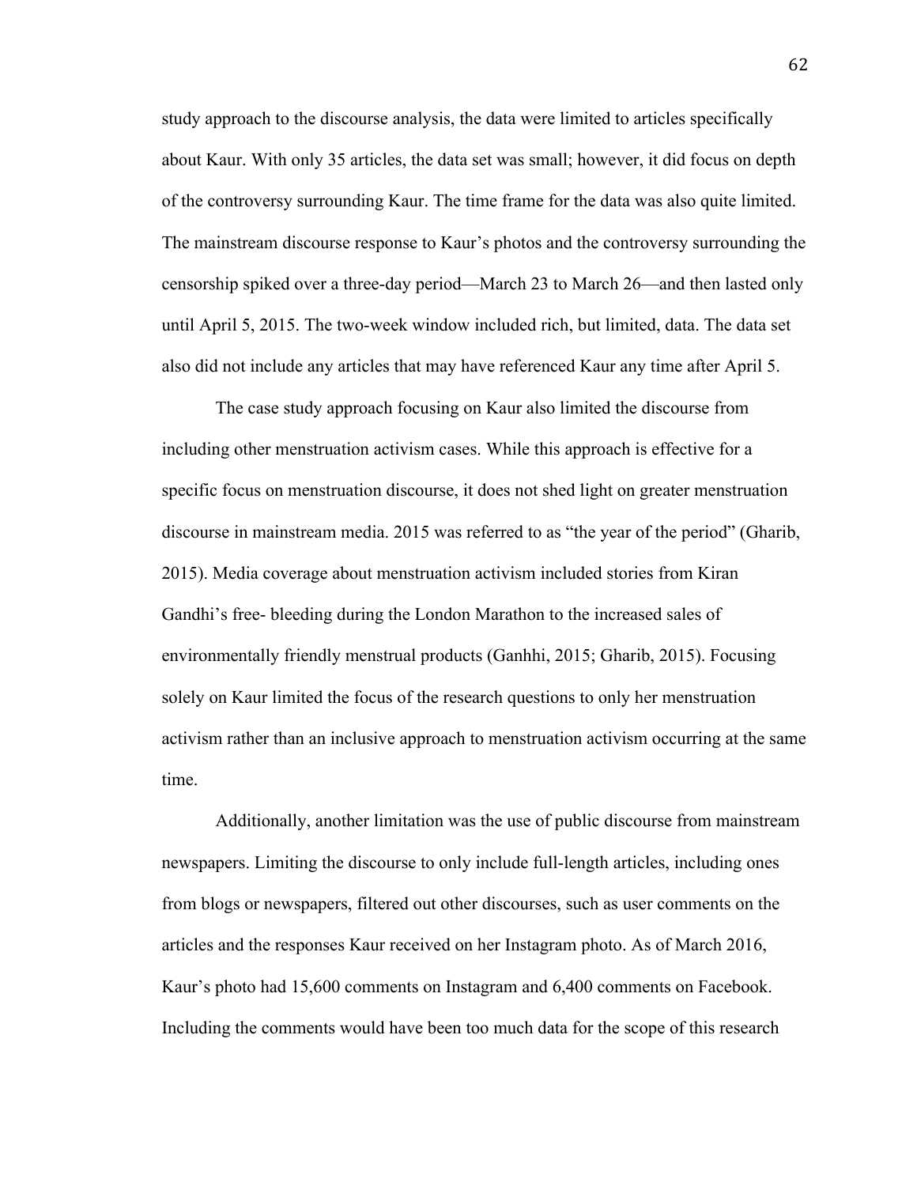study approach to the discourse analysis, the data were limited to articles specifically about Kaur. With only 35 articles, the data set was small; however, it did focus on depth of the controversy surrounding Kaur. The time frame for the data was also quite limited. The mainstream discourse response to Kaur's photos and the controversy surrounding the censorship spiked over a three-day period—March 23 to March 26—and then lasted only until April 5, 2015. The two-week window included rich, but limited, data. The data set also did not include any articles that may have referenced Kaur any time after April 5.

The case study approach focusing on Kaur also limited the discourse from including other menstruation activism cases. While this approach is effective for a specific focus on menstruation discourse, it does not shed light on greater menstruation discourse in mainstream media. 2015 was referred to as "the year of the period" (Gharib, 2015). Media coverage about menstruation activism included stories from Kiran Gandhi's free- bleeding during the London Marathon to the increased sales of environmentally friendly menstrual products (Ganhhi, 2015; Gharib, 2015). Focusing solely on Kaur limited the focus of the research questions to only her menstruation activism rather than an inclusive approach to menstruation activism occurring at the same time.

Additionally, another limitation was the use of public discourse from mainstream newspapers. Limiting the discourse to only include full-length articles, including ones from blogs or newspapers, filtered out other discourses, such as user comments on the articles and the responses Kaur received on her Instagram photo. As of March 2016, Kaur's photo had 15,600 comments on Instagram and 6,400 comments on Facebook. Including the comments would have been too much data for the scope of this research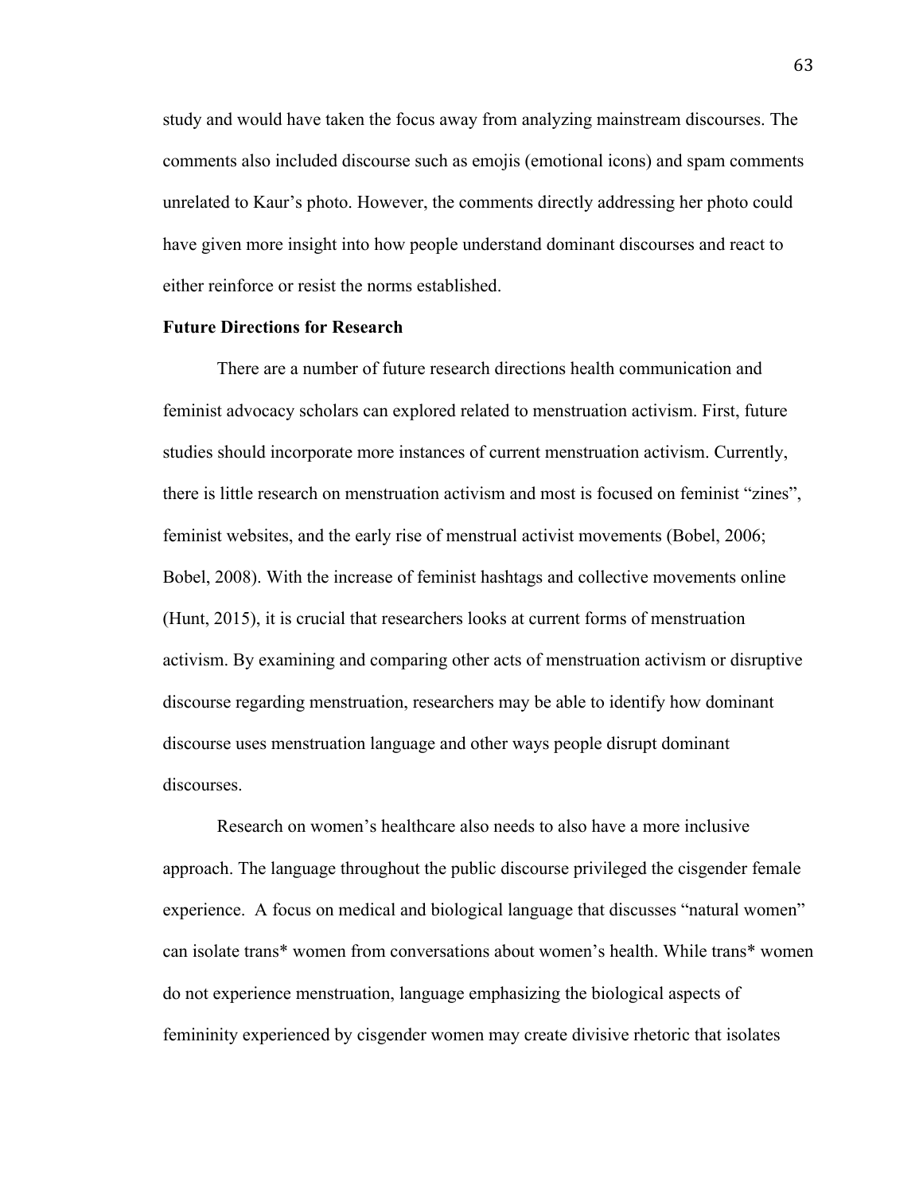study and would have taken the focus away from analyzing mainstream discourses. The comments also included discourse such as emojis (emotional icons) and spam comments unrelated to Kaur's photo. However, the comments directly addressing her photo could have given more insight into how people understand dominant discourses and react to either reinforce or resist the norms established.

**Future Directions for Research**

There are a number of future research directions health communication and feminist advocacy scholars can explored related to menstruation activism. First, future studies should incorporate more instances of current menstruation activism. Currently, there is little research on menstruation activism and most is focused on feminist "zines", feminist websites, and the early rise of menstrual activist movements (Bobel, 2006; Bobel, 2008). With the increase of feminist hashtags and collective movements online (Hunt, 2015), it is crucial that researchers looks at current forms of menstruation activism. By examining and comparing other acts of menstruation activism or disruptive discourse regarding menstruation, researchers may be able to identify how dominant discourse uses menstruation language and other ways people disrupt dominant discourses.

Research on women's healthcare also needs to also have a more inclusive approach. The language throughout the public discourse privileged the cisgender female experience. A focus on medical and biological language that discusses "natural women" can isolate trans* women from conversations about women's health. While trans* women do not experience menstruation, language emphasizing the biological aspects of femininity experienced by cisgender women may create divisive rhetoric that isolates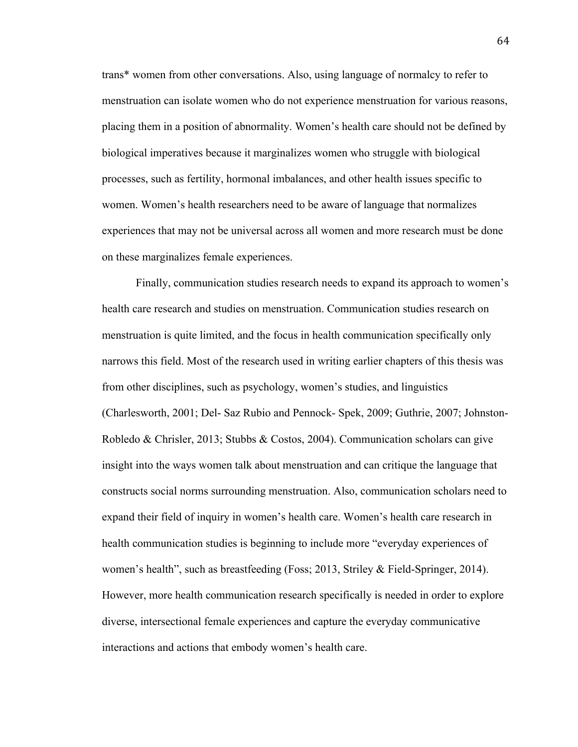trans* women from other conversations. Also, using language of normalcy to refer to menstruation can isolate women who do not experience menstruation for various reasons, placing them in a position of abnormality. Women's health care should not be defined by biological imperatives because it marginalizes women who struggle with biological processes, such as fertility, hormonal imbalances, and other health issues specific to women. Women's health researchers need to be aware of language that normalizes experiences that may not be universal across all women and more research must be done on these marginalizes female experiences.

Finally, communication studies research needs to expand its approach to women's health care research and studies on menstruation. Communication studies research on menstruation is quite limited, and the focus in health communication specifically only narrows this field. Most of the research used in writing earlier chapters of this thesis was from other disciplines, such as psychology, women's studies, and linguistics (Charlesworth, 2001; Del- Saz Rubio and Pennock- Spek, 2009; Guthrie, 2007; Johnston-Robledo & Chrisler, 2013; Stubbs & Costos, 2004). Communication scholars can give insight into the ways women talk about menstruation and can critique the language that constructs social norms surrounding menstruation. Also, communication scholars need to expand their field of inquiry in women's health care. Women's health care research in health communication studies is beginning to include more "everyday experiences of women's health", such as breastfeeding (Foss; 2013, Striley & Field-Springer, 2014). However, more health communication research specifically is needed in order to explore diverse, intersectional female experiences and capture the everyday communicative interactions and actions that embody women's health care.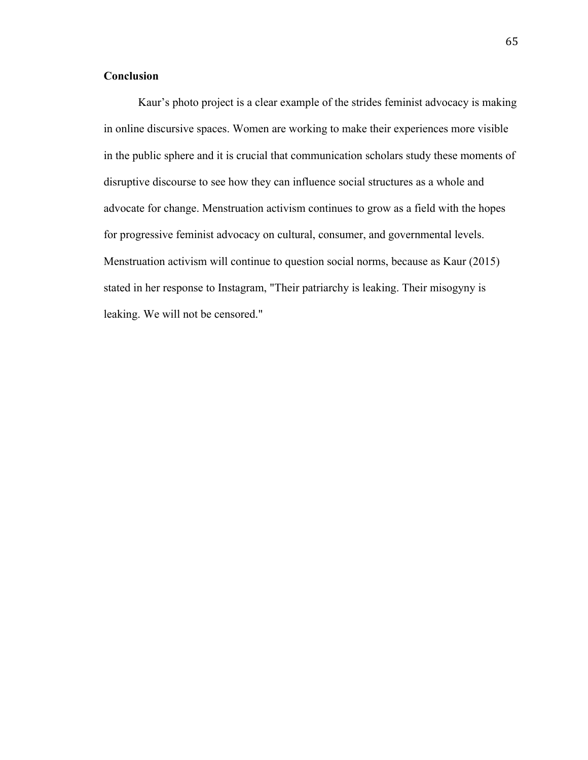## Conclusion

Kaur’s photo project is a clear example of the strides feminist advocacy is making in online discursive spaces. Women are working to make their experiences more visible in the public sphere and it is crucial that communication scholars study these moments of disruptive discourse to see how they can influence social structures as a whole and advocate for change. Menstruation activism continues to grow as a field with the hopes for progressive feminist advocacy on cultural, consumer, and governmental levels. Menstruation activism will continue to question social norms, because as Kaur (2015) stated in her response to Instagram, "Their patriarchy is leaking. Their misogyny is leaking. We will not be censored."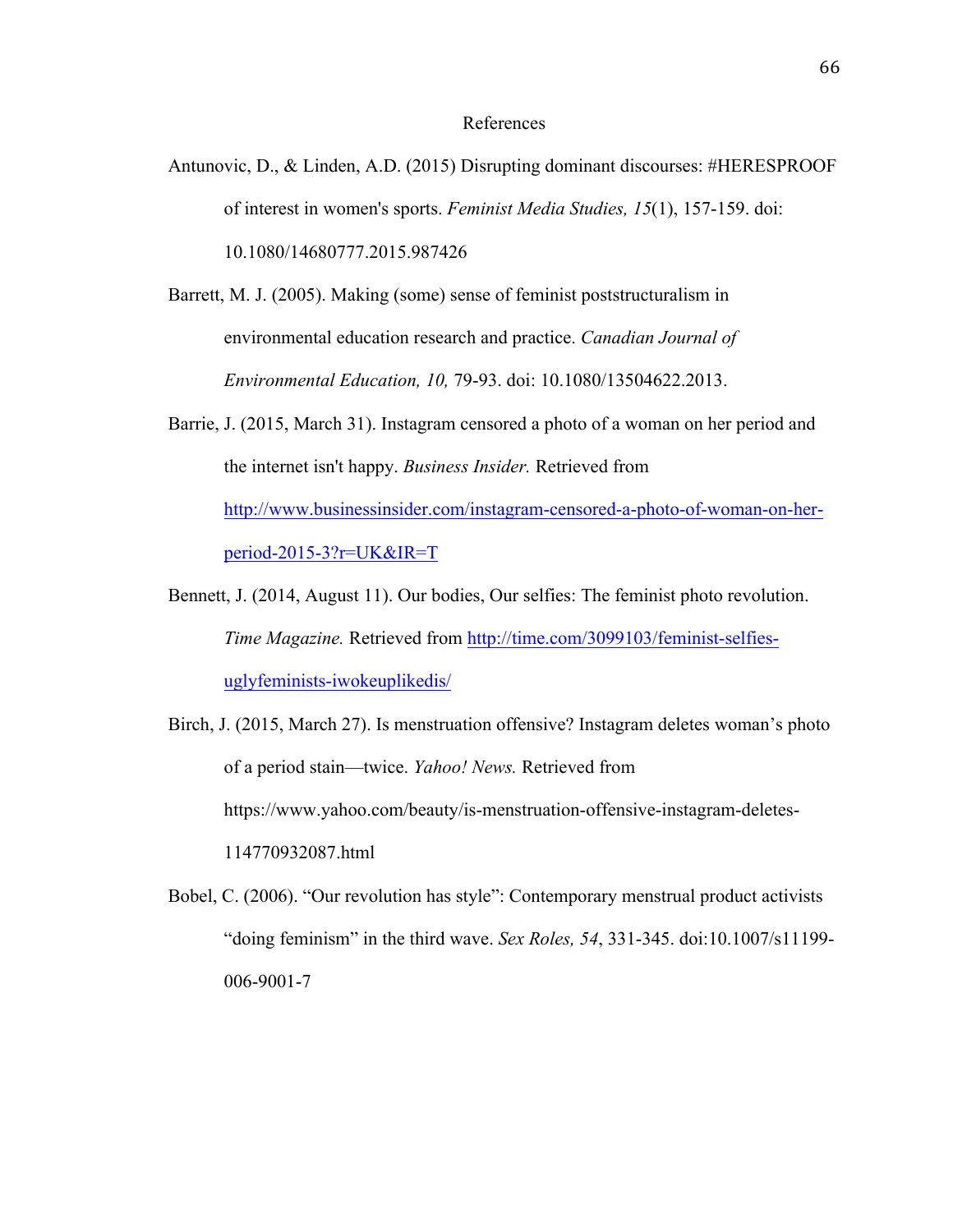# References

Antunovic, D., & Linden, A.D. (2015) Disrupting dominant discourses: #HERESPROOF of interest in women's sports. *Feminist Media Studies, 15*(1), 157-159. doi: 10.1080/14680777.2015.987426

Barrett, M. J. (2005). Making (some) sense of feminist poststructuralism in environmental education research and practice. *Canadian Journal of Environmental Education, 10,* 79-93. doi: 10.1080/13504622.2013.

Barrie, J. (2015, March 31). Instagram censored a photo of a woman on her period and the internet isn't happy. *Business Insider.* Retrieved from http://www.businessinsider.com/instagram-censored-a-photo-of-woman-on-her-period-2015-3?r=UK&IR=T

Bennett, J. (2014, August 11). Our bodies, Our selfies: The feminist photo revolution. *Time Magazine.* Retrieved from http://time.com/3099103/feminist-selfies-uglyfeminists-iwokeuplikedis/

Birch, J. (2015, March 27). Is menstruation offensive? Instagram deletes woman's photo of a period stain—twice. *Yahoo! News.* Retrieved from https://www.yahoo.com/beauty/is-menstruation-offensive-instagram-deletes-114770932087.html

Bobel, C. (2006). "Our revolution has style": Contemporary menstrual product activists "doing feminism" in the third wave. *Sex Roles, 54*, 331-345. doi:10.1007/s11199-006-9001-7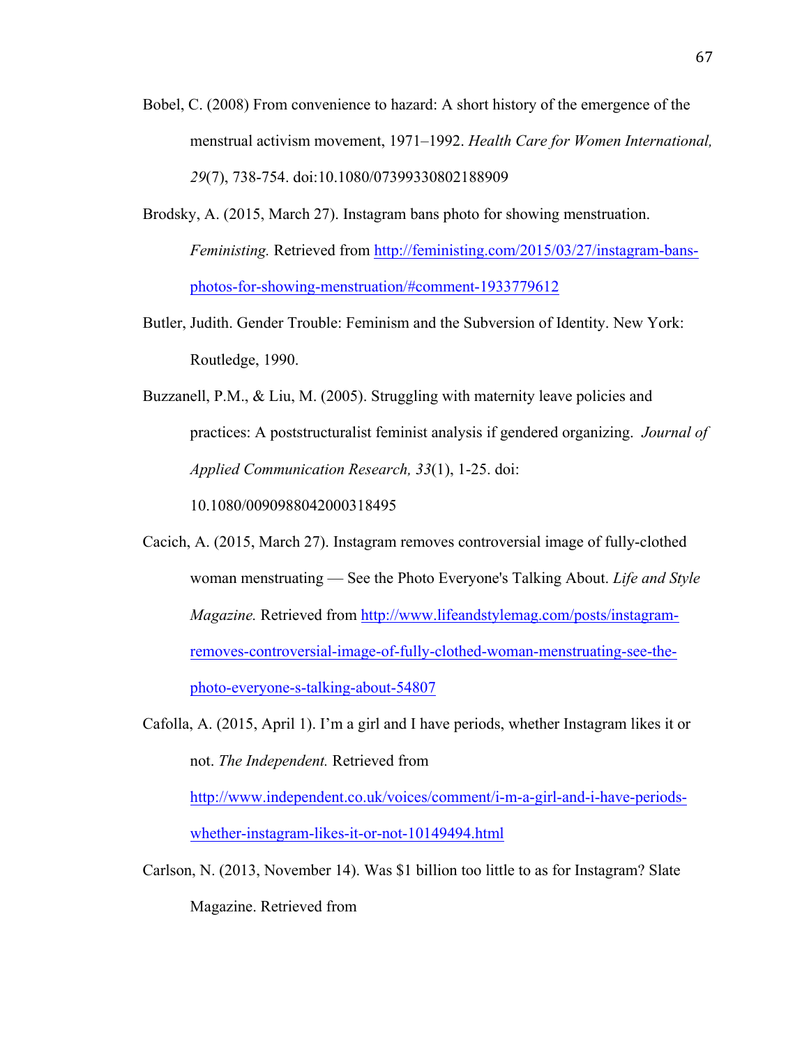Bobel, C. (2008) From convenience to hazard: A short history of the emergence of the menstrual activism movement, 1971–1992. *Health Care for Women International, 29*(7), 738-754. doi:10.1080/07399330802188909

Brodsky, A. (2015, March 27). Instagram bans photo for showing menstruation. *Feministing.* Retrieved from http://feministing.com/2015/03/27/instagram-bans-photos-for-showing-menstruation/#comment-1933779612

Butler, Judith. Gender Trouble: Feminism and the Subversion of Identity. New York: Routledge, 1990.

Buzzanell, P.M., & Liu, M. (2005). Struggling with maternity leave policies and practices: A poststructuralist feminist analysis if gendered organizing. *Journal of Applied Communication Research, 33*(1), 1-25. doi: 10.1080/0090988042000318495

Cacich, A. (2015, March 27). Instagram removes controversial image of fully-clothed woman menstruating — See the Photo Everyone's Talking About. *Life and Style Magazine.* Retrieved from http://www.lifeandstylemag.com/posts/instagram-removes-controversial-image-of-fully-clothed-woman-menstruating-see-the-photo-everyone-s-talking-about-54807

Cafolla, A. (2015, April 1). I'm a girl and I have periods, whether Instagram likes it or not. *The Independent.* Retrieved from http://www.independent.co.uk/voices/comment/i-m-a-girl-and-i-have-periods-whether-instagram-likes-it-or-not-10149494.html

Carlson, N. (2013, November 14). Was $1 billion too little to as for Instagram? Slate Magazine. Retrieved from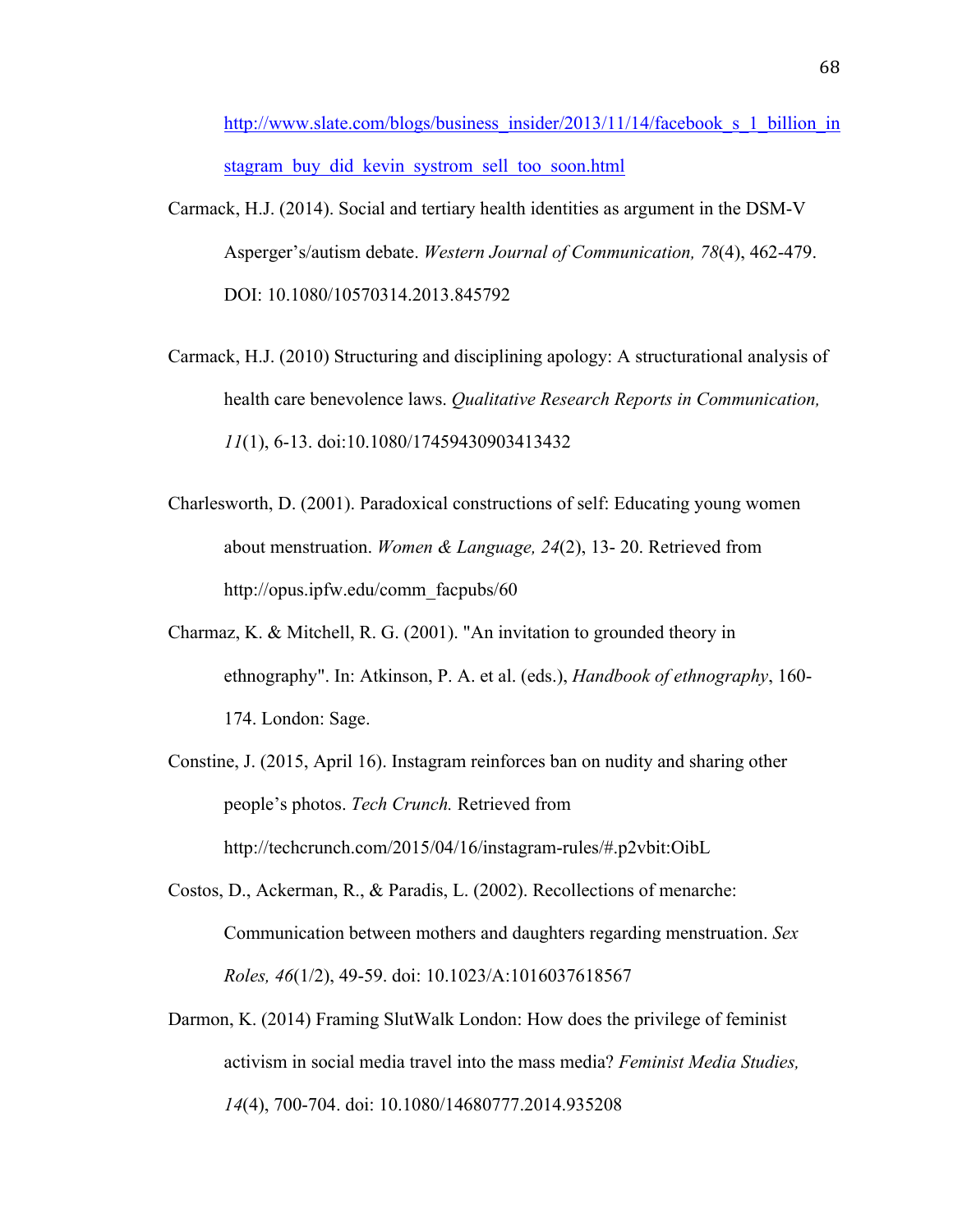http://www.slate.com/blogs/business_insider/2013/11/14/facebook_s_1_billion_instagram_buy_did_kevin_systrom_sell_too_soon.html

Carmack, H.J. (2014). Social and tertiary health identities as argument in the DSM-V Asperger's/autism debate. *Western Journal of Communication, 78*(4), 462-479. DOI: 10.1080/10570314.2013.845792

Carmack, H.J. (2010) Structuring and disciplining apology: A structurational analysis of health care benevolence laws. *Qualitative Research Reports in Communication, 11*(1), 6-13. doi:10.1080/17459430903413432

Charlesworth, D. (2001). Paradoxical constructions of self: Educating young women about menstruation. *Women & Language, 24*(2), 13- 20. Retrieved from http://opus.ipfw.edu/comm_facpubs/60

Charmaz, K. & Mitchell, R. G. (2001). "An invitation to grounded theory in ethnography". In: Atkinson, P. A. et al. (eds.), *Handbook of ethnography*, 160-174. London: Sage.

Constine, J. (2015, April 16). Instagram reinforces ban on nudity and sharing other people's photos. *Tech Crunch.* Retrieved from http://techcrunch.com/2015/04/16/instagram-rules/#.p2vbit:OibL

Costos, D., Ackerman, R., & Paradis, L. (2002). Recollections of menarche: Communication between mothers and daughters regarding menstruation. *Sex Roles, 46*(1/2), 49-59. doi: 10.1023/A:1016037618567

Darmon, K. (2014) Framing SlutWalk London: How does the privilege of feminist activism in social media travel into the mass media? *Feminist Media Studies, 14*(4), 700-704. doi: 10.1080/14680777.2014.935208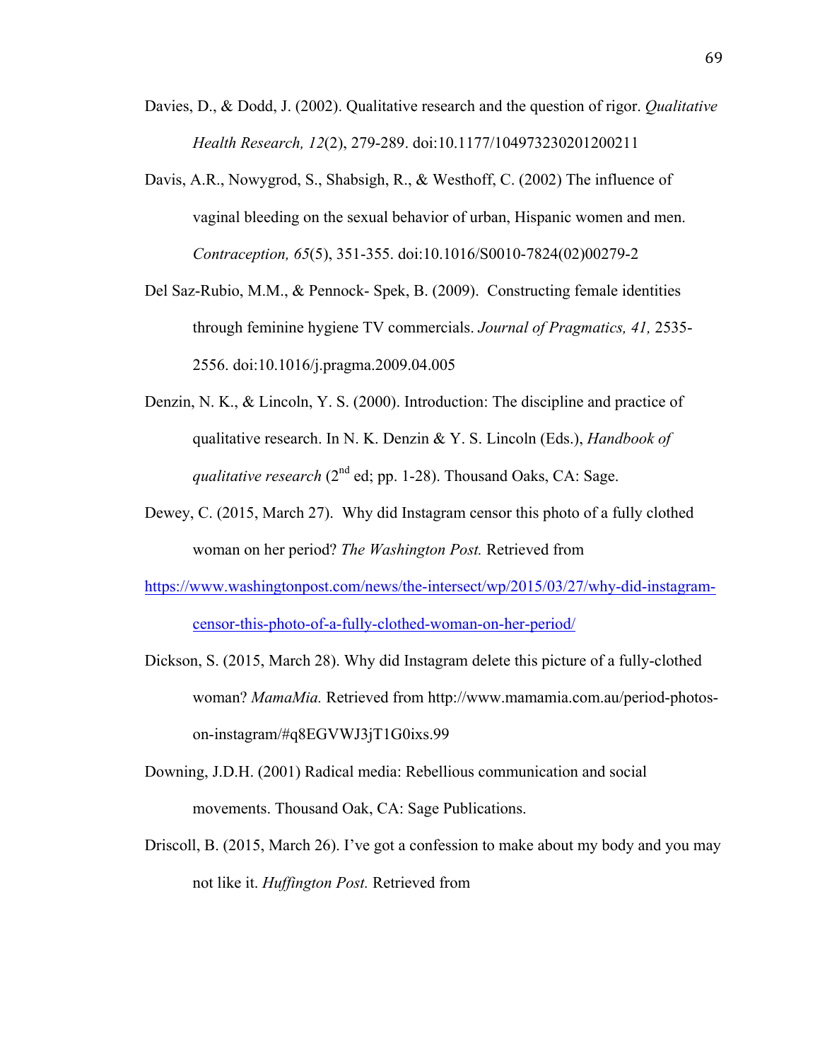Davies, D., & Dodd, J. (2002). Qualitative research and the question of rigor. *Qualitative Health Research, 12*(2), 279-289. doi:10.1177/104973230201200211

Davis, A.R., Nowygrod, S., Shabsigh, R., & Westhoff, C. (2002) The influence of vaginal bleeding on the sexual behavior of urban, Hispanic women and men. *Contraception, 65*(5), 351-355. doi:10.1016/S0010-7824(02)00279-2

Del Saz-Rubio, M.M., & Pennock- Spek, B. (2009). Constructing female identities through feminine hygiene TV commercials. *Journal of Pragmatics, 41,* 2535-2556. doi:10.1016/j.pragma.2009.04.005

Denzin, N. K., & Lincoln, Y. S. (2000). Introduction: The discipline and practice of qualitative research. In N. K. Denzin & Y. S. Lincoln (Eds.), *Handbook of qualitative research* (2nd ed; pp. 1-28). Thousand Oaks, CA: Sage.

Dewey, C. (2015, March 27). Why did Instagram censor this photo of a fully clothed woman on her period? *The Washington Post.* Retrieved from https://www.washingtonpost.com/news/the-intersect/wp/2015/03/27/why-did-instagram-censor-this-photo-of-a-fully-clothed-woman-on-her-period/

Dickson, S. (2015, March 28). Why did Instagram delete this picture of a fully-clothed woman? *MamaMia.* Retrieved from http://www.mamamia.com.au/period-photos-on-instagram/#q8EGVWJ3jT1G0ixs.99

Downing, J.D.H. (2001) Radical media: Rebellious communication and social movements. Thousand Oak, CA: Sage Publications.

Driscoll, B. (2015, March 26). I've got a confession to make about my body and you may not like it. *Huffington Post.* Retrieved from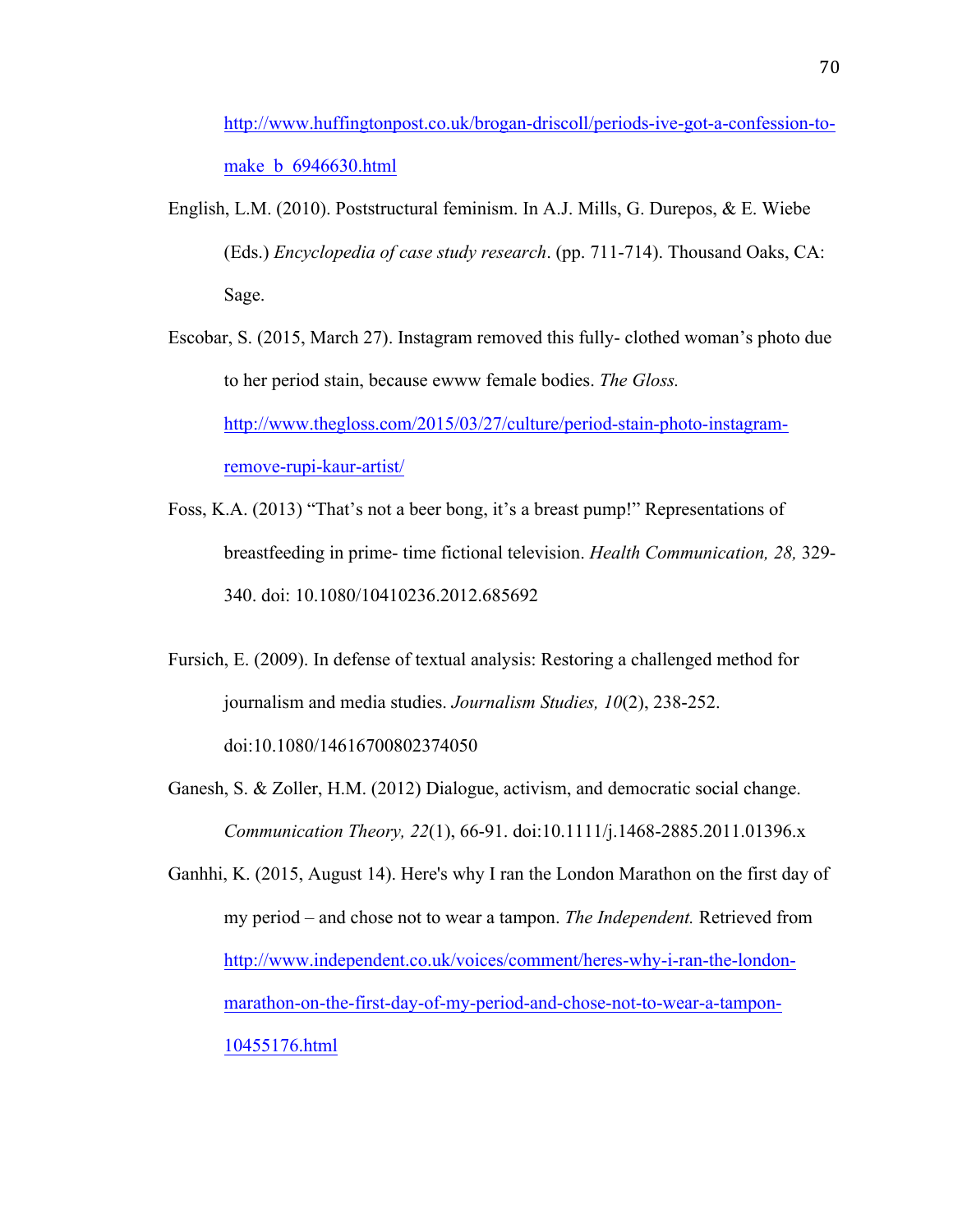http://www.huffingtonpost.co.uk/brogan-driscoll/periods-ive-got-a-confession-to-make_b_6946630.html

English, L.M. (2010). Poststructural feminism. In A.J. Mills, G. Durepos, & E. Wiebe (Eds.) *Encyclopedia of case study research*. (pp. 711-714). Thousand Oaks, CA: Sage.

Escobar, S. (2015, March 27). Instagram removed this fully- clothed woman's photo due to her period stain, because ewww female bodies. *The Gloss.* http://www.thegloss.com/2015/03/27/culture/period-stain-photo-instagram-remove-rupi-kaur-artist/

Foss, K.A. (2013) "That's not a beer bong, it's a breast pump!" Representations of breastfeeding in prime- time fictional television. *Health Communication, 28,* 329-340. doi: 10.1080/10410236.2012.685692

Fursich, E. (2009). In defense of textual analysis: Restoring a challenged method for journalism and media studies. *Journalism Studies, 10*(2), 238-252. doi:10.1080/14616700802374050

Ganesh, S. & Zoller, H.M. (2012) Dialogue, activism, and democratic social change. *Communication Theory, 22*(1), 66-91. doi:10.1111/j.1468-2885.2011.01396.x

Ganhhi, K. (2015, August 14). Here's why I ran the London Marathon on the first day of my period – and chose not to wear a tampon. *The Independent.* Retrieved from http://www.independent.co.uk/voices/comment/heres-why-i-ran-the-london-marathon-on-the-first-day-of-my-period-and-chose-not-to-wear-a-tampon-10455176.html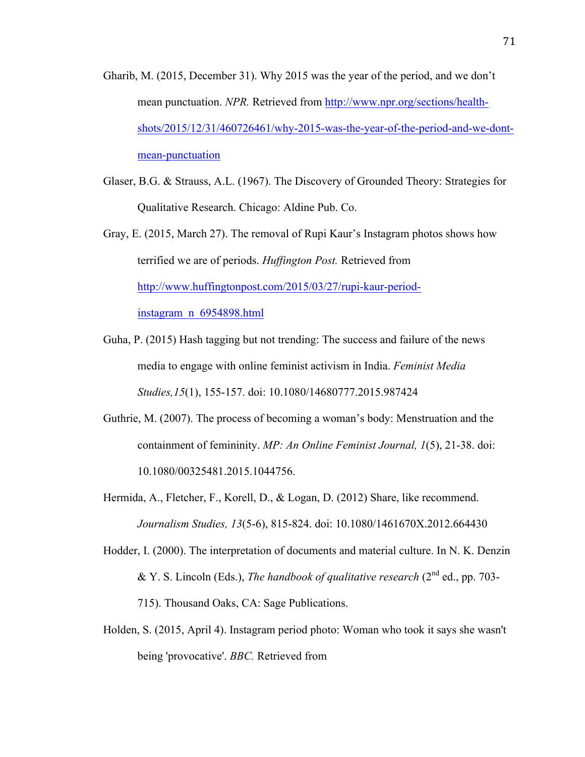Gharib, M. (2015, December 31). Why 2015 was the year of the period, and we don't mean punctuation. *NPR.* Retrieved from http://www.npr.org/sections/health-shots/2015/12/31/460726461/why-2015-was-the-year-of-the-period-and-we-dont-mean-punctuation

Glaser, B.G. & Strauss, A.L. (1967). The Discovery of Grounded Theory: Strategies for Qualitative Research. Chicago: Aldine Pub. Co.

Gray, E. (2015, March 27). The removal of Rupi Kaur's Instagram photos shows how terrified we are of periods. *Huffington Post.* Retrieved from http://www.huffingtonpost.com/2015/03/27/rupi-kaur-period-instagram_n_6954898.html

Guha, P. (2015) Hash tagging but not trending: The success and failure of the news media to engage with online feminist activism in India. *Feminist Media Studies,15*(1), 155-157. doi: 10.1080/14680777.2015.987424

Guthrie, M. (2007). The process of becoming a woman's body: Menstruation and the containment of femininity. *MP: An Online Feminist Journal, 1*(5), 21-38. doi: 10.1080/00325481.2015.1044756.

Hermida, A., Fletcher, F., Korell, D., & Logan, D. (2012) Share, like recommend. *Journalism Studies, 13*(5-6), 815-824. doi: 10.1080/1461670X.2012.664430

Hodder, I. (2000). The interpretation of documents and material culture. In N. K. Denzin & Y. S. Lincoln (Eds.), *The handbook of qualitative research* (2nd ed., pp. 703-715). Thousand Oaks, CA: Sage Publications.

Holden, S. (2015, April 4). Instagram period photo: Woman who took it says she wasn't being 'provocative'. *BBC.* Retrieved from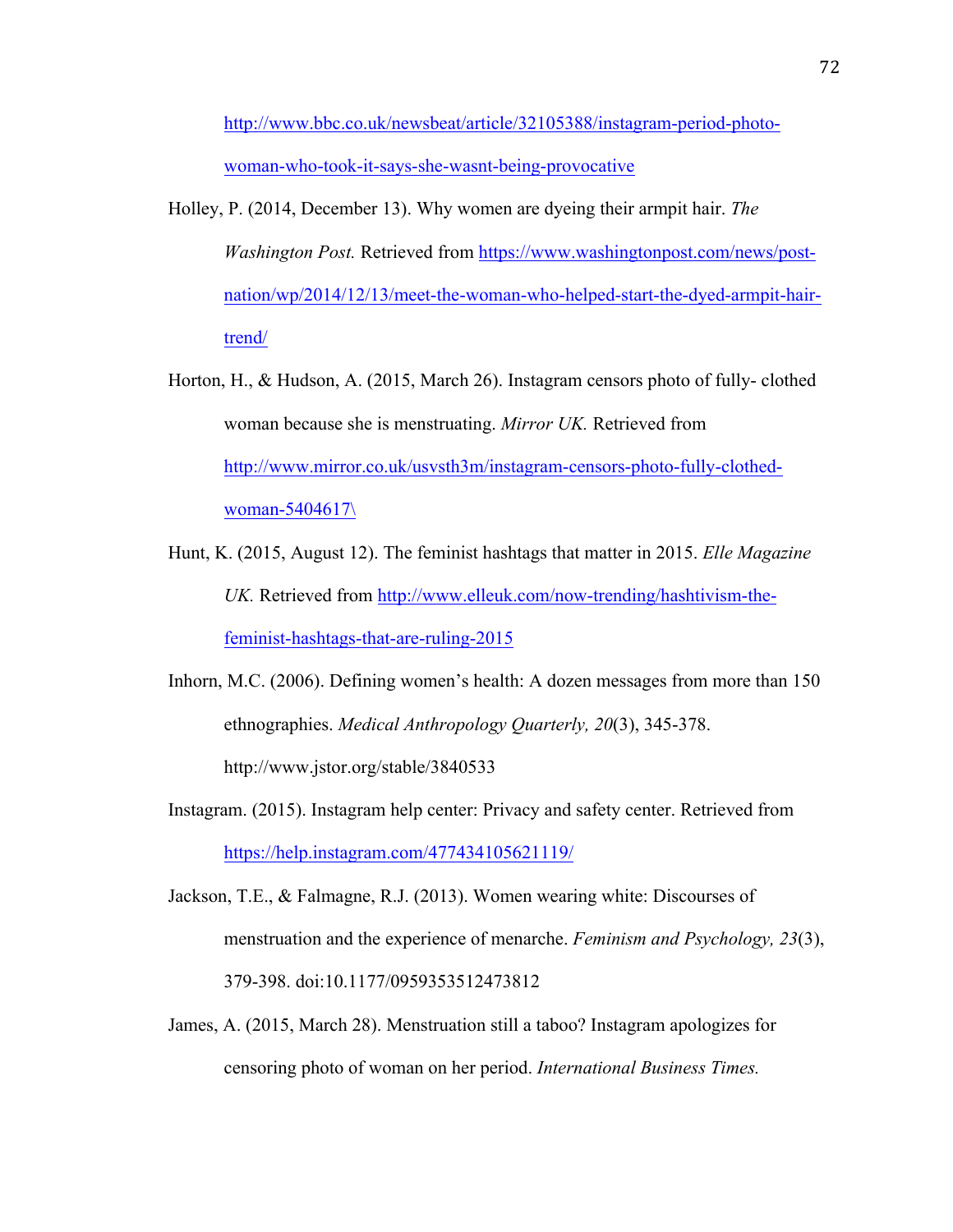http://www.bbc.co.uk/newsbeat/article/32105388/instagram-period-photo-woman-who-took-it-says-she-wasnt-being-provocative

Holley, P. (2014, December 13). Why women are dyeing their armpit hair. *The Washington Post.* Retrieved from https://www.washingtonpost.com/news/post-nation/wp/2014/12/13/meet-the-woman-who-helped-start-the-dyed-armpit-hair-trend/

Horton, H., & Hudson, A. (2015, March 26). Instagram censors photo of fully- clothed woman because she is menstruating. *Mirror UK.* Retrieved from http://www.mirror.co.uk/usvsth3m/instagram-censors-photo-fully-clothed-woman-5404617\

Hunt, K. (2015, August 12). The feminist hashtags that matter in 2015. *Elle Magazine UK.* Retrieved from http://www.elleuk.com/now-trending/hashtivism-the-feminist-hashtags-that-are-ruling-2015

Inhorn, M.C. (2006). Defining women's health: A dozen messages from more than 150 ethnographies. *Medical Anthropology Quarterly, 20*(3), 345-378. http://www.jstor.org/stable/3840533

Instagram. (2015). Instagram help center: Privacy and safety center. Retrieved from https://help.instagram.com/477434105621119/

Jackson, T.E., & Falmagne, R.J. (2013). Women wearing white: Discourses of menstruation and the experience of menarche. *Feminism and Psychology, 23*(3), 379-398. doi:10.1177/0959353512473812

James, A. (2015, March 28). Menstruation still a taboo? Instagram apologizes for censoring photo of woman on her period. *International Business Times.*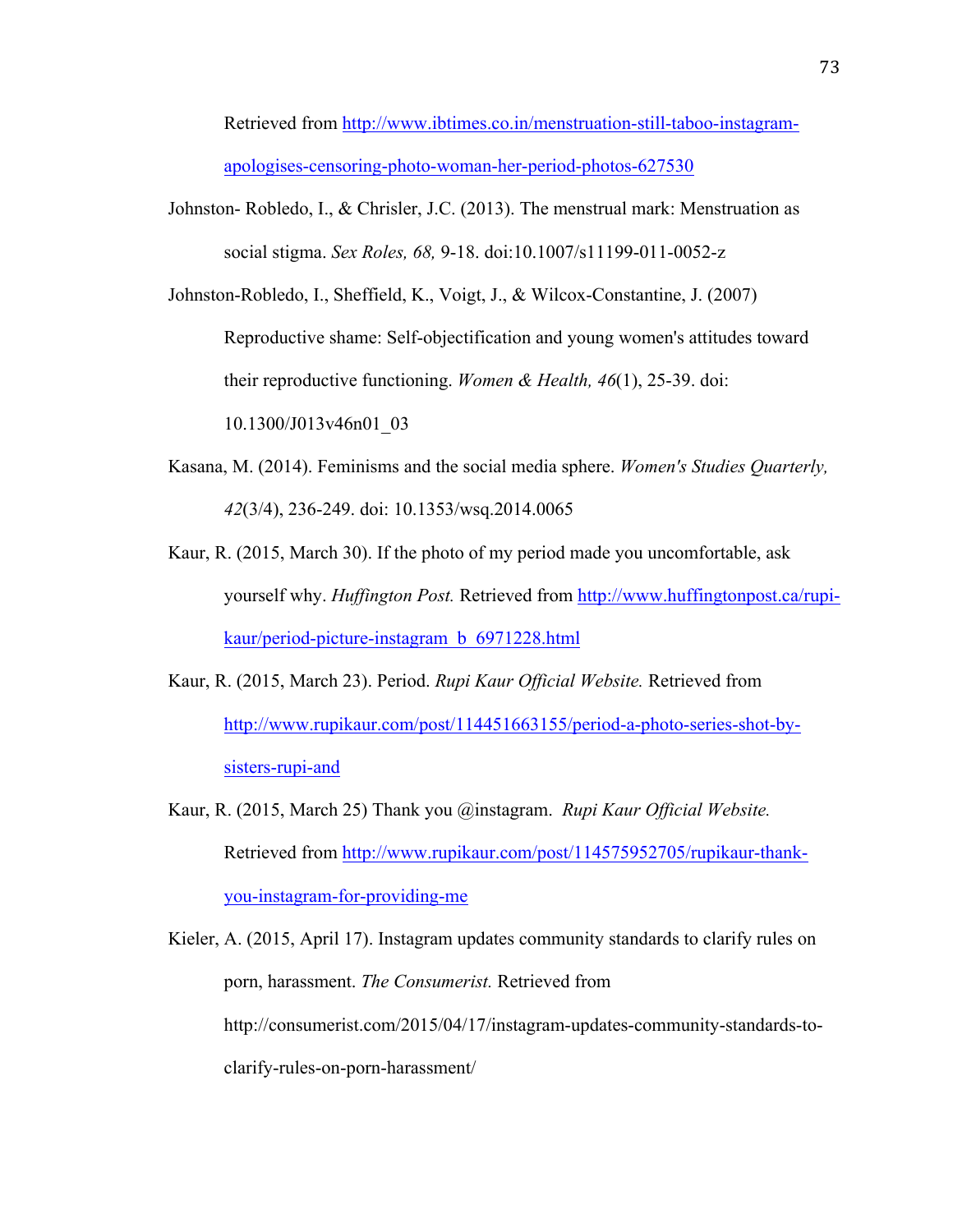Retrieved from http://www.ibtimes.co.in/menstruation-still-taboo-instagram-apologises-censoring-photo-woman-her-period-photos-627530

Johnston- Robledo, I., & Chrisler, J.C. (2013). The menstrual mark: Menstruation as social stigma. *Sex Roles, 68,* 9-18. doi:10.1007/s11199-011-0052-z

Johnston-Robledo, I., Sheffield, K., Voigt, J., & Wilcox-Constantine, J. (2007) Reproductive shame: Self-objectification and young women's attitudes toward their reproductive functioning. *Women & Health, 46*(1), 25-39. doi: 10.1300/J013v46n01_03

Kasana, M. (2014). Feminisms and the social media sphere. *Women's Studies Quarterly, 42*(3/4), 236-249. doi: 10.1353/wsq.2014.0065

Kaur, R. (2015, March 30). If the photo of my period made you uncomfortable, ask yourself why. *Huffington Post.* Retrieved from http://www.huffingtonpost.ca/rupi-kaur/period-picture-instagram_b_6971228.html

Kaur, R. (2015, March 23). Period. *Rupi Kaur Official Website.* Retrieved from http://www.rupikaur.com/post/114451663155/period-a-photo-series-shot-by-sisters-rupi-and

Kaur, R. (2015, March 25) Thank you @instagram. *Rupi Kaur Official Website.* Retrieved from http://www.rupikaur.com/post/114575952705/rupikaur-thank-you-instagram-for-providing-me

Kieler, A. (2015, April 17). Instagram updates community standards to clarify rules on porn, harassment. *The Consumerist.* Retrieved from http://consumerist.com/2015/04/17/instagram-updates-community-standards-to-clarify-rules-on-porn-harassment/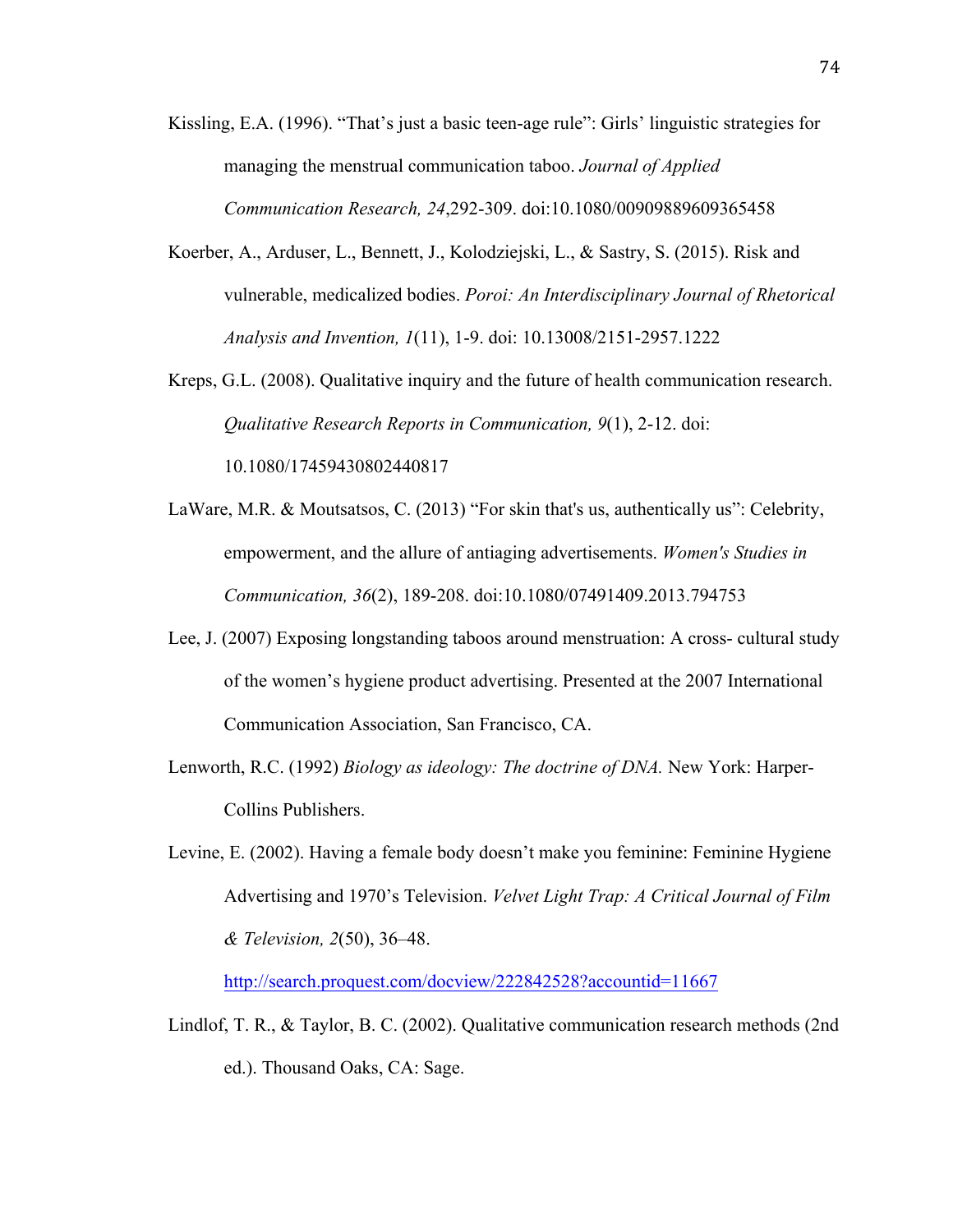Kissling, E.A. (1996). “That’s just a basic teen-age rule”: Girls’ linguistic strategies for managing the menstrual communication taboo. *Journal of Applied Communication Research, 24*,292-309. doi:10.1080/00909889609365458

Koerber, A., Arduser, L., Bennett, J., Kolodziejski, L., & Sastry, S. (2015). Risk and vulnerable, medicalized bodies. *Poroi: An Interdisciplinary Journal of Rhetorical Analysis and Invention, 1*(11), 1-9. doi: 10.13008/2151-2957.1222

Kreps, G.L. (2008). Qualitative inquiry and the future of health communication research. *Qualitative Research Reports in Communication, 9*(1), 2-12. doi: 10.1080/17459430802440817

LaWare, M.R. & Moutsatsos, C. (2013) “For skin that's us, authentically us”: Celebrity, empowerment, and the allure of antiaging advertisements. *Women's Studies in Communication, 36*(2), 189-208. doi:10.1080/07491409.2013.794753

Lee, J. (2007) Exposing longstanding taboos around menstruation: A cross- cultural study of the women’s hygiene product advertising. Presented at the 2007 International Communication Association, San Francisco, CA.

Lenworth, R.C. (1992) *Biology as ideology: The doctrine of DNA.* New York: Harper-Collins Publishers.

Levine, E. (2002). Having a female body doesn’t make you feminine: Feminine Hygiene Advertising and 1970’s Television. *Velvet Light Trap: A Critical Journal of Film & Television, 2*(50), 36–48. http://search.proquest.com/docview/222842528?accountid=11667

Lindlof, T. R., & Taylor, B. C. (2002). Qualitative communication research methods (2nd ed.). Thousand Oaks, CA: Sage.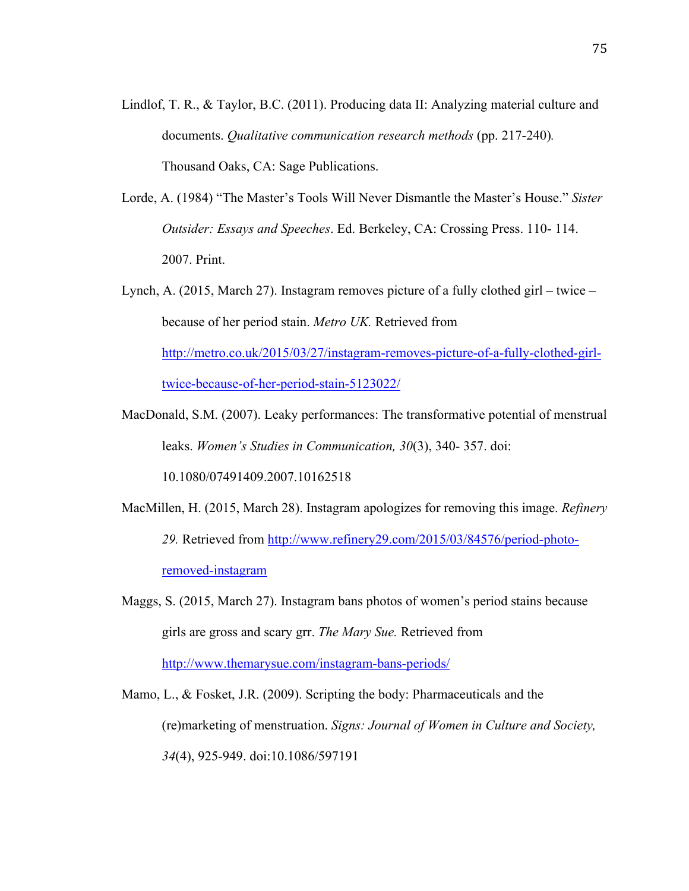Lindlof, T. R., & Taylor, B.C. (2011). Producing data II: Analyzing material culture and documents. *Qualitative communication research methods* (pp. 217-240). Thousand Oaks, CA: Sage Publications.

Lorde, A. (1984) "The Master's Tools Will Never Dismantle the Master's House." *Sister Outsider: Essays and Speeches*. Ed. Berkeley, CA: Crossing Press. 110- 114. 2007. Print.

Lynch, A. (2015, March 27). Instagram removes picture of a fully clothed girl – twice – because of her period stain. *Metro UK.* Retrieved from http://metro.co.uk/2015/03/27/instagram-removes-picture-of-a-fully-clothed-girl-twice-because-of-her-period-stain-5123022/

MacDonald, S.M. (2007). Leaky performances: The transformative potential of menstrual leaks. *Women's Studies in Communication, 30*(3), 340- 357. doi: 10.1080/07491409.2007.10162518

MacMillen, H. (2015, March 28). Instagram apologizes for removing this image. *Refinery 29.* Retrieved from http://www.refinery29.com/2015/03/84576/period-photo-removed-instagram

Maggs, S. (2015, March 27). Instagram bans photos of women's period stains because girls are gross and scary grr. *The Mary Sue.* Retrieved from http://www.themarysue.com/instagram-bans-periods/

Mamo, L., & Fosket, J.R. (2009). Scripting the body: Pharmaceuticals and the (re)marketing of menstruation. *Signs: Journal of Women in Culture and Society, 34*(4), 925-949. doi:10.1086/597191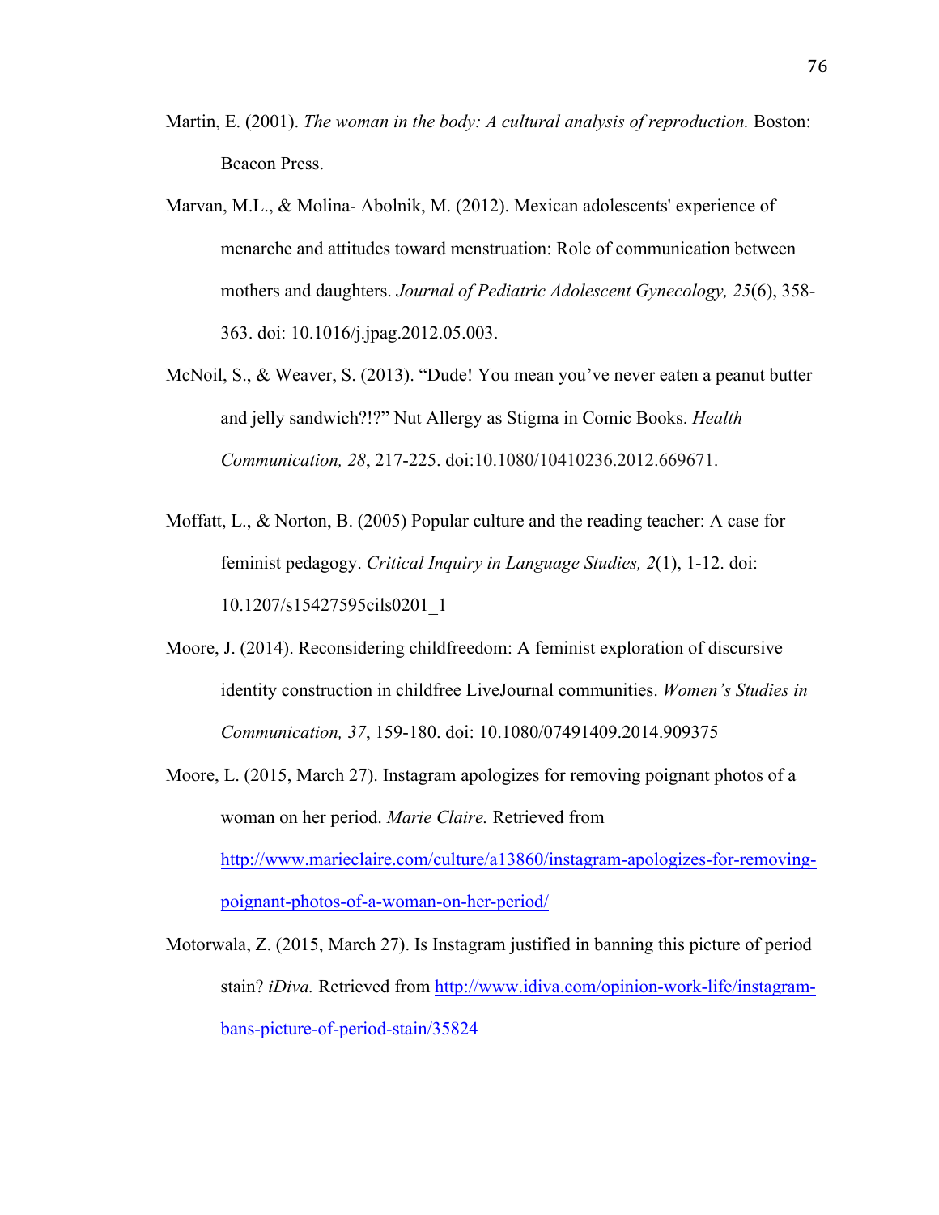Martin, E. (2001). *The woman in the body: A cultural analysis of reproduction.* Boston: Beacon Press.

Marvan, M.L., & Molina- Abolnik, M. (2012). Mexican adolescents' experience of menarche and attitudes toward menstruation: Role of communication between mothers and daughters. *Journal of Pediatric Adolescent Gynecology, 25*(6), 358-363. doi: 10.1016/j.jpag.2012.05.003.

McNoil, S., & Weaver, S. (2013). "Dude! You mean you've never eaten a peanut butter and jelly sandwich?!?" Nut Allergy as Stigma in Comic Books. *Health Communication, 28*, 217-225. doi:10.1080/10410236.2012.669671.

Moffatt, L., & Norton, B. (2005) Popular culture and the reading teacher: A case for feminist pedagogy. *Critical Inquiry in Language Studies, 2*(1), 1-12. doi: 10.1207/s15427595cils0201_1

Moore, J. (2014). Reconsidering childfreedom: A feminist exploration of discursive identity construction in childfree LiveJournal communities. *Women's Studies in Communication, 37*, 159-180. doi: 10.1080/07491409.2014.909375

Moore, L. (2015, March 27). Instagram apologizes for removing poignant photos of a woman on her period. *Marie Claire.* Retrieved from http://www.marieclaire.com/culture/a13860/instagram-apologizes-for-removing-poignant-photos-of-a-woman-on-her-period/

Motorwala, Z. (2015, March 27). Is Instagram justified in banning this picture of period stain? *iDiva.* Retrieved from http://www.idiva.com/opinion-work-life/instagram-bans-picture-of-period-stain/35824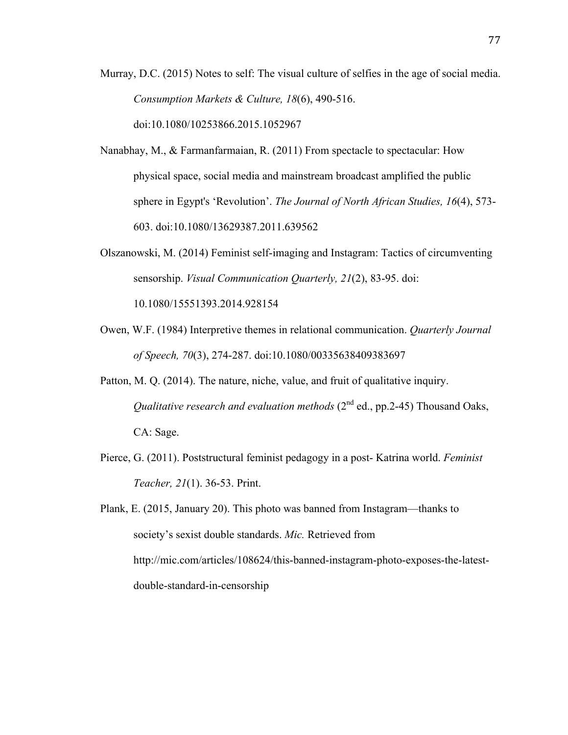Murray, D.C. (2015) Notes to self: The visual culture of selfies in the age of social media. *Consumption Markets & Culture, 18*(6), 490-516. doi:10.1080/10253866.2015.1052967

Nanabhay, M., & Farmanfarmaian, R. (2011) From spectacle to spectacular: How physical space, social media and mainstream broadcast amplified the public sphere in Egypt's 'Revolution'. *The Journal of North African Studies, 16*(4), 573-603. doi:10.1080/13629387.2011.639562

Olszanowski, M. (2014) Feminist self-imaging and Instagram: Tactics of circumventing sensorship. *Visual Communication Quarterly, 21*(2), 83-95. doi: 10.1080/15551393.2014.928154

Owen, W.F. (1984) Interpretive themes in relational communication. *Quarterly Journal of Speech, 70*(3), 274-287. doi:10.1080/00335638409383697

Patton, M. Q. (2014). The nature, niche, value, and fruit of qualitative inquiry. *Qualitative research and evaluation methods* (2nd ed., pp.2-45) Thousand Oaks, CA: Sage.

Pierce, G. (2011). Poststructural feminist pedagogy in a post- Katrina world. *Feminist Teacher, 21*(1). 36-53. Print.

Plank, E. (2015, January 20). This photo was banned from Instagram—thanks to society's sexist double standards. *Mic.* Retrieved from http://mic.com/articles/108624/this-banned-instagram-photo-exposes-the-latest-double-standard-in-censorship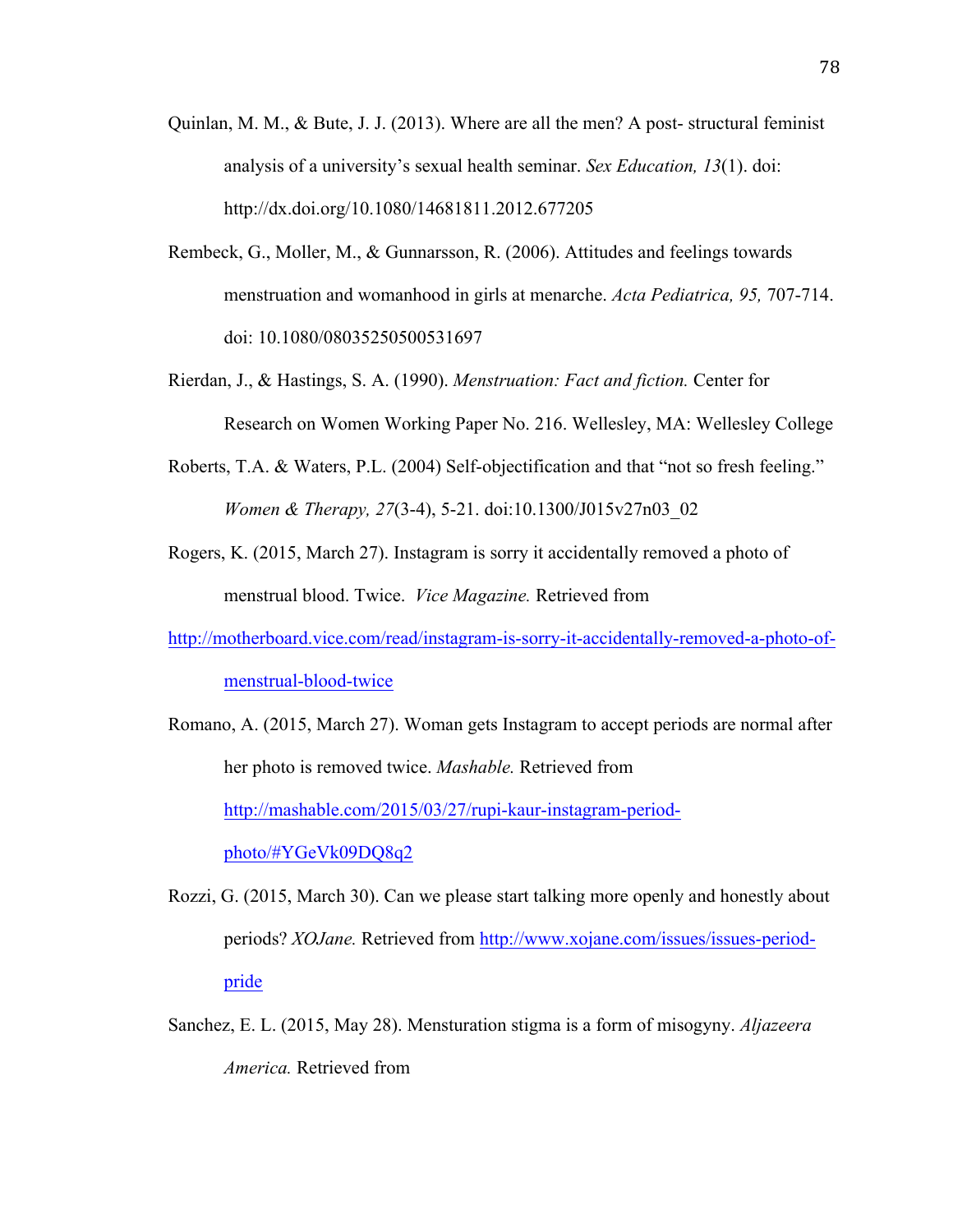Quinlan, M. M., & Bute, J. J. (2013). Where are all the men? A post- structural feminist analysis of a university's sexual health seminar. *Sex Education, 13*(1). doi: http://dx.doi.org/10.1080/14681811.2012.677205

Rembeck, G., Moller, M., & Gunnarsson, R. (2006). Attitudes and feelings towards menstruation and womanhood in girls at menarche. *Acta Pediatrica, 95,* 707-714. doi: 10.1080/08035250500531697

Rierdan, J., & Hastings, S. A. (1990). *Menstruation: Fact and fiction.* Center for Research on Women Working Paper No. 216. Wellesley, MA: Wellesley College

Roberts, T.A. & Waters, P.L. (2004) Self-objectification and that "not so fresh feeling." *Women & Therapy, 27*(3-4), 5-21. doi:10.1300/J015v27n03_02

Rogers, K. (2015, March 27). Instagram is sorry it accidentally removed a photo of menstrual blood. Twice. *Vice Magazine.* Retrieved from http://motherboard.vice.com/read/instagram-is-sorry-it-accidentally-removed-a-photo-of-menstrual-blood-twice

Romano, A. (2015, March 27). Woman gets Instagram to accept periods are normal after her photo is removed twice. *Mashable.* Retrieved from http://mashable.com/2015/03/27/rupi-kaur-instagram-period-photo/#YGeVk09DQ8q2

Rozzi, G. (2015, March 30). Can we please start talking more openly and honestly about periods? *XOJane.* Retrieved from http://www.xojane.com/issues/issues-period-pride

Sanchez, E. L. (2015, May 28). Mensturation stigma is a form of misogyny. *Aljazeera America.* Retrieved from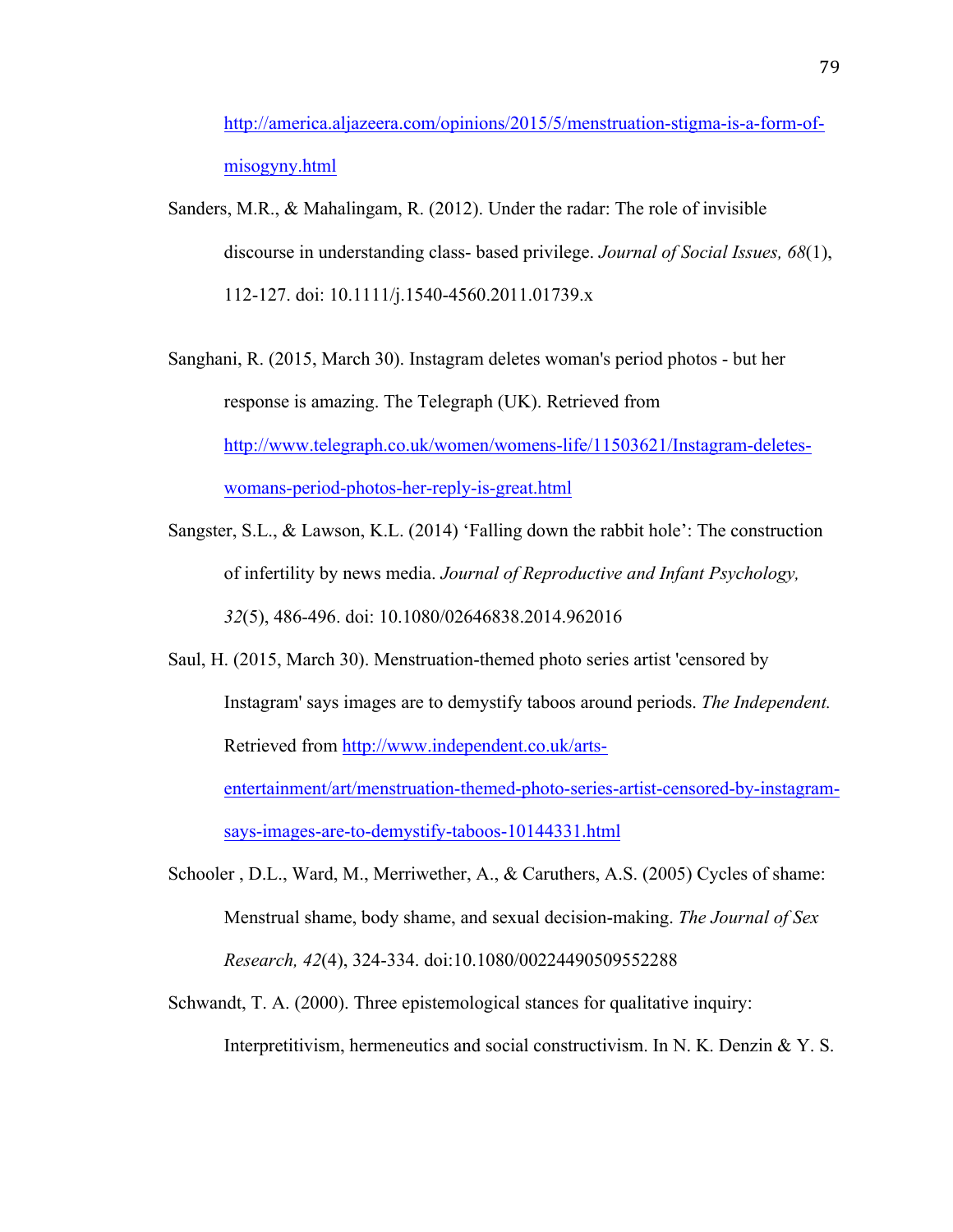http://america.aljazeera.com/opinions/2015/5/menstruation-stigma-is-a-form-of-misogyny.html

Sanders, M.R., & Mahalingam, R. (2012). Under the radar: The role of invisible discourse in understanding class- based privilege. *Journal of Social Issues, 68*(1), 112-127. doi: 10.1111/j.1540-4560.2011.01739.x

Sanghani, R. (2015, March 30). Instagram deletes woman's period photos - but her response is amazing. The Telegraph (UK). Retrieved from http://www.telegraph.co.uk/women/womens-life/11503621/Instagram-deletes-womans-period-photos-her-reply-is-great.html

Sangster, S.L., & Lawson, K.L. (2014) 'Falling down the rabbit hole': The construction of infertility by news media. *Journal of Reproductive and Infant Psychology, 32*(5), 486-496. doi: 10.1080/02646838.2014.962016

Saul, H. (2015, March 30). Menstruation-themed photo series artist 'censored by Instagram' says images are to demystify taboos around periods. *The Independent.* Retrieved from http://www.independent.co.uk/arts-entertainment/art/menstruation-themed-photo-series-artist-censored-by-instagram-says-images-are-to-demystify-taboos-10144331.html

Schooler , D.L., Ward, M., Merriwether, A., & Caruthers, A.S. (2005) Cycles of shame: Menstrual shame, body shame, and sexual decision-making. *The Journal of Sex Research, 42*(4), 324-334. doi:10.1080/00224490509552288

Schwandt, T. A. (2000). Three epistemological stances for qualitative inquiry: Interpretitivism, hermeneutics and social constructivism. In N. K. Denzin & Y. S.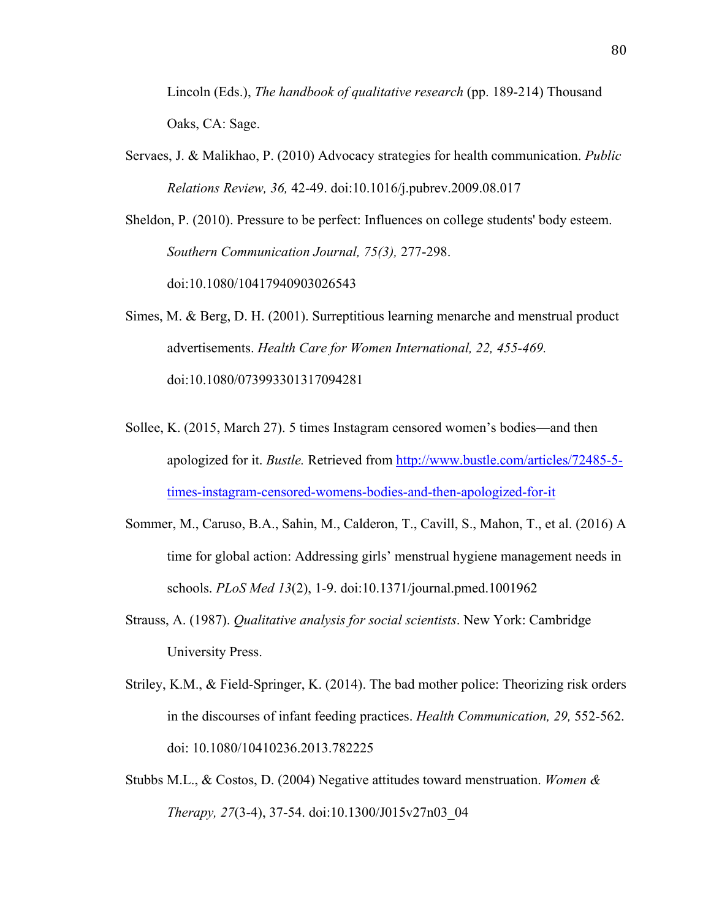Lincoln (Eds.), *The handbook of qualitative research* (pp. 189-214) Thousand Oaks, CA: Sage.

Servaes, J. & Malikhao, P. (2010) Advocacy strategies for health communication. *Public Relations Review, 36,* 42-49. doi:10.1016/j.pubrev.2009.08.017

Sheldon, P. (2010). Pressure to be perfect: Influences on college students' body esteem. *Southern Communication Journal, 75(3),* 277-298. doi:10.1080/10417940903026543

Simes, M. & Berg, D. H. (2001). Surreptitious learning menarche and menstrual product advertisements. *Health Care for Women International, 22, 455-469.* doi:10.1080/073993301317094281

Sollee, K. (2015, March 27). 5 times Instagram censored women's bodies—and then apologized for it. *Bustle.* Retrieved from [http://www.bustle.com/articles/72485-5-times-instagram-censored-womens-bodies-and-then-apologized-for-it](http://www.bustle.com/articles/72485-5-times-instagram-censored-womens-bodies-and-then-apologized-for-it)

Sommer, M., Caruso, B.A., Sahin, M., Calderon, T., Cavill, S., Mahon, T., et al. (2016) A time for global action: Addressing girls' menstrual hygiene management needs in schools. *PLoS Med 13*(2), 1-9. doi:10.1371/journal.pmed.1001962

Strauss, A. (1987). *Qualitative analysis for social scientists*. New York: Cambridge University Press.

Striley, K.M., & Field-Springer, K. (2014). The bad mother police: Theorizing risk orders in the discourses of infant feeding practices. *Health Communication, 29,* 552-562. doi: 10.1080/10410236.2013.782225

Stubbs M.L., & Costos, D. (2004) Negative attitudes toward menstruation. *Women & Therapy, 27*(3-4), 37-54. doi:10.1300/J015v27n03_04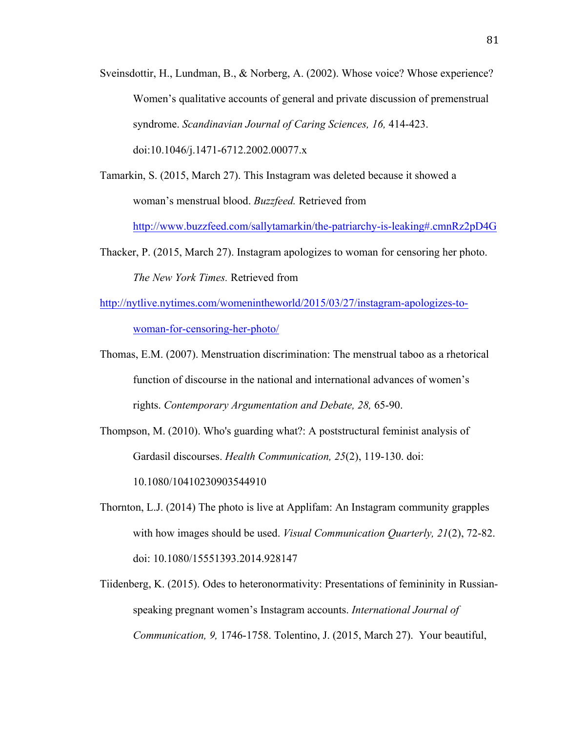Sveinsdottir, H., Lundman, B., & Norberg, A. (2002). Whose voice? Whose experience? Women's qualitative accounts of general and private discussion of premenstrual syndrome. *Scandinavian Journal of Caring Sciences, 16,* 414-423. doi:10.1046/j.1471-6712.2002.00077.x

Tamarkin, S. (2015, March 27). This Instagram was deleted because it showed a woman's menstrual blood. *Buzzfeed.* Retrieved from http://www.buzzfeed.com/sallytamarkin/the-patriarchy-is-leaking#.cmnRz2pD4G

Thacker, P. (2015, March 27). Instagram apologizes to woman for censoring her photo. *The New York Times.* Retrieved from http://nytlive.nytimes.com/womenintheworld/2015/03/27/instagram-apologizes-to-woman-for-censoring-her-photo/

Thomas, E.M. (2007). Menstruation discrimination: The menstrual taboo as a rhetorical function of discourse in the national and international advances of women's rights. *Contemporary Argumentation and Debate, 28,* 65-90.

Thompson, M. (2010). Who's guarding what?: A poststructural feminist analysis of Gardasil discourses. *Health Communication, 25*(2), 119-130. doi: 10.1080/10410230903544910

Thornton, L.J. (2014) The photo is live at Applifam: An Instagram community grapples with how images should be used. *Visual Communication Quarterly, 21*(2), 72-82. doi: 10.1080/15551393.2014.928147

Tiidenberg, K. (2015). Odes to heteronormativity: Presentations of femininity in Russian-speaking pregnant women's Instagram accounts. *International Journal of Communication, 9,* 1746-1758. Tolentino, J. (2015, March 27). Your beautiful,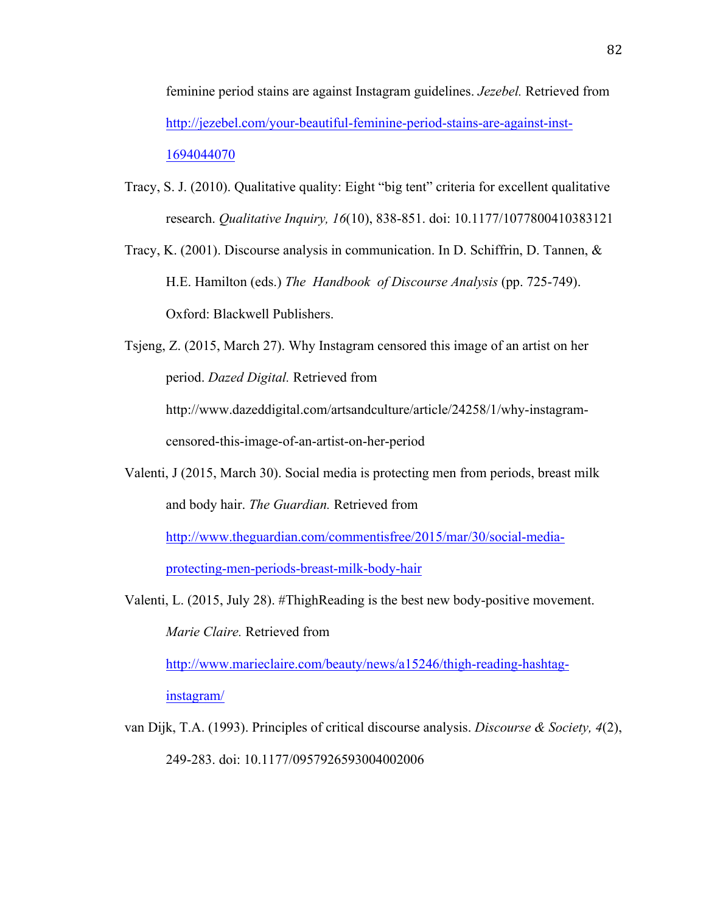feminine period stains are against Instagram guidelines. *Jezebel.* Retrieved from http://jezebel.com/your-beautiful-feminine-period-stains-are-against-inst-1694044070

Tracy, S. J. (2010). Qualitative quality: Eight "big tent" criteria for excellent qualitative research. *Qualitative Inquiry, 16*(10), 838-851. doi: 10.1177/1077800410383121

Tracy, K. (2001). Discourse analysis in communication. In D. Schiffrin, D. Tannen, & H.E. Hamilton (eds.) *The Handbook of Discourse Analysis* (pp. 725-749). Oxford: Blackwell Publishers.

Tsjeng, Z. (2015, March 27). Why Instagram censored this image of an artist on her period. *Dazed Digital.* Retrieved from http://www.dazeddigital.com/artsandculture/article/24258/1/why-instagram-censored-this-image-of-an-artist-on-her-period

Valenti, J (2015, March 30). Social media is protecting men from periods, breast milk and body hair. *The Guardian.* Retrieved from http://www.theguardian.com/commentisfree/2015/mar/30/social-media-protecting-men-periods-breast-milk-body-hair

Valenti, L. (2015, July 28). #ThighReading is the best new body-positive movement. *Marie Claire.* Retrieved from http://www.marieclaire.com/beauty/news/a15246/thigh-reading-hashtag-instagram/

van Dijk, T.A. (1993). Principles of critical discourse analysis. *Discourse & Society, 4*(2), 249-283. doi: 10.1177/0957926593004002006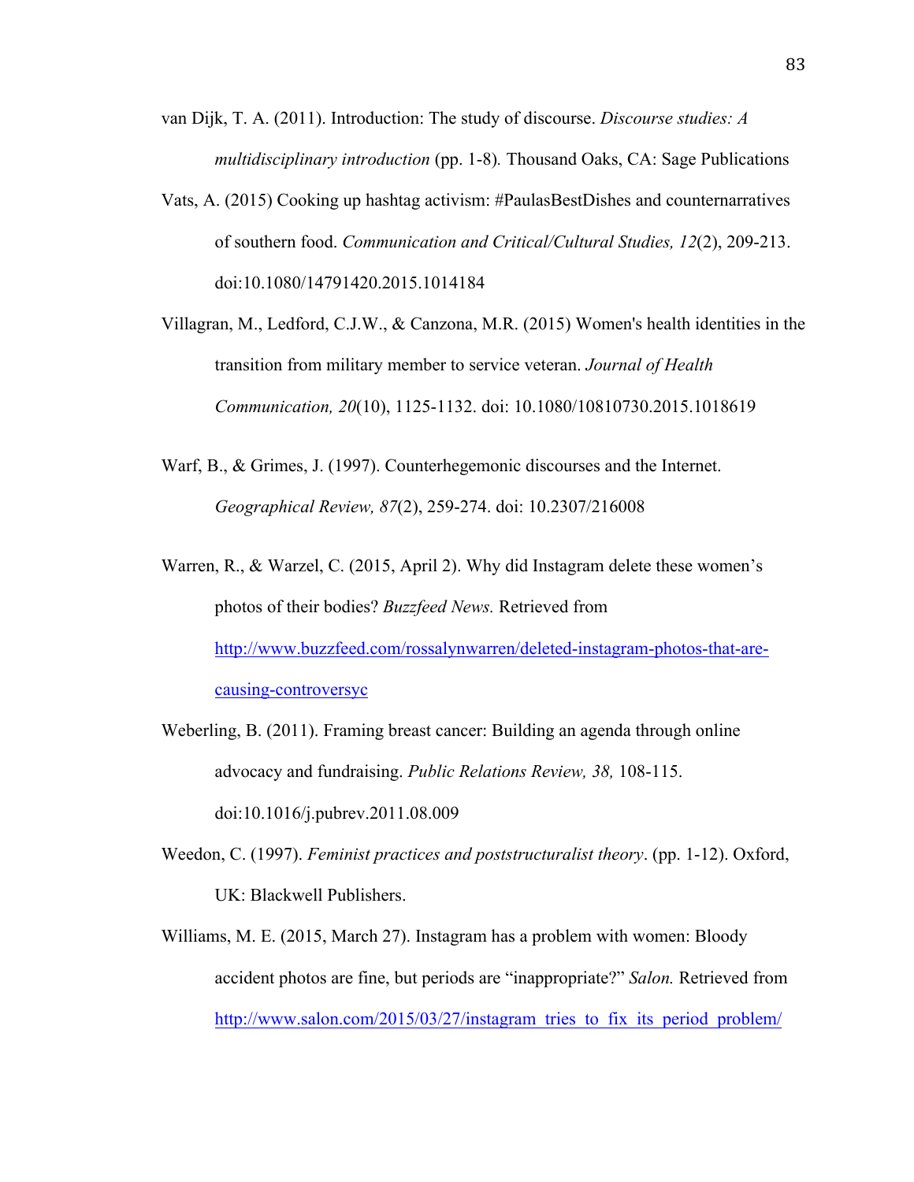van Dijk, T. A. (2011). Introduction: The study of discourse. *Discourse studies: A multidisciplinary introduction* (pp. 1-8). Thousand Oaks, CA: Sage Publications

Vats, A. (2015) Cooking up hashtag activism: #PaulasBestDishes and counternarratives of southern food. *Communication and Critical/Cultural Studies, 12*(2), 209-213. doi:10.1080/14791420.2015.1014184

Villagran, M., Ledford, C.J.W., & Canzona, M.R. (2015) Women's health identities in the transition from military member to service veteran. *Journal of Health Communication, 20*(10), 1125-1132. doi: 10.1080/10810730.2015.1018619

Warf, B., & Grimes, J. (1997). Counterhegemonic discourses and the Internet. *Geographical Review, 87*(2), 259-274. doi: 10.2307/216008

Warren, R., & Warzel, C. (2015, April 2). Why did Instagram delete these women's photos of their bodies? *Buzzfeed News.* Retrieved from http://www.buzzfeed.com/rossalynwarren/deleted-instagram-photos-that-are-causing-controversyc

Weberling, B. (2011). Framing breast cancer: Building an agenda through online advocacy and fundraising. *Public Relations Review, 38,* 108-115. doi:10.1016/j.pubrev.2011.08.009

Weedon, C. (1997). *Feminist practices and poststructuralist theory*. (pp. 1-12). Oxford, UK: Blackwell Publishers.

Williams, M. E. (2015, March 27). Instagram has a problem with women: Bloody accident photos are fine, but periods are "inappropriate?" *Salon.* Retrieved from http://www.salon.com/2015/03/27/instagram_tries_to_fix_its_period_problem/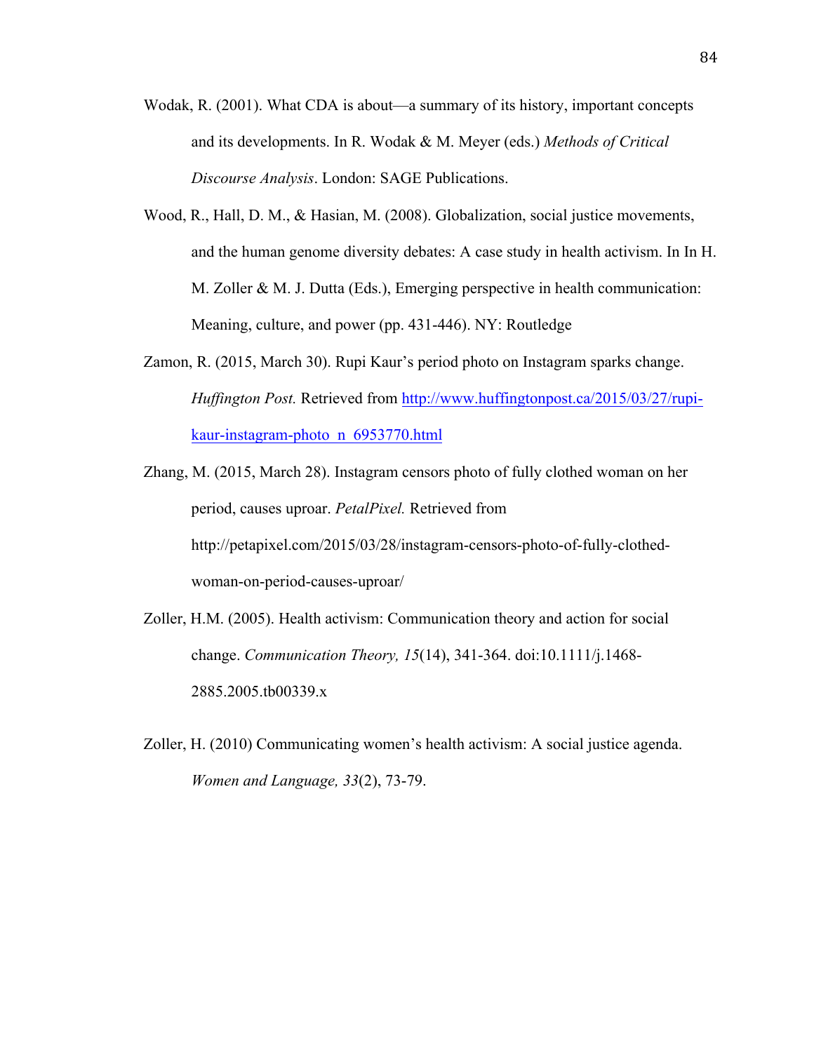Wodak, R. (2001). What CDA is about—a summary of its history, important concepts and its developments. In R. Wodak & M. Meyer (eds.) *Methods of Critical Discourse Analysis*. London: SAGE Publications.

Wood, R., Hall, D. M., & Hasian, M. (2008). Globalization, social justice movements, and the human genome diversity debates: A case study in health activism. In In H. M. Zoller & M. J. Dutta (Eds.), Emerging perspective in health communication: Meaning, culture, and power (pp. 431-446). NY: Routledge

Zamon, R. (2015, March 30). Rupi Kaur's period photo on Instagram sparks change. *Huffington Post.* Retrieved from http://www.huffingtonpost.ca/2015/03/27/rupi-kaur-instagram-photo_n_6953770.html

Zhang, M. (2015, March 28). Instagram censors photo of fully clothed woman on her period, causes uproar. *PetalPixel.* Retrieved from http://petapixel.com/2015/03/28/instagram-censors-photo-of-fully-clothed-woman-on-period-causes-uproar/

Zoller, H.M. (2005). Health activism: Communication theory and action for social change. *Communication Theory, 15*(14), 341-364. doi:10.1111/j.1468-2885.2005.tb00339.x

Zoller, H. (2010) Communicating women's health activism: A social justice agenda. *Women and Language, 33*(2), 73-79.